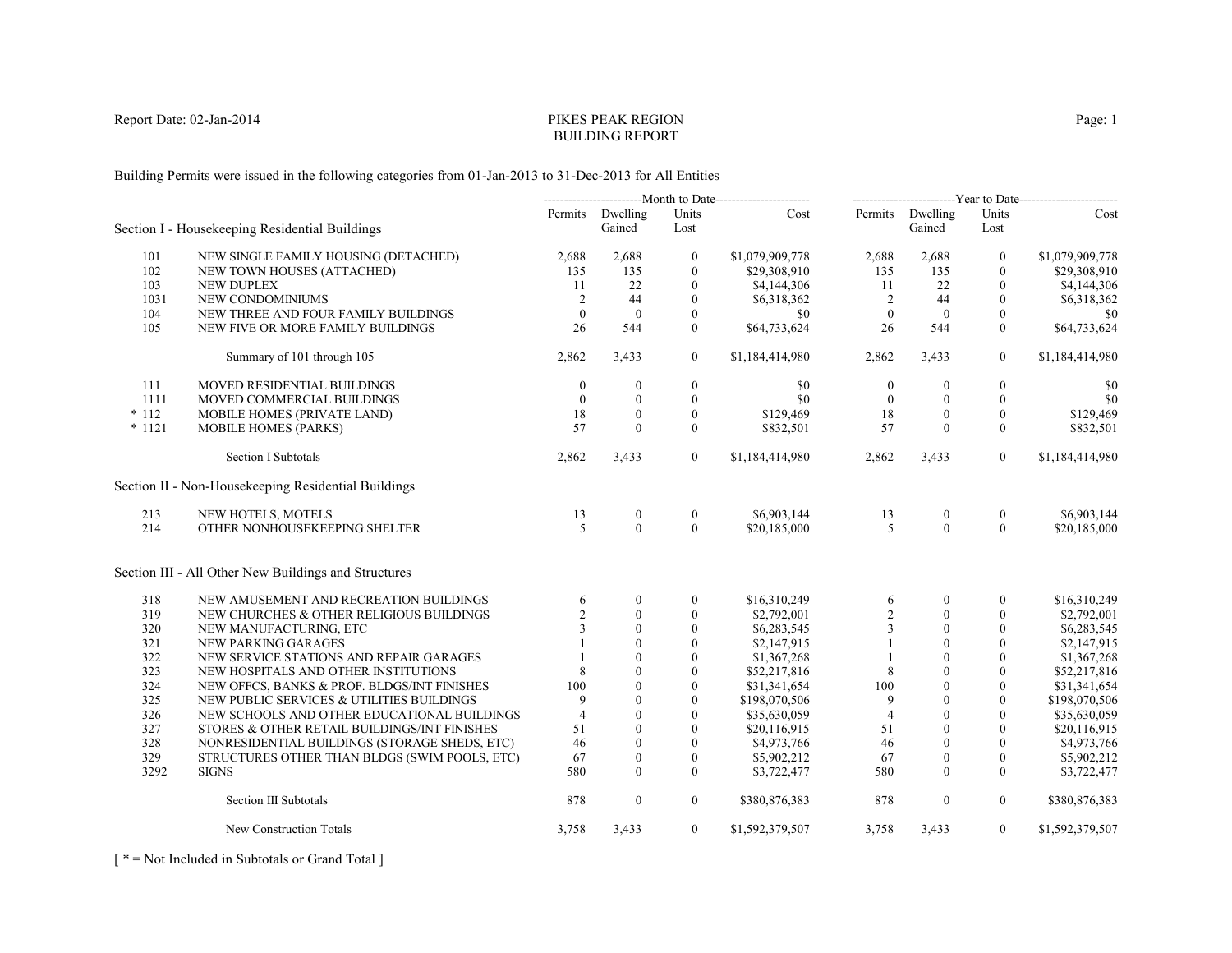# PIKES PEAK REGION
## BUILDING REPORT

Report Date: 02-Jan-2014

Building Permits were issued in the following categories from 01-Jan-2013 to 31-Dec-2013 for All Entities

| | | Month to Date | | | | Year to Date | | | |
|---|---|---|---|---|---|---|---|---|---|
| **Section I - Housekeeping Residential Buildings** | | Permits | Dwelling Gained | Units Lost | Cost | Permits | Dwelling Gained | Units Lost | Cost |
| 101 | NEW SINGLE FAMILY HOUSING (DETACHED) | 2,688 | 2,688 | 0 | $1,079,909,778 | 2,688 | 2,688 | 0 | $1,079,909,778 |
| 102 | NEW TOWN HOUSES (ATTACHED) | 135 | 135 | 0 | $29,308,910 | 135 | 135 | 0 | $29,308,910 |
| 103 | NEW DUPLEX | 11 | 22 | 0 | $4,144,306 | 11 | 22 | 0 | $4,144,306 |
| 1031 | NEW CONDOMINIUMS | 2 | 44 | 0 | $6,318,362 | 2 | 44 | 0 | $6,318,362 |
| 104 | NEW THREE AND FOUR FAMILY BUILDINGS | 0 | 0 | 0 | $0 | 0 | 0 | 0 | $0 |
| 105 | NEW FIVE OR MORE FAMILY BUILDINGS | 26 | 544 | 0 | $64,733,624 | 26 | 544 | 0 | $64,733,624 |
| | Summary of 101 through 105 | 2,862 | 3,433 | 0 | $1,184,414,980 | 2,862 | 3,433 | 0 | $1,184,414,980 |
| 111 | MOVED RESIDENTIAL BUILDINGS | 0 | 0 | 0 | $0 | 0 | 0 | 0 | $0 |
| 1111 | MOVED COMMERCIAL BUILDINGS | 0 | 0 | 0 | $0 | 0 | 0 | 0 | $0 |
| * 112 | MOBILE HOMES (PRIVATE LAND) | 18 | 0 | 0 | $129,469 | 18 | 0 | 0 | $129,469 |
| * 1121 | MOBILE HOMES (PARKS) | 57 | 0 | 0 | $832,501 | 57 | 0 | 0 | $832,501 |
| | Section I Subtotals | 2,862 | 3,433 | 0 | $1,184,414,980 | 2,862 | 3,433 | 0 | $1,184,414,980 |
| **Section II - Non-Housekeeping Residential Buildings** | | | | | | | | | |
| 213 | NEW HOTELS, MOTELS | 13 | 0 | 0 | $6,903,144 | 13 | 0 | 0 | $6,903,144 |
| 214 | OTHER NONHOUSEKEEPING SHELTER | 5 | 0 | 0 | $20,185,000 | 5 | 0 | 0 | $20,185,000 |
| **Section III - All Other New Buildings and Structures** | | | | | | | | | |
| 318 | NEW AMUSEMENT AND RECREATION BUILDINGS | 6 | 0 | 0 | $16,310,249 | 6 | 0 | 0 | $16,310,249 |
| 319 | NEW CHURCHES & OTHER RELIGIOUS BUILDINGS | 2 | 0 | 0 | $2,792,001 | 2 | 0 | 0 | $2,792,001 |
| 320 | NEW MANUFACTURING, ETC | 3 | 0 | 0 | $6,283,545 | 3 | 0 | 0 | $6,283,545 |
| 321 | NEW PARKING GARAGES | 1 | 0 | 0 | $2,147,915 | 1 | 0 | 0 | $2,147,915 |
| 322 | NEW SERVICE STATIONS AND REPAIR GARAGES | 1 | 0 | 0 | $1,367,268 | 1 | 0 | 0 | $1,367,268 |
| 323 | NEW HOSPITALS AND OTHER INSTITUTIONS | 8 | 0 | 0 | $52,217,816 | 8 | 0 | 0 | $52,217,816 |
| 324 | NEW OFFCS, BANKS & PROF. BLDGS/INT FINISHES | 100 | 0 | 0 | $31,341,654 | 100 | 0 | 0 | $31,341,654 |
| 325 | NEW PUBLIC SERVICES & UTILITIES BUILDINGS | 9 | 0 | 0 | $198,070,506 | 9 | 0 | 0 | $198,070,506 |
| 326 | NEW SCHOOLS AND OTHER EDUCATIONAL BUILDINGS | 4 | 0 | 0 | $35,630,059 | 4 | 0 | 0 | $35,630,059 |
| 327 | STORES & OTHER RETAIL BUILDINGS/INT FINISHES | 51 | 0 | 0 | $20,116,915 | 51 | 0 | 0 | $20,116,915 |
| 328 | NONRESIDENTIAL BUILDINGS (STORAGE SHEDS, ETC) | 46 | 0 | 0 | $4,973,766 | 46 | 0 | 0 | $4,973,766 |
| 329 | STRUCTURES OTHER THAN BLDGS (SWIM POOLS, ETC) | 67 | 0 | 0 | $5,902,212 | 67 | 0 | 0 | $5,902,212 |
| 3292 | SIGNS | 580 | 0 | 0 | $3,722,477 | 580 | 0 | 0 | $3,722,477 |
| | Section III Subtotals | 878 | 0 | 0 | $380,876,383 | 878 | 0 | 0 | $380,876,383 |
| | New Construction Totals | 3,758 | 3,433 | 0 | $1,592,379,507 | 3,758 | 3,433 | 0 | $1,592,379,507 |

[ * = Not Included in Subtotals or Grand Total ]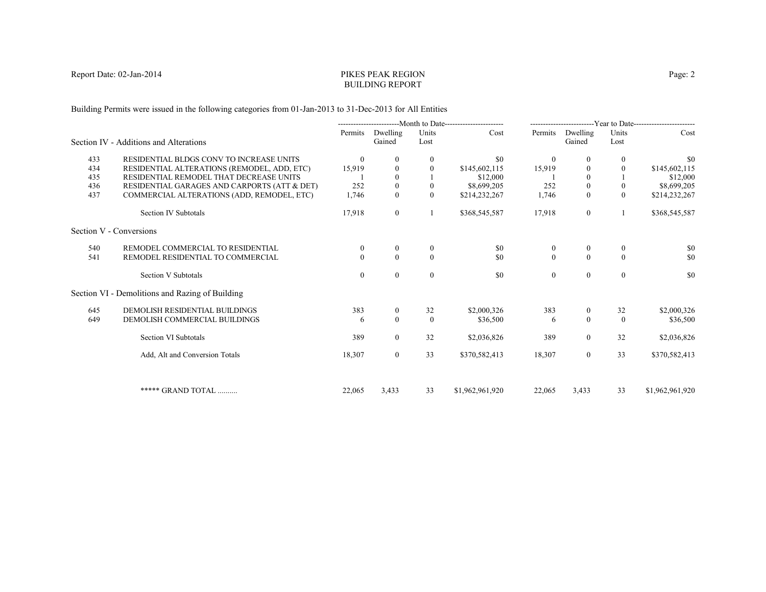# PIKES PEAK REGION
## BUILDING REPORT

Report Date: 02-Jan-2014

Building Permits were issued in the following categories from 01-Jan-2013 to 31-Dec-2013 for All Entities

| | | Month to Date | | | | Year to Date | | | |
|---|---|---|---|---|---|---|---|---|---|
| **Section IV - Additions and Alterations** | | Permits | Dwelling Gained | Units Lost | Cost | Permits | Dwelling Gained | Units Lost | Cost |
| 433 | RESIDENTIAL BLDGS CONV TO INCREASE UNITS | 0 | 0 | 0 | $0 | 0 | 0 | 0 | $0 |
| 434 | RESIDENTIAL ALTERATIONS (REMODEL, ADD, ETC) | 15,919 | 0 | 0 | $145,602,115 | 15,919 | 0 | 0 | $145,602,115 |
| 435 | RESIDENTIAL REMODEL THAT DECREASE UNITS | 1 | 0 | 1 | $12,000 | 1 | 0 | 1 | $12,000 |
| 436 | RESIDENTIAL GARAGES AND CARPORTS (ATT & DET) | 252 | 0 | 0 | $8,699,205 | 252 | 0 | 0 | $8,699,205 |
| 437 | COMMERCIAL ALTERATIONS (ADD, REMODEL, ETC) | 1,746 | 0 | 0 | $214,232,267 | 1,746 | 0 | 0 | $214,232,267 |
| | Section IV Subtotals | 17,918 | 0 | 1 | $368,545,587 | 17,918 | 0 | 1 | $368,545,587 |
| **Section V - Conversions** | | | | | | | | | |
| 540 | REMODEL COMMERCIAL TO RESIDENTIAL | 0 | 0 | 0 | $0 | 0 | 0 | 0 | $0 |
| 541 | REMODEL RESIDENTIAL TO COMMERCIAL | 0 | 0 | 0 | $0 | 0 | 0 | 0 | $0 |
| | Section V Subtotals | 0 | 0 | 0 | $0 | 0 | 0 | 0 | $0 |
| **Section VI - Demolitions and Razing of Building** | | | | | | | | | |
| 645 | DEMOLISH RESIDENTIAL BUILDINGS | 383 | 0 | 32 | $2,000,326 | 383 | 0 | 32 | $2,000,326 |
| 649 | DEMOLISH COMMERCIAL BUILDINGS | 6 | 0 | 0 | $36,500 | 6 | 0 | 0 | $36,500 |
| | Section VI Subtotals | 389 | 0 | 32 | $2,036,826 | 389 | 0 | 32 | $2,036,826 |
| | Add, Alt and Conversion Totals | 18,307 | 0 | 33 | $370,582,413 | 18,307 | 0 | 33 | $370,582,413 |
| | ***** GRAND TOTAL .......... | 22,065 | 3,433 | 33 | $1,962,961,920 | 22,065 | 3,433 | 33 | $1,962,961,920 |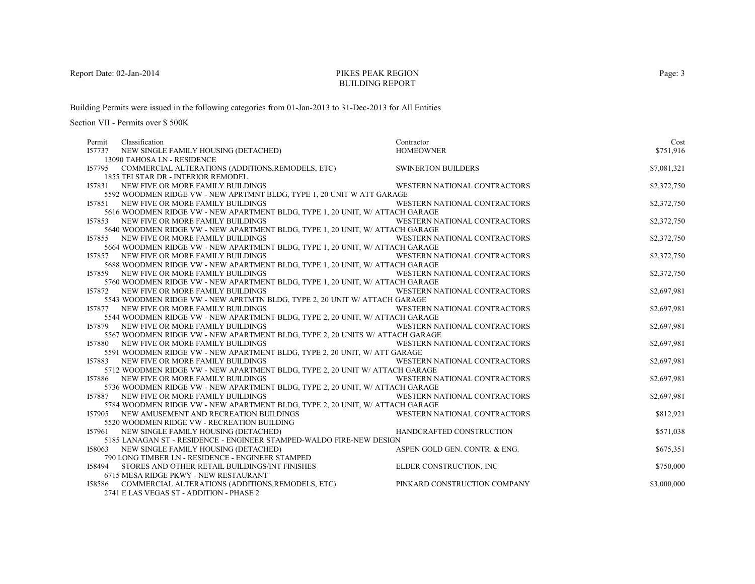# PIKES PEAK REGION
## BUILDING REPORT

Report Date: 02-Jan-2014

Building Permits were issued in the following categories from 01-Jan-2013 to 31-Dec-2013 for All Entities

Section VII - Permits over $ 500K

| Permit | Classification | Contractor | Cost |
|---|---|---|---|
| I57737 | NEW SINGLE FAMILY HOUSING (DETACHED)<br>13090 TAHOSA LN - RESIDENCE | HOMEOWNER | $751,916 |
| I57795 | COMMERCIAL ALTERATIONS (ADDITIONS,REMODELS, ETC)<br>1855 TELSTAR DR - INTERIOR REMODEL | SWINERTON BUILDERS | $7,081,321 |
| I57831 | NEW FIVE OR MORE FAMILY BUILDINGS<br>5592 WOODMEN RIDGE VW - NEW APRTMNT BLDG, TYPE 1, 20 UNIT W ATT GARAGE | WESTERN NATIONAL CONTRACTORS | $2,372,750 |
| I57851 | NEW FIVE OR MORE FAMILY BUILDINGS<br>5616 WOODMEN RIDGE VW - NEW APARTMENT BLDG, TYPE 1, 20 UNIT, W/ ATTACH GARAGE | WESTERN NATIONAL CONTRACTORS | $2,372,750 |
| I57853 | NEW FIVE OR MORE FAMILY BUILDINGS<br>5640 WOODMEN RIDGE VW - NEW APARTMENT BLDG, TYPE 1, 20 UNIT, W/ ATTACH GARAGE | WESTERN NATIONAL CONTRACTORS | $2,372,750 |
| I57855 | NEW FIVE OR MORE FAMILY BUILDINGS<br>5664 WOODMEN RIDGE VW - NEW APARTMENT BLDG, TYPE 1, 20 UNIT, W/ ATTACH GARAGE | WESTERN NATIONAL CONTRACTORS | $2,372,750 |
| I57857 | NEW FIVE OR MORE FAMILY BUILDINGS<br>5688 WOODMEN RIDGE VW - NEW APARTMENT BLDG, TYPE 1, 20 UNIT, W/ ATTACH GARAGE | WESTERN NATIONAL CONTRACTORS | $2,372,750 |
| I57859 | NEW FIVE OR MORE FAMILY BUILDINGS<br>5760 WOODMEN RIDGE VW - NEW APARTMENT BLDG, TYPE 1, 20 UNIT, W/ ATTACH GARAGE | WESTERN NATIONAL CONTRACTORS | $2,372,750 |
| I57872 | NEW FIVE OR MORE FAMILY BUILDINGS<br>5543 WOODMEN RIDGE VW - NEW APRTMTN BLDG, TYPE 2, 20 UNIT W/ ATTACH GARAGE | WESTERN NATIONAL CONTRACTORS | $2,697,981 |
| I57877 | NEW FIVE OR MORE FAMILY BUILDINGS<br>5544 WOODMEN RIDGE VW - NEW APARTMENT BLDG, TYPE 2, 20 UNIT, W/ ATTACH GARAGE | WESTERN NATIONAL CONTRACTORS | $2,697,981 |
| I57879 | NEW FIVE OR MORE FAMILY BUILDINGS<br>5567 WOODMEN RIDGE VW - NEW APARTMENT BLDG, TYPE 2, 20 UNITS W/ ATTACH GARAGE | WESTERN NATIONAL CONTRACTORS | $2,697,981 |
| I57880 | NEW FIVE OR MORE FAMILY BUILDINGS<br>5591 WOODMEN RIDGE VW - NEW APARTMENT BLDG, TYPE 2, 20 UNIT, W/ ATT GARAGE | WESTERN NATIONAL CONTRACTORS | $2,697,981 |
| I57883 | NEW FIVE OR MORE FAMILY BUILDINGS<br>5712 WOODMEN RIDGE VW - NEW APARTMENT BLDG, TYPE 2, 20 UNIT W/ ATTACH GARAGE | WESTERN NATIONAL CONTRACTORS | $2,697,981 |
| I57886 | NEW FIVE OR MORE FAMILY BUILDINGS<br>5736 WOODMEN RIDGE VW - NEW APARTMENT BLDG, TYPE 2, 20 UNIT, W/ ATTACH GARAGE | WESTERN NATIONAL CONTRACTORS | $2,697,981 |
| I57887 | NEW FIVE OR MORE FAMILY BUILDINGS<br>5784 WOODMEN RIDGE VW - NEW APARTMENT BLDG, TYPE 2, 20 UNIT, W/ ATTACH GARAGE | WESTERN NATIONAL CONTRACTORS | $2,697,981 |
| I57905 | NEW AMUSEMENT AND RECREATION BUILDINGS<br>5520 WOODMEN RIDGE VW - RECREATION BUILDING | WESTERN NATIONAL CONTRACTORS | $812,921 |
| I57961 | NEW SINGLE FAMILY HOUSING (DETACHED)<br>5185 LANAGAN ST - RESIDENCE - ENGINEER STAMPED-WALDO FIRE-NEW DESIGN | HANDCRAFTED CONSTRUCTION | $571,038 |
| I58063 | NEW SINGLE FAMILY HOUSING (DETACHED)<br>790 LONG TIMBER LN - RESIDENCE - ENGINEER STAMPED | ASPEN GOLD GEN. CONTR. & ENG. | $675,351 |
| I58494 | STORES AND OTHER RETAIL BUILDINGS/INT FINISHES<br>6715 MESA RIDGE PKWY - NEW RESTAURANT | ELDER CONSTRUCTION, INC | $750,000 |
| I58586 | COMMERCIAL ALTERATIONS (ADDITIONS,REMODELS, ETC)<br>2741 E LAS VEGAS ST - ADDITION - PHASE 2 | PINKARD CONSTRUCTION COMPANY | $3,000,000 |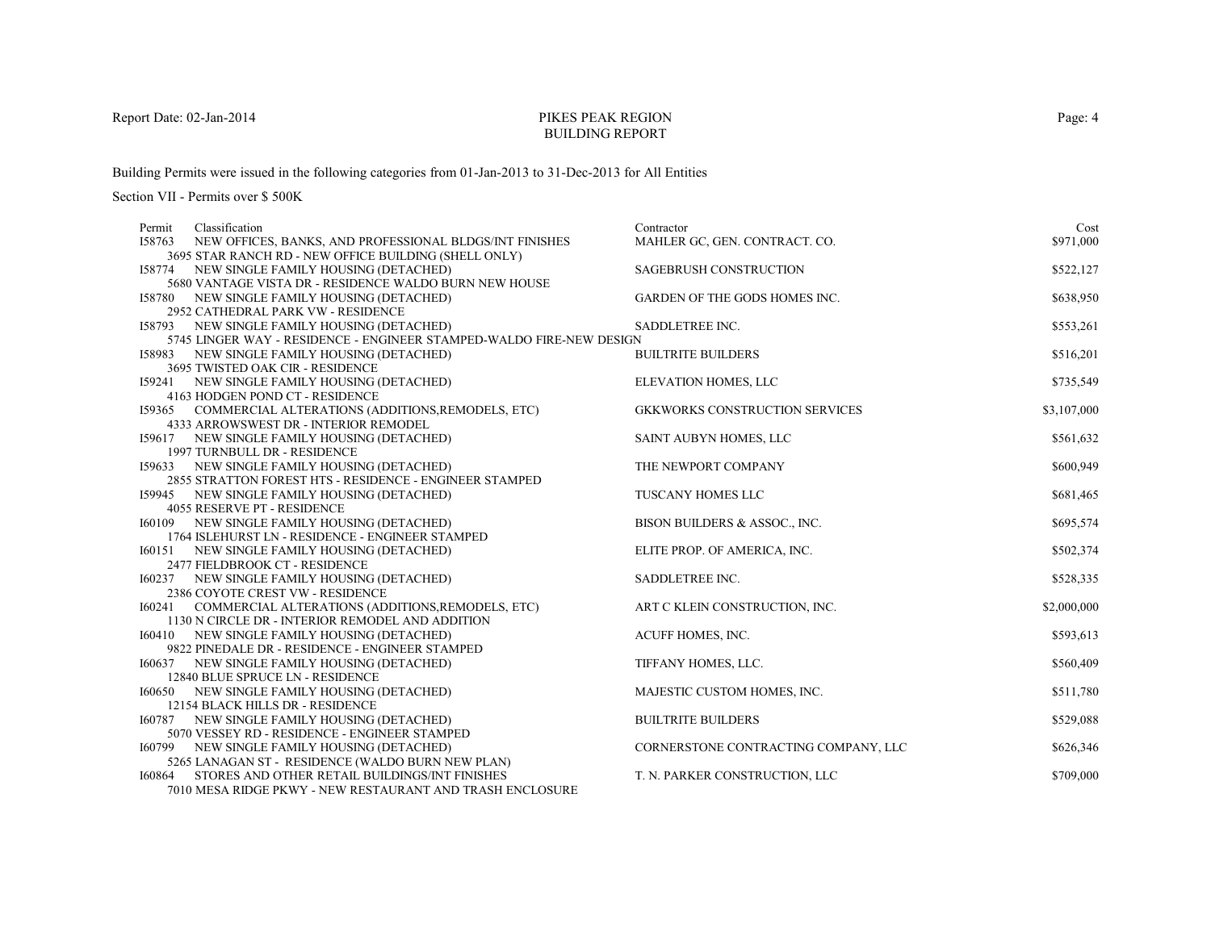Report Date: 02-Jan-2014

# PIKES PEAK REGION
## BUILDING REPORT

Building Permits were issued in the following categories from 01-Jan-2013 to 31-Dec-2013 for All Entities

Section VII - Permits over $ 500K

| Permit | Classification | Contractor | Cost |
|---|---|---|---|
| I58763 | NEW OFFICES, BANKS, AND PROFESSIONAL BLDGS/INT FINISHES<br>3695 STAR RANCH RD - NEW OFFICE BUILDING (SHELL ONLY) | MAHLER GC, GEN. CONTRACT. CO. | $971,000 |
| I58774 | NEW SINGLE FAMILY HOUSING (DETACHED)<br>5680 VANTAGE VISTA DR - RESIDENCE WALDO BURN NEW HOUSE | SAGEBRUSH CONSTRUCTION | $522,127 |
| I58780 | NEW SINGLE FAMILY HOUSING (DETACHED)<br>2952 CATHEDRAL PARK VW - RESIDENCE | GARDEN OF THE GODS HOMES INC. | $638,950 |
| I58793 | NEW SINGLE FAMILY HOUSING (DETACHED)<br>5745 LINGER WAY - RESIDENCE - ENGINEER STAMPED-WALDO FIRE-NEW DESIGN | SADDLETREE INC. | $553,261 |
| I58983 | NEW SINGLE FAMILY HOUSING (DETACHED)<br>3695 TWISTED OAK CIR - RESIDENCE | BUILTRITE BUILDERS | $516,201 |
| I59241 | NEW SINGLE FAMILY HOUSING (DETACHED)<br>4163 HODGEN POND CT - RESIDENCE | ELEVATION HOMES, LLC | $735,549 |
| I59365 | COMMERCIAL ALTERATIONS (ADDITIONS,REMODELS, ETC)<br>4333 ARROWSWEST DR - INTERIOR REMODEL | GKKWORKS CONSTRUCTION SERVICES | $3,107,000 |
| I59617 | NEW SINGLE FAMILY HOUSING (DETACHED)<br>1997 TURNBULL DR - RESIDENCE | SAINT AUBYN HOMES, LLC | $561,632 |
| I59633 | NEW SINGLE FAMILY HOUSING (DETACHED)<br>2855 STRATTON FOREST HTS - RESIDENCE - ENGINEER STAMPED | THE NEWPORT COMPANY | $600,949 |
| I59945 | NEW SINGLE FAMILY HOUSING (DETACHED)<br>4055 RESERVE PT - RESIDENCE | TUSCANY HOMES LLC | $681,465 |
| I60109 | NEW SINGLE FAMILY HOUSING (DETACHED)<br>1764 ISLEHURST LN - RESIDENCE - ENGINEER STAMPED | BISON BUILDERS & ASSOC., INC. | $695,574 |
| I60151 | NEW SINGLE FAMILY HOUSING (DETACHED)<br>2477 FIELDBROOK CT - RESIDENCE | ELITE PROP. OF AMERICA, INC. | $502,374 |
| I60237 | NEW SINGLE FAMILY HOUSING (DETACHED)<br>2386 COYOTE CREST VW - RESIDENCE | SADDLETREE INC. | $528,335 |
| I60241 | COMMERCIAL ALTERATIONS (ADDITIONS,REMODELS, ETC)<br>1130 N CIRCLE DR - INTERIOR REMODEL AND ADDITION | ART C KLEIN CONSTRUCTION, INC. | $2,000,000 |
| I60410 | NEW SINGLE FAMILY HOUSING (DETACHED)<br>9822 PINEDALE DR - RESIDENCE - ENGINEER STAMPED | ACUFF HOMES, INC. | $593,613 |
| I60637 | NEW SINGLE FAMILY HOUSING (DETACHED)<br>12840 BLUE SPRUCE LN - RESIDENCE | TIFFANY HOMES, LLC. | $560,409 |
| I60650 | NEW SINGLE FAMILY HOUSING (DETACHED)<br>12154 BLACK HILLS DR - RESIDENCE | MAJESTIC CUSTOM HOMES, INC. | $511,780 |
| I60787 | NEW SINGLE FAMILY HOUSING (DETACHED)<br>5070 VESSEY RD - RESIDENCE - ENGINEER STAMPED | BUILTRITE BUILDERS | $529,088 |
| I60799 | NEW SINGLE FAMILY HOUSING (DETACHED)<br>5265 LANAGAN ST - RESIDENCE (WALDO BURN NEW PLAN) | CORNERSTONE CONTRACTING COMPANY, LLC | $626,346 |
| I60864 | STORES AND OTHER RETAIL BUILDINGS/INT FINISHES<br>7010 MESA RIDGE PKWY - NEW RESTAURANT AND TRASH ENCLOSURE | T. N. PARKER CONSTRUCTION, LLC | $709,000 |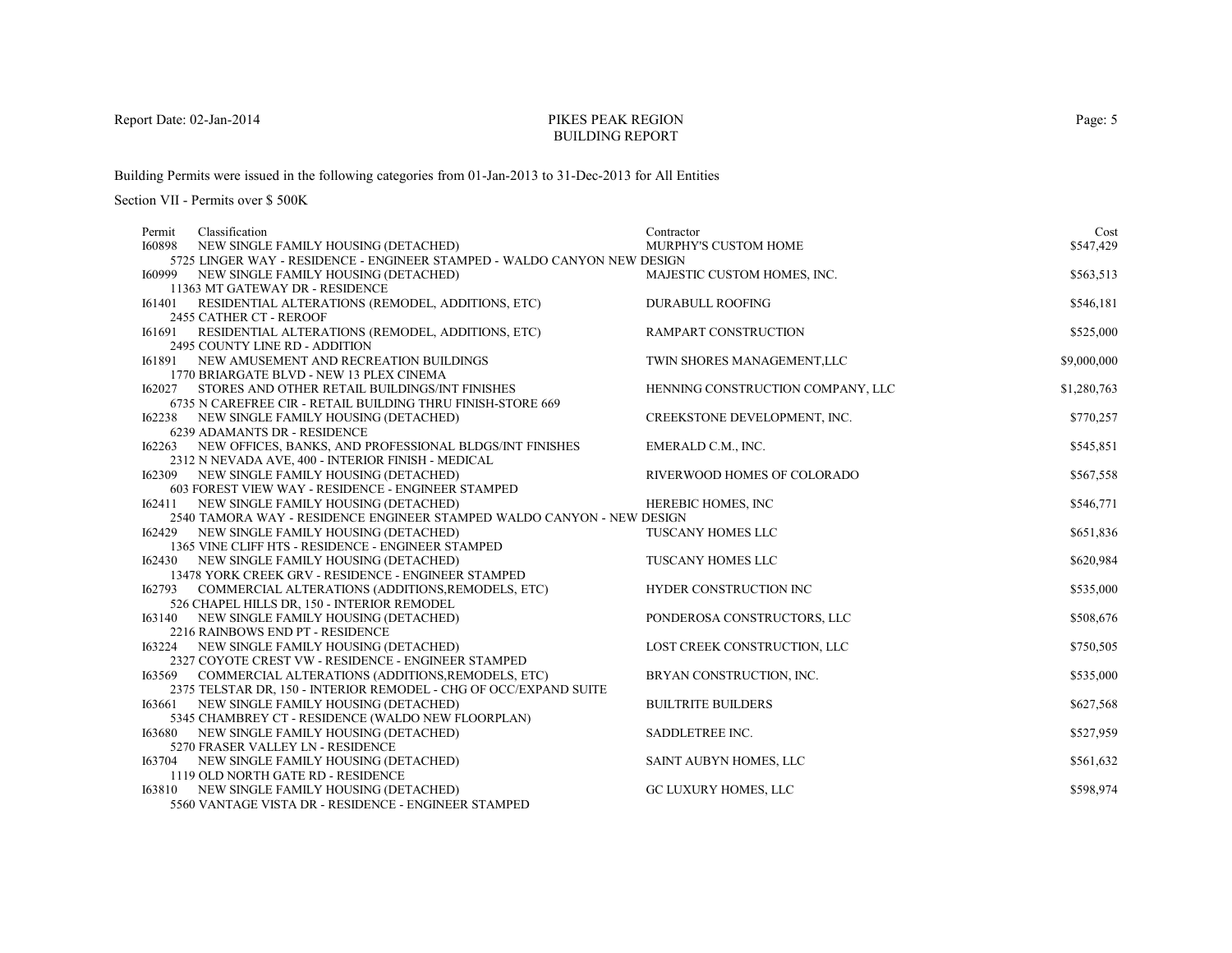# PIKES PEAK REGION
## BUILDING REPORT

Report Date: 02-Jan-2014

Building Permits were issued in the following categories from 01-Jan-2013 to 31-Dec-2013 for All Entities

Section VII - Permits over $ 500K

| Permit | Classification | Contractor | Cost |
|---|---|---|---|
| I60898 | NEW SINGLE FAMILY HOUSING (DETACHED)<br>5725 LINGER WAY - RESIDENCE - ENGINEER STAMPED - WALDO CANYON NEW DESIGN | MURPHY'S CUSTOM HOME | $547,429 |
| I60999 | NEW SINGLE FAMILY HOUSING (DETACHED)<br>11363 MT GATEWAY DR - RESIDENCE | MAJESTIC CUSTOM HOMES, INC. | $563,513 |
| I61401 | RESIDENTIAL ALTERATIONS (REMODEL, ADDITIONS, ETC)<br>2455 CATHER CT - REROOF | DURABULL ROOFING | $546,181 |
| I61691 | RESIDENTIAL ALTERATIONS (REMODEL, ADDITIONS, ETC)<br>2495 COUNTY LINE RD - ADDITION | RAMPART CONSTRUCTION | $525,000 |
| I61891 | NEW AMUSEMENT AND RECREATION BUILDINGS<br>1770 BRIARGATE BLVD - NEW 13 PLEX CINEMA | TWIN SHORES MANAGEMENT,LLC | $9,000,000 |
| I62027 | STORES AND OTHER RETAIL BUILDINGS/INT FINISHES<br>6735 N CAREFREE CIR - RETAIL BUILDING THRU FINISH-STORE 669 | HENNING CONSTRUCTION COMPANY, LLC | $1,280,763 |
| I62238 | NEW SINGLE FAMILY HOUSING (DETACHED)<br>6239 ADAMANTS DR - RESIDENCE | CREEKSTONE DEVELOPMENT, INC. | $770,257 |
| I62263 | NEW OFFICES, BANKS, AND PROFESSIONAL BLDGS/INT FINISHES<br>2312 N NEVADA AVE, 400 - INTERIOR FINISH - MEDICAL | EMERALD C.M., INC. | $545,851 |
| I62309 | NEW SINGLE FAMILY HOUSING (DETACHED)<br>603 FOREST VIEW WAY - RESIDENCE - ENGINEER STAMPED | RIVERWOOD HOMES OF COLORADO | $567,558 |
| I62411 | NEW SINGLE FAMILY HOUSING (DETACHED)<br>2540 TAMORA WAY - RESIDENCE ENGINEER STAMPED WALDO CANYON - NEW DESIGN | HEREBIC HOMES, INC | $546,771 |
| I62429 | NEW SINGLE FAMILY HOUSING (DETACHED)<br>1365 VINE CLIFF HTS - RESIDENCE - ENGINEER STAMPED | TUSCANY HOMES LLC | $651,836 |
| I62430 | NEW SINGLE FAMILY HOUSING (DETACHED)<br>13478 YORK CREEK GRV - RESIDENCE - ENGINEER STAMPED | TUSCANY HOMES LLC | $620,984 |
| I62793 | COMMERCIAL ALTERATIONS (ADDITIONS,REMODELS, ETC)<br>526 CHAPEL HILLS DR, 150 - INTERIOR REMODEL | HYDER CONSTRUCTION INC | $535,000 |
| I63140 | NEW SINGLE FAMILY HOUSING (DETACHED)<br>2216 RAINBOWS END PT - RESIDENCE | PONDEROSA CONSTRUCTORS, LLC | $508,676 |
| I63224 | NEW SINGLE FAMILY HOUSING (DETACHED)<br>2327 COYOTE CREST VW - RESIDENCE - ENGINEER STAMPED | LOST CREEK CONSTRUCTION, LLC | $750,505 |
| I63569 | COMMERCIAL ALTERATIONS (ADDITIONS,REMODELS, ETC)<br>2375 TELSTAR DR, 150 - INTERIOR REMODEL - CHG OF OCC/EXPAND SUITE | BRYAN CONSTRUCTION, INC. | $535,000 |
| I63661 | NEW SINGLE FAMILY HOUSING (DETACHED)<br>5345 CHAMBREY CT - RESIDENCE (WALDO NEW FLOORPLAN) | BUILTRITE BUILDERS | $627,568 |
| I63680 | NEW SINGLE FAMILY HOUSING (DETACHED)<br>5270 FRASER VALLEY LN - RESIDENCE | SADDLETREE INC. | $527,959 |
| I63704 | NEW SINGLE FAMILY HOUSING (DETACHED)<br>1119 OLD NORTH GATE RD - RESIDENCE | SAINT AUBYN HOMES, LLC | $561,632 |
| I63810 | NEW SINGLE FAMILY HOUSING (DETACHED)<br>5560 VANTAGE VISTA DR - RESIDENCE - ENGINEER STAMPED | GC LUXURY HOMES, LLC | $598,974 |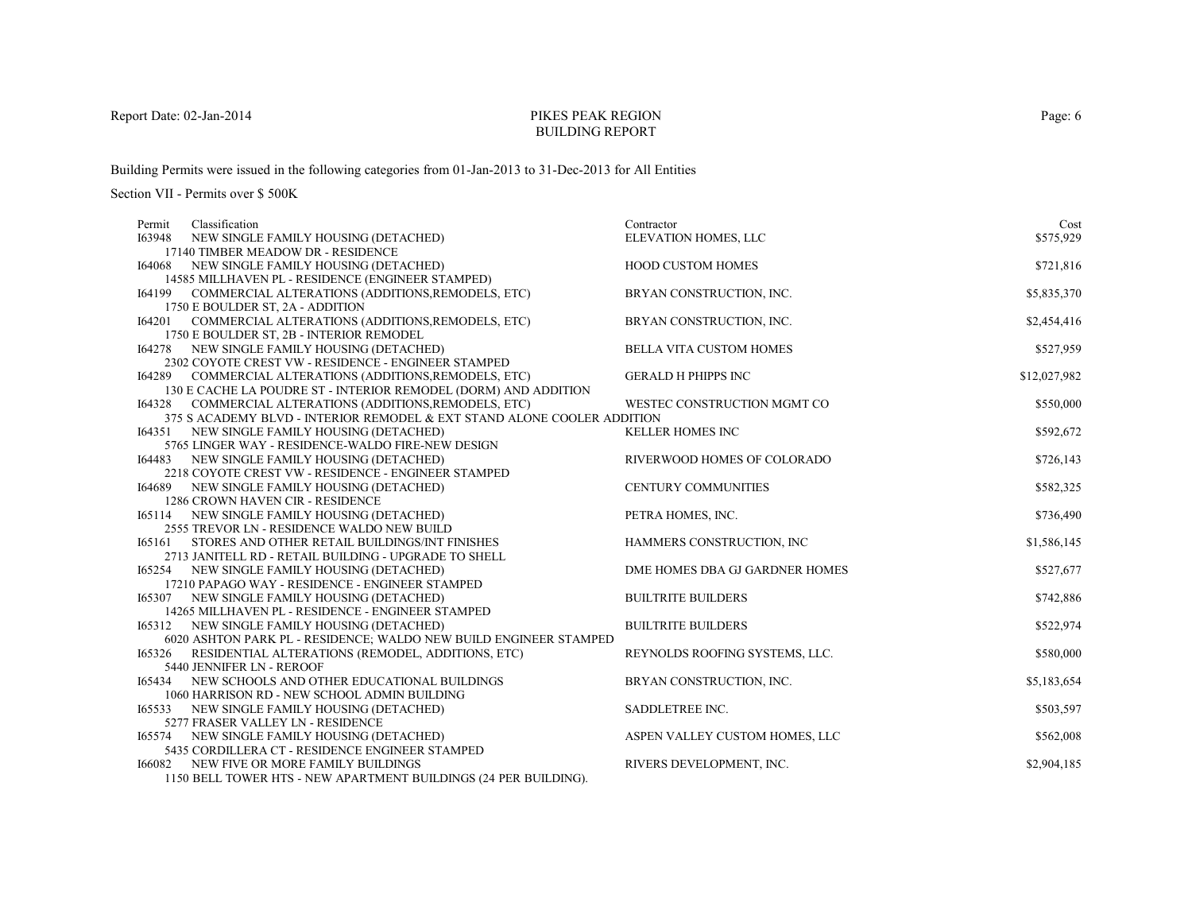PIKES PEAK REGION
BUILDING REPORT

Building Permits were issued in the following categories from 01-Jan-2013 to 31-Dec-2013 for All Entities

Section VII - Permits over $ 500K

| Permit | Classification | Contractor | Cost |
|---|---|---|---|
| I63948 | NEW SINGLE FAMILY HOUSING (DETACHED)<br>17140 TIMBER MEADOW DR - RESIDENCE | ELEVATION HOMES, LLC | $575,929 |
| I64068 | NEW SINGLE FAMILY HOUSING (DETACHED)<br>14585 MILLHAVEN PL - RESIDENCE (ENGINEER STAMPED) | HOOD CUSTOM HOMES | $721,816 |
| I64199 | COMMERCIAL ALTERATIONS (ADDITIONS,REMODELS, ETC)<br>1750 E BOULDER ST, 2A - ADDITION | BRYAN CONSTRUCTION, INC. | $5,835,370 |
| I64201 | COMMERCIAL ALTERATIONS (ADDITIONS,REMODELS, ETC)<br>1750 E BOULDER ST, 2B - INTERIOR REMODEL | BRYAN CONSTRUCTION, INC. | $2,454,416 |
| I64278 | NEW SINGLE FAMILY HOUSING (DETACHED)<br>2302 COYOTE CREST VW - RESIDENCE - ENGINEER STAMPED | BELLA VITA CUSTOM HOMES | $527,959 |
| I64289 | COMMERCIAL ALTERATIONS (ADDITIONS,REMODELS, ETC)<br>130 E CACHE LA POUDRE ST - INTERIOR REMODEL (DORM) AND ADDITION | GERALD H PHIPPS INC | $12,027,982 |
| I64328 | COMMERCIAL ALTERATIONS (ADDITIONS,REMODELS, ETC)<br>375 S ACADEMY BLVD - INTERIOR REMODEL & EXT STAND ALONE COOLER ADDITION | WESTEC CONSTRUCTION MGMT CO | $550,000 |
| I64351 | NEW SINGLE FAMILY HOUSING (DETACHED)<br>5765 LINGER WAY - RESIDENCE-WALDO FIRE-NEW DESIGN | KELLER HOMES INC | $592,672 |
| I64483 | NEW SINGLE FAMILY HOUSING (DETACHED)<br>2218 COYOTE CREST VW - RESIDENCE - ENGINEER STAMPED | RIVERWOOD HOMES OF COLORADO | $726,143 |
| I64689 | NEW SINGLE FAMILY HOUSING (DETACHED)<br>1286 CROWN HAVEN CIR - RESIDENCE | CENTURY COMMUNITIES | $582,325 |
| I65114 | NEW SINGLE FAMILY HOUSING (DETACHED)<br>2555 TREVOR LN - RESIDENCE WALDO NEW BUILD | PETRA HOMES, INC. | $736,490 |
| I65161 | STORES AND OTHER RETAIL BUILDINGS/INT FINISHES<br>2713 JANITELL RD - RETAIL BUILDING - UPGRADE TO SHELL | HAMMERS CONSTRUCTION, INC | $1,586,145 |
| I65254 | NEW SINGLE FAMILY HOUSING (DETACHED)<br>17210 PAPAGO WAY - RESIDENCE - ENGINEER STAMPED | DME HOMES DBA GJ GARDNER HOMES | $527,677 |
| I65307 | NEW SINGLE FAMILY HOUSING (DETACHED)<br>14265 MILLHAVEN PL - RESIDENCE - ENGINEER STAMPED | BUILTRITE BUILDERS | $742,886 |
| I65312 | NEW SINGLE FAMILY HOUSING (DETACHED)<br>6020 ASHTON PARK PL - RESIDENCE; WALDO NEW BUILD ENGINEER STAMPED | BUILTRITE BUILDERS | $522,974 |
| I65326 | RESIDENTIAL ALTERATIONS (REMODEL, ADDITIONS, ETC)<br>5440 JENNIFER LN - REROOF | REYNOLDS ROOFING SYSTEMS, LLC. | $580,000 |
| I65434 | NEW SCHOOLS AND OTHER EDUCATIONAL BUILDINGS<br>1060 HARRISON RD - NEW SCHOOL ADMIN BUILDING | BRYAN CONSTRUCTION, INC. | $5,183,654 |
| I65533 | NEW SINGLE FAMILY HOUSING (DETACHED)<br>5277 FRASER VALLEY LN - RESIDENCE | SADDLETREE INC. | $503,597 |
| I65574 | NEW SINGLE FAMILY HOUSING (DETACHED)<br>5435 CORDILLERA CT - RESIDENCE ENGINEER STAMPED | ASPEN VALLEY CUSTOM HOMES, LLC | $562,008 |
| I66082 | NEW FIVE OR MORE FAMILY BUILDINGS<br>1150 BELL TOWER HTS - NEW APARTMENT BUILDINGS (24 PER BUILDING). | RIVERS DEVELOPMENT, INC. | $2,904,185 |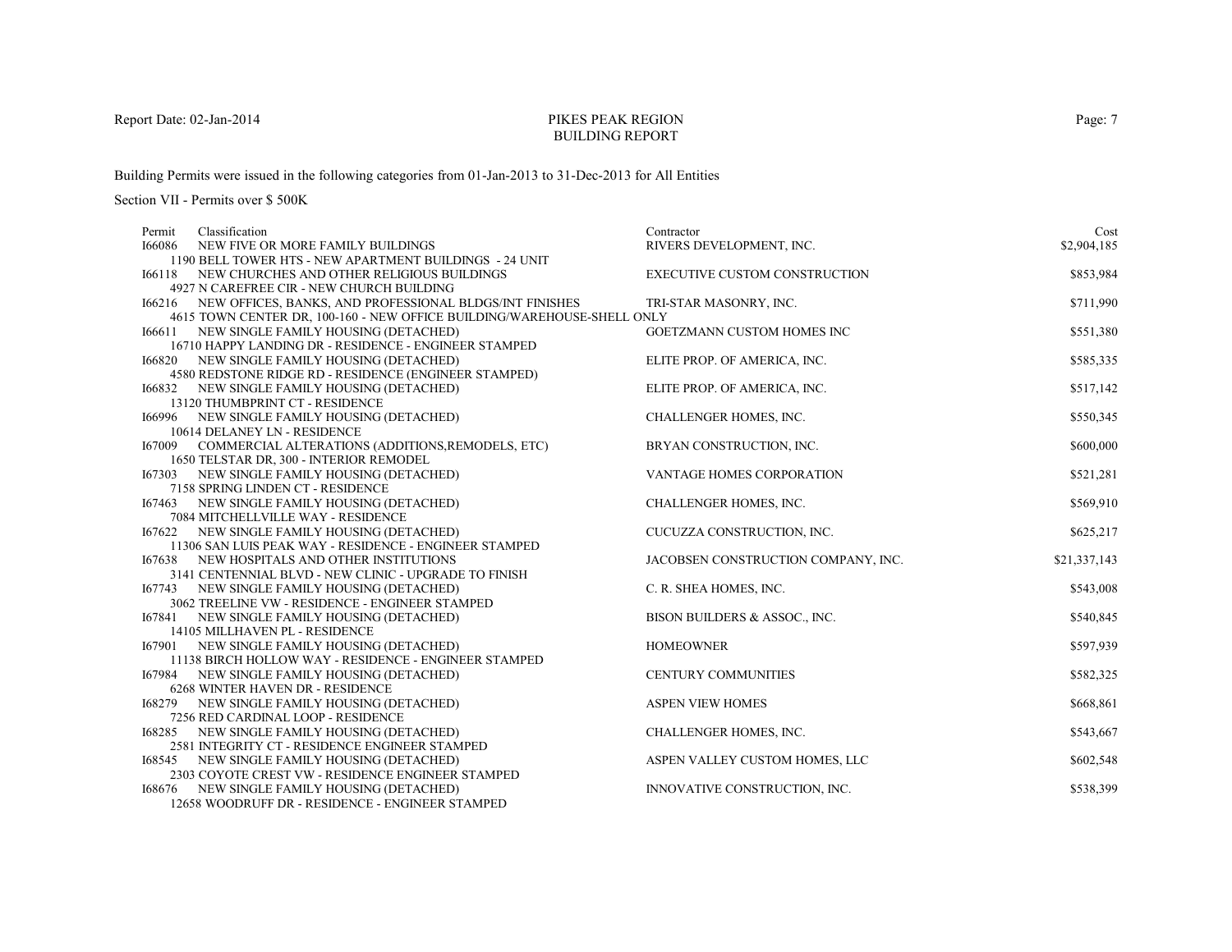PIKES PEAK REGION
BUILDING REPORT

Report Date: 02-Jan-2014

Building Permits were issued in the following categories from 01-Jan-2013 to 31-Dec-2013 for All Entities

Section VII - Permits over $ 500K

| Permit | Classification | Contractor | Cost |
|---|---|---|---|
| I66086 | NEW FIVE OR MORE FAMILY BUILDINGS<br>1190 BELL TOWER HTS - NEW APARTMENT BUILDINGS - 24 UNIT | RIVERS DEVELOPMENT, INC. | $2,904,185 |
| I66118 | NEW CHURCHES AND OTHER RELIGIOUS BUILDINGS<br>4927 N CAREFREE CIR - NEW CHURCH BUILDING | EXECUTIVE CUSTOM CONSTRUCTION | $853,984 |
| I66216 | NEW OFFICES, BANKS, AND PROFESSIONAL BLDGS/INT FINISHES<br>4615 TOWN CENTER DR, 100-160 - NEW OFFICE BUILDING/WAREHOUSE-SHELL ONLY | TRI-STAR MASONRY, INC. | $711,990 |
| I66611 | NEW SINGLE FAMILY HOUSING (DETACHED)<br>16710 HAPPY LANDING DR - RESIDENCE - ENGINEER STAMPED | GOETZMANN CUSTOM HOMES INC | $551,380 |
| I66820 | NEW SINGLE FAMILY HOUSING (DETACHED)<br>4580 REDSTONE RIDGE RD - RESIDENCE (ENGINEER STAMPED) | ELITE PROP. OF AMERICA, INC. | $585,335 |
| I66832 | NEW SINGLE FAMILY HOUSING (DETACHED)<br>13120 THUMBPRINT CT - RESIDENCE | ELITE PROP. OF AMERICA, INC. | $517,142 |
| I66996 | NEW SINGLE FAMILY HOUSING (DETACHED)<br>10614 DELANEY LN - RESIDENCE | CHALLENGER HOMES, INC. | $550,345 |
| I67009 | COMMERCIAL ALTERATIONS (ADDITIONS,REMODELS, ETC)<br>1650 TELSTAR DR, 300 - INTERIOR REMODEL | BRYAN CONSTRUCTION, INC. | $600,000 |
| I67303 | NEW SINGLE FAMILY HOUSING (DETACHED)<br>7158 SPRING LINDEN CT - RESIDENCE | VANTAGE HOMES CORPORATION | $521,281 |
| I67463 | NEW SINGLE FAMILY HOUSING (DETACHED)<br>7084 MITCHELLVILLE WAY - RESIDENCE | CHALLENGER HOMES, INC. | $569,910 |
| I67622 | NEW SINGLE FAMILY HOUSING (DETACHED)<br>11306 SAN LUIS PEAK WAY - RESIDENCE - ENGINEER STAMPED | CUCUZZA CONSTRUCTION, INC. | $625,217 |
| I67638 | NEW HOSPITALS AND OTHER INSTITUTIONS<br>3141 CENTENNIAL BLVD - NEW CLINIC - UPGRADE TO FINISH | JACOBSEN CONSTRUCTION COMPANY, INC. | $21,337,143 |
| I67743 | NEW SINGLE FAMILY HOUSING (DETACHED)<br>3062 TREELINE VW - RESIDENCE - ENGINEER STAMPED | C. R. SHEA HOMES, INC. | $543,008 |
| I67841 | NEW SINGLE FAMILY HOUSING (DETACHED)<br>14105 MILLHAVEN PL - RESIDENCE | BISON BUILDERS & ASSOC., INC. | $540,845 |
| I67901 | NEW SINGLE FAMILY HOUSING (DETACHED)<br>11138 BIRCH HOLLOW WAY - RESIDENCE - ENGINEER STAMPED | HOMEOWNER | $597,939 |
| I67984 | NEW SINGLE FAMILY HOUSING (DETACHED)<br>6268 WINTER HAVEN DR - RESIDENCE | CENTURY COMMUNITIES | $582,325 |
| I68279 | NEW SINGLE FAMILY HOUSING (DETACHED)<br>7256 RED CARDINAL LOOP - RESIDENCE | ASPEN VIEW HOMES | $668,861 |
| I68285 | NEW SINGLE FAMILY HOUSING (DETACHED)<br>2581 INTEGRITY CT - RESIDENCE ENGINEER STAMPED | CHALLENGER HOMES, INC. | $543,667 |
| I68545 | NEW SINGLE FAMILY HOUSING (DETACHED)<br>2303 COYOTE CREST VW - RESIDENCE ENGINEER STAMPED | ASPEN VALLEY CUSTOM HOMES, LLC | $602,548 |
| I68676 | NEW SINGLE FAMILY HOUSING (DETACHED)<br>12658 WOODRUFF DR - RESIDENCE - ENGINEER STAMPED | INNOVATIVE CONSTRUCTION, INC. | $538,399 |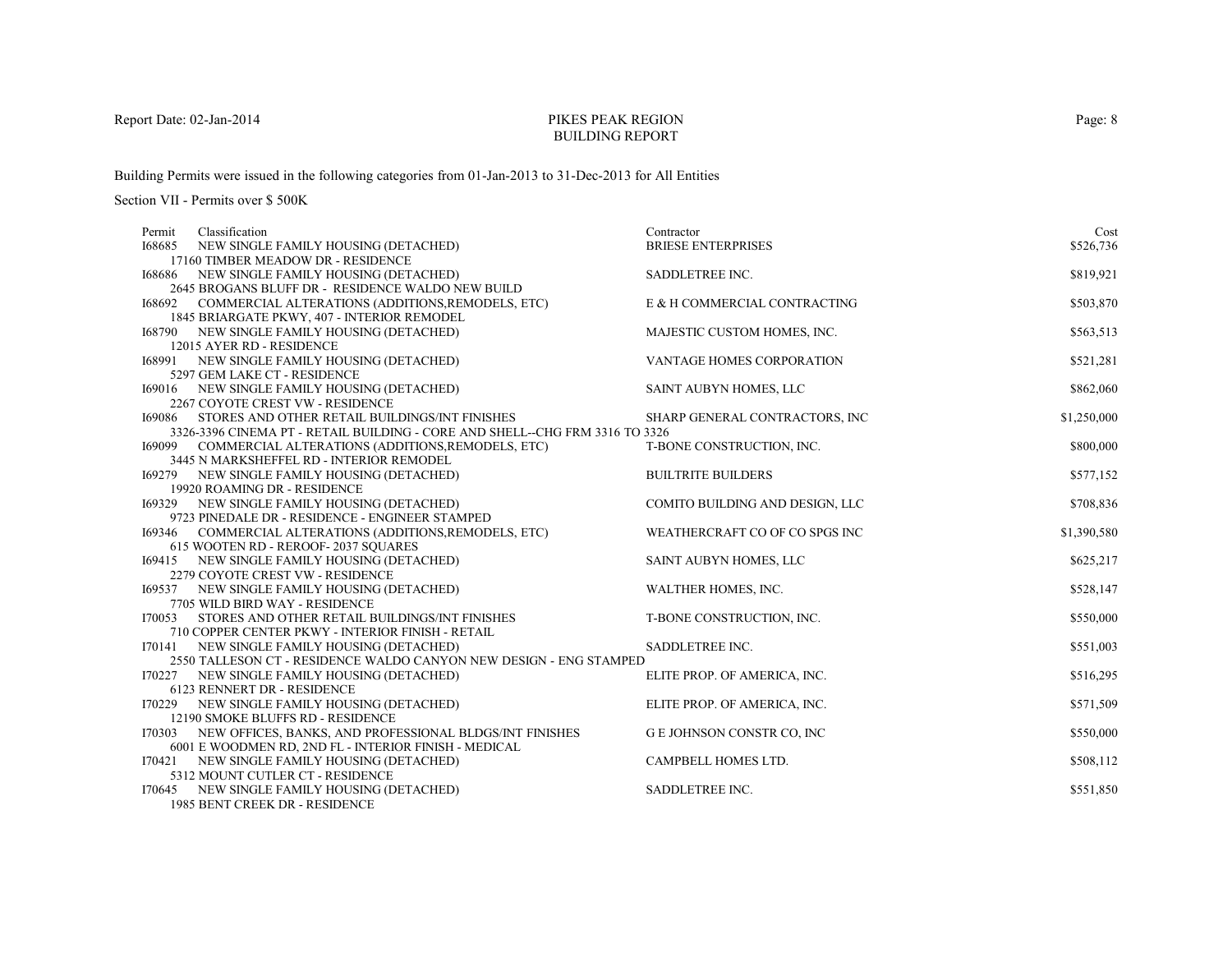Report Date: 02-Jan-2014

# PIKES PEAK REGION
## BUILDING REPORT

Building Permits were issued in the following categories from 01-Jan-2013 to 31-Dec-2013 for All Entities

Section VII - Permits over $ 500K

| Permit | Classification | Contractor | Cost |
|---|---|---|---|
| I68685 | NEW SINGLE FAMILY HOUSING (DETACHED)<br>17160 TIMBER MEADOW DR - RESIDENCE | BRIESE ENTERPRISES | $526,736 |
| I68686 | NEW SINGLE FAMILY HOUSING (DETACHED)<br>2645 BROGANS BLUFF DR - RESIDENCE WALDO NEW BUILD | SADDLETREE INC. | $819,921 |
| I68692 | COMMERCIAL ALTERATIONS (ADDITIONS,REMODELS, ETC)<br>1845 BRIARGATE PKWY, 407 - INTERIOR REMODEL | E & H COMMERCIAL CONTRACTING | $503,870 |
| I68790 | NEW SINGLE FAMILY HOUSING (DETACHED)<br>12015 AYER RD - RESIDENCE | MAJESTIC CUSTOM HOMES, INC. | $563,513 |
| I68991 | NEW SINGLE FAMILY HOUSING (DETACHED)<br>5297 GEM LAKE CT - RESIDENCE | VANTAGE HOMES CORPORATION | $521,281 |
| I69016 | NEW SINGLE FAMILY HOUSING (DETACHED)<br>2267 COYOTE CREST VW - RESIDENCE | SAINT AUBYN HOMES, LLC | $862,060 |
| I69086 | STORES AND OTHER RETAIL BUILDINGS/INT FINISHES<br>3326-3396 CINEMA PT - RETAIL BUILDING - CORE AND SHELL--CHG FRM 3316 TO 3326 | SHARP GENERAL CONTRACTORS, INC | $1,250,000 |
| I69099 | COMMERCIAL ALTERATIONS (ADDITIONS,REMODELS, ETC)<br>3445 N MARKSHEFFEL RD - INTERIOR REMODEL | T-BONE CONSTRUCTION, INC. | $800,000 |
| I69279 | NEW SINGLE FAMILY HOUSING (DETACHED)<br>19920 ROAMING DR - RESIDENCE | BUILTRITE BUILDERS | $577,152 |
| I69329 | NEW SINGLE FAMILY HOUSING (DETACHED)<br>9723 PINEDALE DR - RESIDENCE - ENGINEER STAMPED | COMITO BUILDING AND DESIGN, LLC | $708,836 |
| I69346 | COMMERCIAL ALTERATIONS (ADDITIONS,REMODELS, ETC)<br>615 WOOTEN RD - REROOF- 2037 SQUARES | WEATHERCRAFT CO OF CO SPGS INC | $1,390,580 |
| I69415 | NEW SINGLE FAMILY HOUSING (DETACHED)<br>2279 COYOTE CREST VW - RESIDENCE | SAINT AUBYN HOMES, LLC | $625,217 |
| I69537 | NEW SINGLE FAMILY HOUSING (DETACHED)<br>7705 WILD BIRD WAY - RESIDENCE | WALTHER HOMES, INC. | $528,147 |
| I70053 | STORES AND OTHER RETAIL BUILDINGS/INT FINISHES<br>710 COPPER CENTER PKWY - INTERIOR FINISH - RETAIL | T-BONE CONSTRUCTION, INC. | $550,000 |
| I70141 | NEW SINGLE FAMILY HOUSING (DETACHED)<br>2550 TALLESON CT - RESIDENCE WALDO CANYON NEW DESIGN - ENG STAMPED | SADDLETREE INC. | $551,003 |
| I70227 | NEW SINGLE FAMILY HOUSING (DETACHED)<br>6123 RENNERT DR - RESIDENCE | ELITE PROP. OF AMERICA, INC. | $516,295 |
| I70229 | NEW SINGLE FAMILY HOUSING (DETACHED)<br>12190 SMOKE BLUFFS RD - RESIDENCE | ELITE PROP. OF AMERICA, INC. | $571,509 |
| I70303 | NEW OFFICES, BANKS, AND PROFESSIONAL BLDGS/INT FINISHES<br>6001 E WOODMEN RD, 2ND FL - INTERIOR FINISH - MEDICAL | G E JOHNSON CONSTR CO, INC | $550,000 |
| I70421 | NEW SINGLE FAMILY HOUSING (DETACHED)<br>5312 MOUNT CUTLER CT - RESIDENCE | CAMPBELL HOMES LTD. | $508,112 |
| I70645 | NEW SINGLE FAMILY HOUSING (DETACHED)<br>1985 BENT CREEK DR - RESIDENCE | SADDLETREE INC. | $551,850 |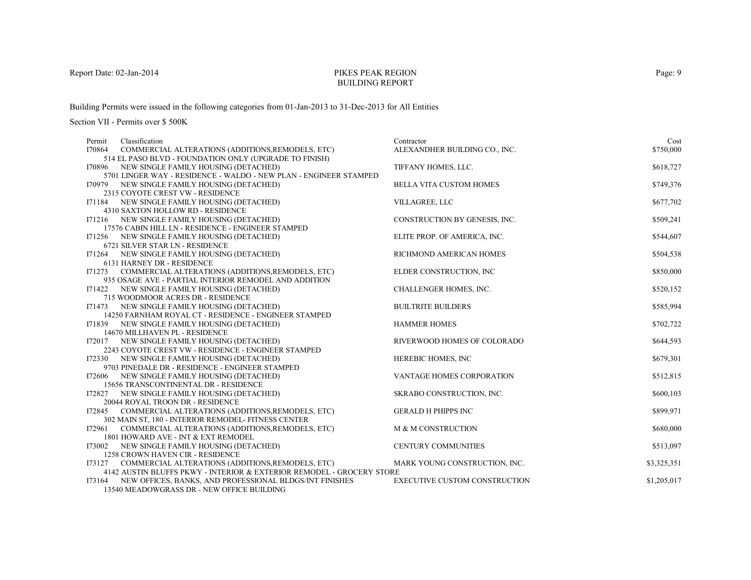Report Date: 02-Jan-2014

# PIKES PEAK REGION
## BUILDING REPORT

Building Permits were issued in the following categories from 01-Jan-2013 to 31-Dec-2013 for All Entities

Section VII - Permits over $ 500K

| Permit | Classification | Contractor | Cost |
|---|---|---|---|
| I70864 | COMMERCIAL ALTERATIONS (ADDITIONS,REMODELS, ETC)<br>514 EL PASO BLVD - FOUNDATION ONLY (UPGRADE TO FINISH) | ALEXANDHER BUILDING CO., INC. | $750,000 |
| I70896 | NEW SINGLE FAMILY HOUSING (DETACHED)<br>5701 LINGER WAY - RESIDENCE - WALDO - NEW PLAN - ENGINEER STAMPED | TIFFANY HOMES, LLC. | $618,727 |
| I70979 | NEW SINGLE FAMILY HOUSING (DETACHED)<br>2315 COYOTE CREST VW - RESIDENCE | BELLA VITA CUSTOM HOMES | $749,376 |
| I71184 | NEW SINGLE FAMILY HOUSING (DETACHED)<br>4310 SAXTON HOLLOW RD - RESIDENCE | VILLAGREE, LLC | $677,702 |
| I71216 | NEW SINGLE FAMILY HOUSING (DETACHED)<br>17576 CABIN HILL LN - RESIDENCE - ENGINEER STAMPED | CONSTRUCTION BY GENESIS, INC. | $509,241 |
| I71256 | NEW SINGLE FAMILY HOUSING (DETACHED)<br>6721 SILVER STAR LN - RESIDENCE | ELITE PROP. OF AMERICA, INC. | $544,607 |
| I71264 | NEW SINGLE FAMILY HOUSING (DETACHED)<br>6131 HARNEY DR - RESIDENCE | RICHMOND AMERICAN HOMES | $504,538 |
| I71273 | COMMERCIAL ALTERATIONS (ADDITIONS,REMODELS, ETC)<br>935 OSAGE AVE - PARTIAL INTERIOR REMODEL AND ADDITION | ELDER CONSTRUCTION, INC | $850,000 |
| I71422 | NEW SINGLE FAMILY HOUSING (DETACHED)<br>715 WOODMOOR ACRES DR - RESIDENCE | CHALLENGER HOMES, INC. | $520,152 |
| I71473 | NEW SINGLE FAMILY HOUSING (DETACHED)<br>14250 FARNHAM ROYAL CT - RESIDENCE - ENGINEER STAMPED | BUILTRITE BUILDERS | $585,994 |
| I71839 | NEW SINGLE FAMILY HOUSING (DETACHED)<br>14670 MILLHAVEN PL - RESIDENCE | HAMMER HOMES | $702,722 |
| I72017 | NEW SINGLE FAMILY HOUSING (DETACHED)<br>2243 COYOTE CREST VW - RESIDENCE - ENGINEER STAMPED | RIVERWOOD HOMES OF COLORADO | $644,593 |
| I72330 | NEW SINGLE FAMILY HOUSING (DETACHED)<br>9703 PINEDALE DR - RESIDENCE - ENGINEER STAMPED | HEREBIC HOMES, INC | $679,301 |
| I72606 | NEW SINGLE FAMILY HOUSING (DETACHED)<br>15656 TRANSCONTINENTAL DR - RESIDENCE | VANTAGE HOMES CORPORATION | $512,815 |
| I72827 | NEW SINGLE FAMILY HOUSING (DETACHED)<br>20044 ROYAL TROON DR - RESIDENCE | SKRABO CONSTRUCTION, INC. | $600,103 |
| I72845 | COMMERCIAL ALTERATIONS (ADDITIONS,REMODELS, ETC)<br>302 MAIN ST, 180 - INTERIOR REMODEL- FITNESS CENTER | GERALD H PHIPPS INC | $899,971 |
| I72961 | COMMERCIAL ALTERATIONS (ADDITIONS,REMODELS, ETC)<br>1801 HOWARD AVE - INT & EXT REMODEL | M & M CONSTRUCTION | $680,000 |
| I73002 | NEW SINGLE FAMILY HOUSING (DETACHED)<br>1258 CROWN HAVEN CIR - RESIDENCE | CENTURY COMMUNITIES | $513,097 |
| I73127 | COMMERCIAL ALTERATIONS (ADDITIONS,REMODELS, ETC)<br>4142 AUSTIN BLUFFS PKWY - INTERIOR & EXTERIOR REMODEL - GROCERY STORE | MARK YOUNG CONSTRUCTION, INC. | $3,325,351 |
| I73164 | NEW OFFICES, BANKS, AND PROFESSIONAL BLDGS/INT FINISHES<br>13540 MEADOWGRASS DR - NEW OFFICE BUILDING | EXECUTIVE CUSTOM CONSTRUCTION | $1,205,017 |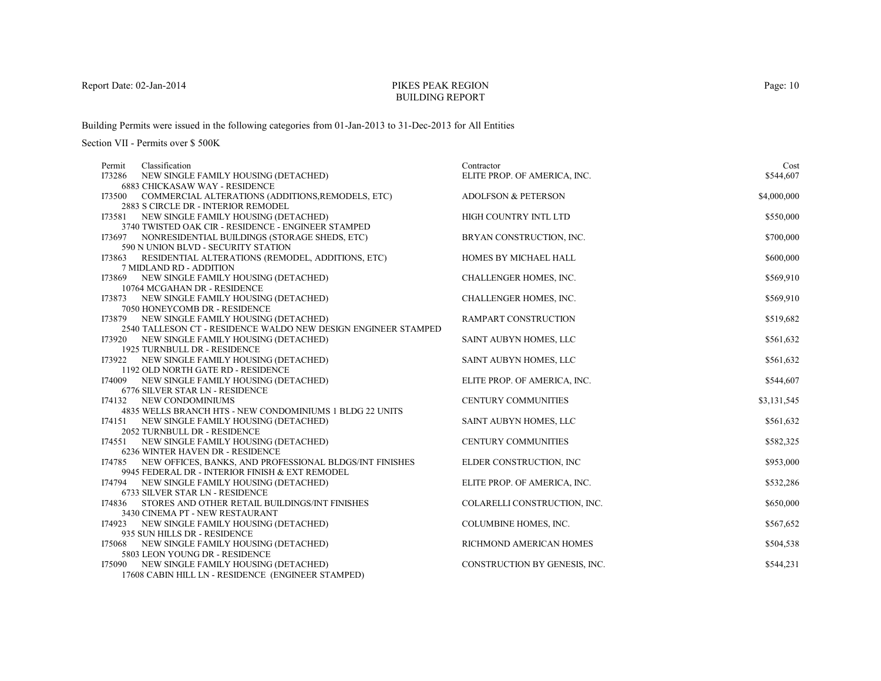Report Date: 02-Jan-2014

# PIKES PEAK REGION
## BUILDING REPORT

Building Permits were issued in the following categories from 01-Jan-2013 to 31-Dec-2013 for All Entities

Section VII - Permits over $ 500K

| Permit | Classification | Contractor | Cost |
|---|---|---|---|
| I73286 | NEW SINGLE FAMILY HOUSING (DETACHED)<br>6883 CHICKASAW WAY - RESIDENCE | ELITE PROP. OF AMERICA, INC. | $544,607 |
| I73500 | COMMERCIAL ALTERATIONS (ADDITIONS,REMODELS, ETC)<br>2883 S CIRCLE DR - INTERIOR REMODEL | ADOLFSON & PETERSON | $4,000,000 |
| I73581 | NEW SINGLE FAMILY HOUSING (DETACHED)<br>3740 TWISTED OAK CIR - RESIDENCE - ENGINEER STAMPED | HIGH COUNTRY INTL LTD | $550,000 |
| I73697 | NONRESIDENTIAL BUILDINGS (STORAGE SHEDS, ETC)<br>590 N UNION BLVD - SECURITY STATION | BRYAN CONSTRUCTION, INC. | $700,000 |
| I73863 | RESIDENTIAL ALTERATIONS (REMODEL, ADDITIONS, ETC)<br>7 MIDLAND RD - ADDITION | HOMES BY MICHAEL HALL | $600,000 |
| I73869 | NEW SINGLE FAMILY HOUSING (DETACHED)<br>10764 MCGAHAN DR - RESIDENCE | CHALLENGER HOMES, INC. | $569,910 |
| I73873 | NEW SINGLE FAMILY HOUSING (DETACHED)<br>7050 HONEYCOMB DR - RESIDENCE | CHALLENGER HOMES, INC. | $569,910 |
| I73879 | NEW SINGLE FAMILY HOUSING (DETACHED)<br>2540 TALLESON CT - RESIDENCE WALDO NEW DESIGN ENGINEER STAMPED | RAMPART CONSTRUCTION | $519,682 |
| I73920 | NEW SINGLE FAMILY HOUSING (DETACHED)<br>1925 TURNBULL DR - RESIDENCE | SAINT AUBYN HOMES, LLC | $561,632 |
| I73922 | NEW SINGLE FAMILY HOUSING (DETACHED)<br>1192 OLD NORTH GATE RD - RESIDENCE | SAINT AUBYN HOMES, LLC | $561,632 |
| I74009 | NEW SINGLE FAMILY HOUSING (DETACHED)<br>6776 SILVER STAR LN - RESIDENCE | ELITE PROP. OF AMERICA, INC. | $544,607 |
| I74132 | NEW CONDOMINIUMS<br>4835 WELLS BRANCH HTS - NEW CONDOMINIUMS 1 BLDG 22 UNITS | CENTURY COMMUNITIES | $3,131,545 |
| I74151 | NEW SINGLE FAMILY HOUSING (DETACHED)<br>2052 TURNBULL DR - RESIDENCE | SAINT AUBYN HOMES, LLC | $561,632 |
| I74551 | NEW SINGLE FAMILY HOUSING (DETACHED)<br>6236 WINTER HAVEN DR - RESIDENCE | CENTURY COMMUNITIES | $582,325 |
| I74785 | NEW OFFICES, BANKS, AND PROFESSIONAL BLDGS/INT FINISHES<br>9945 FEDERAL DR - INTERIOR FINISH & EXT REMODEL | ELDER CONSTRUCTION, INC | $953,000 |
| I74794 | NEW SINGLE FAMILY HOUSING (DETACHED)<br>6733 SILVER STAR LN - RESIDENCE | ELITE PROP. OF AMERICA, INC. | $532,286 |
| I74836 | STORES AND OTHER RETAIL BUILDINGS/INT FINISHES<br>3430 CINEMA PT - NEW RESTAURANT | COLARELLI CONSTRUCTION, INC. | $650,000 |
| I74923 | NEW SINGLE FAMILY HOUSING (DETACHED)<br>935 SUN HILLS DR - RESIDENCE | COLUMBINE HOMES, INC. | $567,652 |
| I75068 | NEW SINGLE FAMILY HOUSING (DETACHED)<br>5803 LEON YOUNG DR - RESIDENCE | RICHMOND AMERICAN HOMES | $504,538 |
| I75090 | NEW SINGLE FAMILY HOUSING (DETACHED)<br>17608 CABIN HILL LN - RESIDENCE (ENGINEER STAMPED) | CONSTRUCTION BY GENESIS, INC. | $544,231 |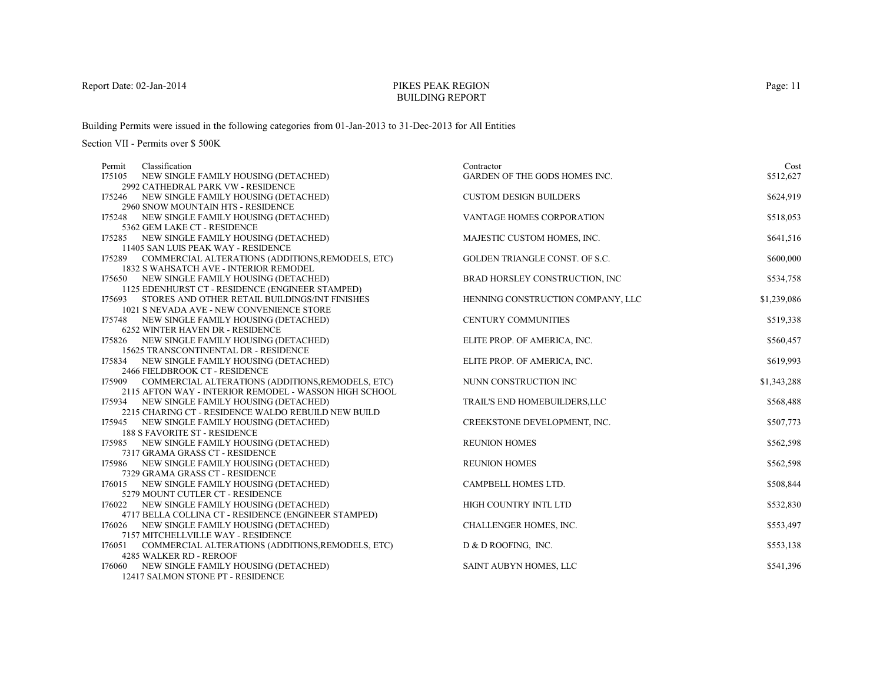Report Date: 02-Jan-2014

# PIKES PEAK REGION
## BUILDING REPORT

Building Permits were issued in the following categories from 01-Jan-2013 to 31-Dec-2013 for All Entities

Section VII - Permits over $ 500K

| Permit | Classification | Contractor | Cost |
|---|---|---|---|
| I75105 | NEW SINGLE FAMILY HOUSING (DETACHED)<br>2992 CATHEDRAL PARK VW - RESIDENCE | GARDEN OF THE GODS HOMES INC. | $512,627 |
| I75246 | NEW SINGLE FAMILY HOUSING (DETACHED)<br>2960 SNOW MOUNTAIN HTS - RESIDENCE | CUSTOM DESIGN BUILDERS | $624,919 |
| I75248 | NEW SINGLE FAMILY HOUSING (DETACHED)<br>5362 GEM LAKE CT - RESIDENCE | VANTAGE HOMES CORPORATION | $518,053 |
| I75285 | NEW SINGLE FAMILY HOUSING (DETACHED)<br>11405 SAN LUIS PEAK WAY - RESIDENCE | MAJESTIC CUSTOM HOMES, INC. | $641,516 |
| I75289 | COMMERCIAL ALTERATIONS (ADDITIONS,REMODELS, ETC)<br>1832 S WAHSATCH AVE - INTERIOR REMODEL | GOLDEN TRIANGLE CONST. OF S.C. | $600,000 |
| I75650 | NEW SINGLE FAMILY HOUSING (DETACHED)<br>1125 EDENHURST CT - RESIDENCE (ENGINEER STAMPED) | BRAD HORSLEY CONSTRUCTION, INC | $534,758 |
| I75693 | STORES AND OTHER RETAIL BUILDINGS/INT FINISHES<br>1021 S NEVADA AVE - NEW CONVENIENCE STORE | HENNING CONSTRUCTION COMPANY, LLC | $1,239,086 |
| I75748 | NEW SINGLE FAMILY HOUSING (DETACHED)<br>6252 WINTER HAVEN DR - RESIDENCE | CENTURY COMMUNITIES | $519,338 |
| I75826 | NEW SINGLE FAMILY HOUSING (DETACHED)<br>15625 TRANSCONTINENTAL DR - RESIDENCE | ELITE PROP. OF AMERICA, INC. | $560,457 |
| I75834 | NEW SINGLE FAMILY HOUSING (DETACHED)<br>2466 FIELDBROOK CT - RESIDENCE | ELITE PROP. OF AMERICA, INC. | $619,993 |
| I75909 | COMMERCIAL ALTERATIONS (ADDITIONS,REMODELS, ETC)<br>2115 AFTON WAY - INTERIOR REMODEL - WASSON HIGH SCHOOL | NUNN CONSTRUCTION INC | $1,343,288 |
| I75934 | NEW SINGLE FAMILY HOUSING (DETACHED)<br>2215 CHARING CT - RESIDENCE WALDO REBUILD NEW BUILD | TRAIL'S END HOMEBUILDERS,LLC | $568,488 |
| I75945 | NEW SINGLE FAMILY HOUSING (DETACHED)<br>188 S FAVORITE ST - RESIDENCE | CREEKSTONE DEVELOPMENT, INC. | $507,773 |
| I75985 | NEW SINGLE FAMILY HOUSING (DETACHED)<br>7317 GRAMA GRASS CT - RESIDENCE | REUNION HOMES | $562,598 |
| I75986 | NEW SINGLE FAMILY HOUSING (DETACHED)<br>7329 GRAMA GRASS CT - RESIDENCE | REUNION HOMES | $562,598 |
| I76015 | NEW SINGLE FAMILY HOUSING (DETACHED)<br>5279 MOUNT CUTLER CT - RESIDENCE | CAMPBELL HOMES LTD. | $508,844 |
| I76022 | NEW SINGLE FAMILY HOUSING (DETACHED)<br>4717 BELLA COLLINA CT - RESIDENCE (ENGINEER STAMPED) | HIGH COUNTRY INTL LTD | $532,830 |
| I76026 | NEW SINGLE FAMILY HOUSING (DETACHED)<br>7157 MITCHELLVILLE WAY - RESIDENCE | CHALLENGER HOMES, INC. | $553,497 |
| I76051 | COMMERCIAL ALTERATIONS (ADDITIONS,REMODELS, ETC)<br>4285 WALKER RD - REROOF | D & D ROOFING, INC. | $553,138 |
| I76060 | NEW SINGLE FAMILY HOUSING (DETACHED)<br>12417 SALMON STONE PT - RESIDENCE | SAINT AUBYN HOMES, LLC | $541,396 |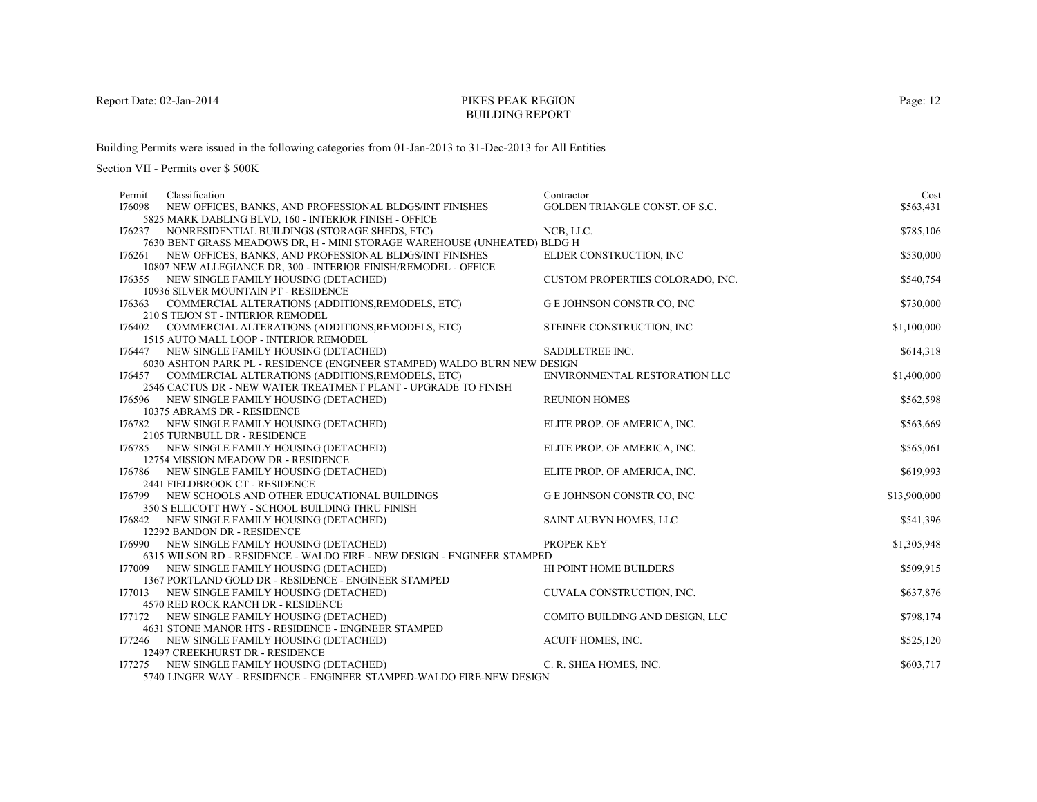Report Date: 02-Jan-2014

# PIKES PEAK REGION
## BUILDING REPORT

Building Permits were issued in the following categories from 01-Jan-2013 to 31-Dec-2013 for All Entities

Section VII - Permits over $ 500K

| Permit | Classification | Contractor | Cost |
|---|---|---|---|
| I76098 | NEW OFFICES, BANKS, AND PROFESSIONAL BLDGS/INT FINISHES<br>5825 MARK DABLING BLVD, 160 - INTERIOR FINISH - OFFICE | GOLDEN TRIANGLE CONST. OF S.C. | $563,431 |
| I76237 | NONRESIDENTIAL BUILDINGS (STORAGE SHEDS, ETC)<br>7630 BENT GRASS MEADOWS DR, H - MINI STORAGE WAREHOUSE (UNHEATED) BLDG H | NCB, LLC. | $785,106 |
| I76261 | NEW OFFICES, BANKS, AND PROFESSIONAL BLDGS/INT FINISHES<br>10807 NEW ALLEGIANCE DR, 300 - INTERIOR FINISH/REMODEL - OFFICE | ELDER CONSTRUCTION, INC | $530,000 |
| I76355 | NEW SINGLE FAMILY HOUSING (DETACHED)<br>10936 SILVER MOUNTAIN PT - RESIDENCE | CUSTOM PROPERTIES COLORADO, INC. | $540,754 |
| I76363 | COMMERCIAL ALTERATIONS (ADDITIONS,REMODELS, ETC)<br>210 S TEJON ST - INTERIOR REMODEL | G E JOHNSON CONSTR CO, INC | $730,000 |
| I76402 | COMMERCIAL ALTERATIONS (ADDITIONS,REMODELS, ETC)<br>1515 AUTO MALL LOOP - INTERIOR REMODEL | STEINER CONSTRUCTION, INC | $1,100,000 |
| I76447 | NEW SINGLE FAMILY HOUSING (DETACHED)<br>6030 ASHTON PARK PL - RESIDENCE (ENGINEER STAMPED) WALDO BURN NEW DESIGN | SADDLETREE INC. | $614,318 |
| I76457 | COMMERCIAL ALTERATIONS (ADDITIONS,REMODELS, ETC)<br>2546 CACTUS DR - NEW WATER TREATMENT PLANT - UPGRADE TO FINISH | ENVIRONMENTAL RESTORATION LLC | $1,400,000 |
| I76596 | NEW SINGLE FAMILY HOUSING (DETACHED)<br>10375 ABRAMS DR - RESIDENCE | REUNION HOMES | $562,598 |
| I76782 | NEW SINGLE FAMILY HOUSING (DETACHED)<br>2105 TURNBULL DR - RESIDENCE | ELITE PROP. OF AMERICA, INC. | $563,669 |
| I76785 | NEW SINGLE FAMILY HOUSING (DETACHED)<br>12754 MISSION MEADOW DR - RESIDENCE | ELITE PROP. OF AMERICA, INC. | $565,061 |
| I76786 | NEW SINGLE FAMILY HOUSING (DETACHED)<br>2441 FIELDBROOK CT - RESIDENCE | ELITE PROP. OF AMERICA, INC. | $619,993 |
| I76799 | NEW SCHOOLS AND OTHER EDUCATIONAL BUILDINGS<br>350 S ELLICOTT HWY - SCHOOL BUILDING THRU FINISH | G E JOHNSON CONSTR CO, INC | $13,900,000 |
| I76842 | NEW SINGLE FAMILY HOUSING (DETACHED)<br>12292 BANDON DR - RESIDENCE | SAINT AUBYN HOMES, LLC | $541,396 |
| I76990 | NEW SINGLE FAMILY HOUSING (DETACHED)<br>6315 WILSON RD - RESIDENCE - WALDO FIRE - NEW DESIGN - ENGINEER STAMPED | PROPER KEY | $1,305,948 |
| I77009 | NEW SINGLE FAMILY HOUSING (DETACHED)<br>1367 PORTLAND GOLD DR - RESIDENCE - ENGINEER STAMPED | HI POINT HOME BUILDERS | $509,915 |
| I77013 | NEW SINGLE FAMILY HOUSING (DETACHED)<br>4570 RED ROCK RANCH DR - RESIDENCE | CUVALA CONSTRUCTION, INC. | $637,876 |
| I77172 | NEW SINGLE FAMILY HOUSING (DETACHED)<br>4631 STONE MANOR HTS - RESIDENCE - ENGINEER STAMPED | COMITO BUILDING AND DESIGN, LLC | $798,174 |
| I77246 | NEW SINGLE FAMILY HOUSING (DETACHED)<br>12497 CREEKHURST DR - RESIDENCE | ACUFF HOMES, INC. | $525,120 |
| I77275 | NEW SINGLE FAMILY HOUSING (DETACHED)<br>5740 LINGER WAY - RESIDENCE - ENGINEER STAMPED-WALDO FIRE-NEW DESIGN | C. R. SHEA HOMES, INC. | $603,717 |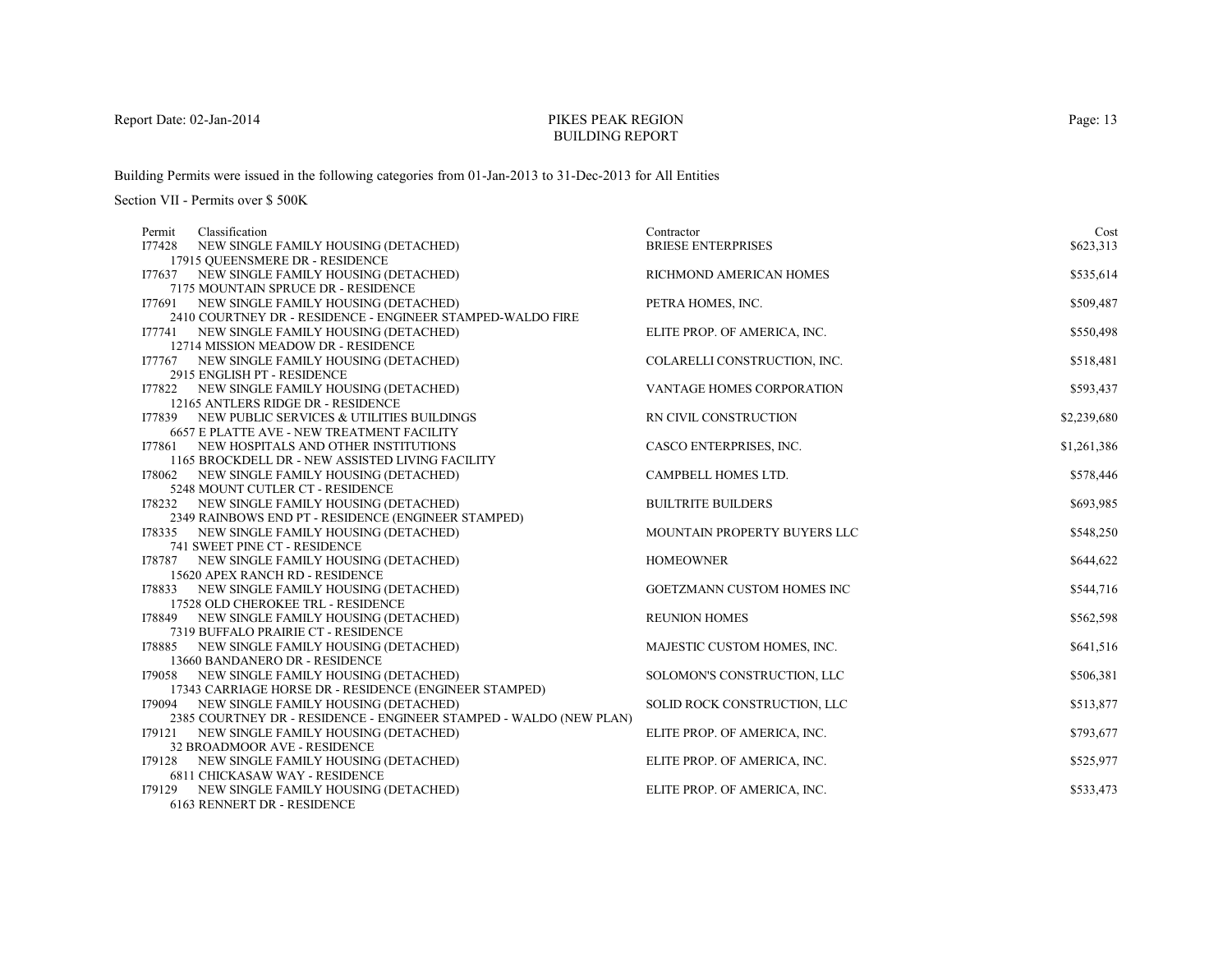Report Date: 02-Jan-2014

# PIKES PEAK REGION
## BUILDING REPORT

Building Permits were issued in the following categories from 01-Jan-2013 to 31-Dec-2013 for All Entities

Section VII - Permits over $ 500K

| Permit | Classification | Contractor | Cost |
|---|---|---|---|
| I77428 | NEW SINGLE FAMILY HOUSING (DETACHED)<br>17915 QUEENSMERE DR - RESIDENCE | BRIESE ENTERPRISES | $623,313 |
| I77637 | NEW SINGLE FAMILY HOUSING (DETACHED)<br>7175 MOUNTAIN SPRUCE DR - RESIDENCE | RICHMOND AMERICAN HOMES | $535,614 |
| I77691 | NEW SINGLE FAMILY HOUSING (DETACHED)<br>2410 COURTNEY DR - RESIDENCE - ENGINEER STAMPED-WALDO FIRE | PETRA HOMES, INC. | $509,487 |
| I77741 | NEW SINGLE FAMILY HOUSING (DETACHED)<br>12714 MISSION MEADOW DR - RESIDENCE | ELITE PROP. OF AMERICA, INC. | $550,498 |
| I77767 | NEW SINGLE FAMILY HOUSING (DETACHED)<br>2915 ENGLISH PT - RESIDENCE | COLARELLI CONSTRUCTION, INC. | $518,481 |
| I77822 | NEW SINGLE FAMILY HOUSING (DETACHED)<br>12165 ANTLERS RIDGE DR - RESIDENCE | VANTAGE HOMES CORPORATION | $593,437 |
| I77839 | NEW PUBLIC SERVICES & UTILITIES BUILDINGS<br>6657 E PLATTE AVE - NEW TREATMENT FACILITY | RN CIVIL CONSTRUCTION | $2,239,680 |
| I77861 | NEW HOSPITALS AND OTHER INSTITUTIONS<br>1165 BROCKDELL DR - NEW ASSISTED LIVING FACILITY | CASCO ENTERPRISES, INC. | $1,261,386 |
| I78062 | NEW SINGLE FAMILY HOUSING (DETACHED)<br>5248 MOUNT CUTLER CT - RESIDENCE | CAMPBELL HOMES LTD. | $578,446 |
| I78232 | NEW SINGLE FAMILY HOUSING (DETACHED)<br>2349 RAINBOWS END PT - RESIDENCE (ENGINEER STAMPED) | BUILTRITE BUILDERS | $693,985 |
| I78335 | NEW SINGLE FAMILY HOUSING (DETACHED)<br>741 SWEET PINE CT - RESIDENCE | MOUNTAIN PROPERTY BUYERS LLC | $548,250 |
| I78787 | NEW SINGLE FAMILY HOUSING (DETACHED)<br>15620 APEX RANCH RD - RESIDENCE | HOMEOWNER | $644,622 |
| I78833 | NEW SINGLE FAMILY HOUSING (DETACHED)<br>17528 OLD CHEROKEE TRL - RESIDENCE | GOETZMANN CUSTOM HOMES INC | $544,716 |
| I78849 | NEW SINGLE FAMILY HOUSING (DETACHED)<br>7319 BUFFALO PRAIRIE CT - RESIDENCE | REUNION HOMES | $562,598 |
| I78885 | NEW SINGLE FAMILY HOUSING (DETACHED)<br>13660 BANDANERO DR - RESIDENCE | MAJESTIC CUSTOM HOMES, INC. | $641,516 |
| I79058 | NEW SINGLE FAMILY HOUSING (DETACHED)<br>17343 CARRIAGE HORSE DR - RESIDENCE (ENGINEER STAMPED) | SOLOMON'S CONSTRUCTION, LLC | $506,381 |
| I79094 | NEW SINGLE FAMILY HOUSING (DETACHED)<br>2385 COURTNEY DR - RESIDENCE - ENGINEER STAMPED - WALDO (NEW PLAN) | SOLID ROCK CONSTRUCTION, LLC | $513,877 |
| I79121 | NEW SINGLE FAMILY HOUSING (DETACHED)<br>32 BROADMOOR AVE - RESIDENCE | ELITE PROP. OF AMERICA, INC. | $793,677 |
| I79128 | NEW SINGLE FAMILY HOUSING (DETACHED)<br>6811 CHICKASAW WAY - RESIDENCE | ELITE PROP. OF AMERICA, INC. | $525,977 |
| I79129 | NEW SINGLE FAMILY HOUSING (DETACHED)<br>6163 RENNERT DR - RESIDENCE | ELITE PROP. OF AMERICA, INC. | $533,473 |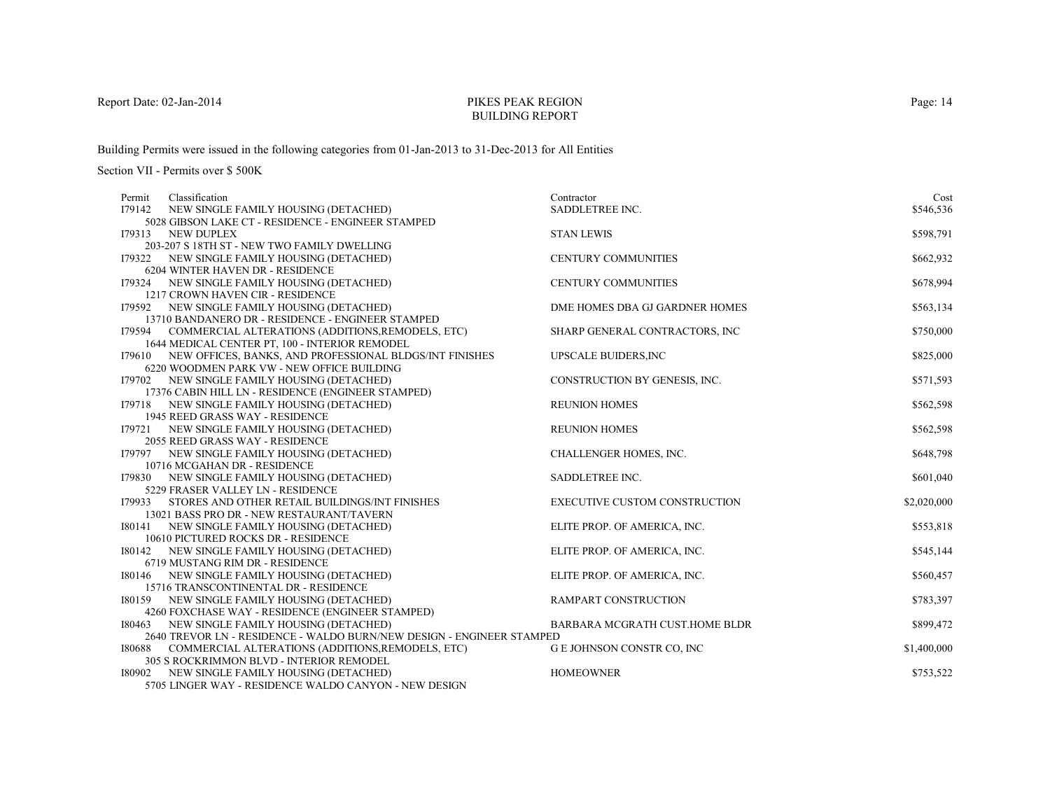Report Date: 02-Jan-2014

# PIKES PEAK REGION
## BUILDING REPORT

Building Permits were issued in the following categories from 01-Jan-2013 to 31-Dec-2013 for All Entities

Section VII - Permits over $ 500K

| Permit | Classification | Contractor | Cost |
|---|---|---|---|
| I79142 | NEW SINGLE FAMILY HOUSING (DETACHED)<br>5028 GIBSON LAKE CT - RESIDENCE - ENGINEER STAMPED | SADDLETREE INC. | $546,536 |
| I79313 | NEW DUPLEX<br>203-207 S 18TH ST - NEW TWO FAMILY DWELLING | STAN LEWIS | $598,791 |
| I79322 | NEW SINGLE FAMILY HOUSING (DETACHED)<br>6204 WINTER HAVEN DR - RESIDENCE | CENTURY COMMUNITIES | $662,932 |
| I79324 | NEW SINGLE FAMILY HOUSING (DETACHED)<br>1217 CROWN HAVEN CIR - RESIDENCE | CENTURY COMMUNITIES | $678,994 |
| I79592 | NEW SINGLE FAMILY HOUSING (DETACHED)<br>13710 BANDANERO DR - RESIDENCE - ENGINEER STAMPED | DME HOMES DBA GJ GARDNER HOMES | $563,134 |
| I79594 | COMMERCIAL ALTERATIONS (ADDITIONS,REMODELS, ETC)<br>1644 MEDICAL CENTER PT, 100 - INTERIOR REMODEL | SHARP GENERAL CONTRACTORS, INC | $750,000 |
| I79610 | NEW OFFICES, BANKS, AND PROFESSIONAL BLDGS/INT FINISHES<br>6220 WOODMEN PARK VW - NEW OFFICE BUILDING | UPSCALE BUIDERS,INC | $825,000 |
| I79702 | NEW SINGLE FAMILY HOUSING (DETACHED)<br>17376 CABIN HILL LN - RESIDENCE (ENGINEER STAMPED) | CONSTRUCTION BY GENESIS, INC. | $571,593 |
| I79718 | NEW SINGLE FAMILY HOUSING (DETACHED)<br>1945 REED GRASS WAY - RESIDENCE | REUNION HOMES | $562,598 |
| I79721 | NEW SINGLE FAMILY HOUSING (DETACHED)<br>2055 REED GRASS WAY - RESIDENCE | REUNION HOMES | $562,598 |
| I79797 | NEW SINGLE FAMILY HOUSING (DETACHED)<br>10716 MCGAHAN DR - RESIDENCE | CHALLENGER HOMES, INC. | $648,798 |
| I79830 | NEW SINGLE FAMILY HOUSING (DETACHED)<br>5229 FRASER VALLEY LN - RESIDENCE | SADDLETREE INC. | $601,040 |
| I79933 | STORES AND OTHER RETAIL BUILDINGS/INT FINISHES<br>13021 BASS PRO DR - NEW RESTAURANT/TAVERN | EXECUTIVE CUSTOM CONSTRUCTION | $2,020,000 |
| I80141 | NEW SINGLE FAMILY HOUSING (DETACHED)<br>10610 PICTURED ROCKS DR - RESIDENCE | ELITE PROP. OF AMERICA, INC. | $553,818 |
| I80142 | NEW SINGLE FAMILY HOUSING (DETACHED)<br>6719 MUSTANG RIM DR - RESIDENCE | ELITE PROP. OF AMERICA, INC. | $545,144 |
| I80146 | NEW SINGLE FAMILY HOUSING (DETACHED)<br>15716 TRANSCONTINENTAL DR - RESIDENCE | ELITE PROP. OF AMERICA, INC. | $560,457 |
| I80159 | NEW SINGLE FAMILY HOUSING (DETACHED)<br>4260 FOXCHASE WAY - RESIDENCE (ENGINEER STAMPED) | RAMPART CONSTRUCTION | $783,397 |
| I80463 | NEW SINGLE FAMILY HOUSING (DETACHED)<br>2640 TREVOR LN - RESIDENCE - WALDO BURN/NEW DESIGN - ENGINEER STAMPED | BARBARA MCGRATH CUST.HOME BLDR | $899,472 |
| I80688 | COMMERCIAL ALTERATIONS (ADDITIONS,REMODELS, ETC)<br>305 S ROCKRIMMON BLVD - INTERIOR REMODEL | G E JOHNSON CONSTR CO, INC | $1,400,000 |
| I80902 | NEW SINGLE FAMILY HOUSING (DETACHED)<br>5705 LINGER WAY - RESIDENCE WALDO CANYON - NEW DESIGN | HOMEOWNER | $753,522 |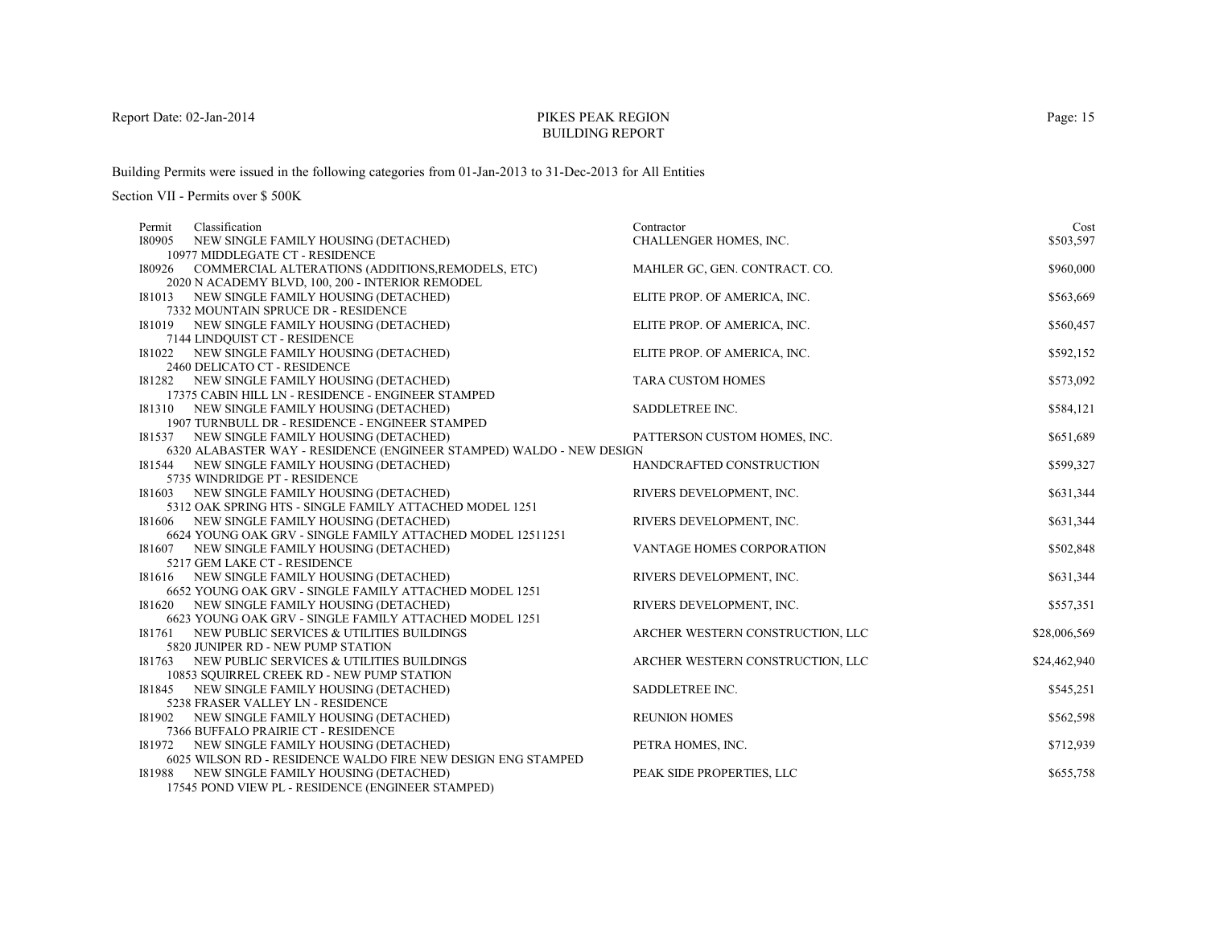Report Date: 02-Jan-2014

# PIKES PEAK REGION
## BUILDING REPORT

Building Permits were issued in the following categories from 01-Jan-2013 to 31-Dec-2013 for All Entities

Section VII - Permits over $ 500K

| Permit | Classification | Contractor | Cost |
|---|---|---|---|
| I80905 | NEW SINGLE FAMILY HOUSING (DETACHED)<br>10977 MIDDLEGATE CT - RESIDENCE | CHALLENGER HOMES, INC. | $503,597 |
| I80926 | COMMERCIAL ALTERATIONS (ADDITIONS,REMODELS, ETC)<br>2020 N ACADEMY BLVD, 100, 200 - INTERIOR REMODEL | MAHLER GC, GEN. CONTRACT. CO. | $960,000 |
| I81013 | NEW SINGLE FAMILY HOUSING (DETACHED)<br>7332 MOUNTAIN SPRUCE DR - RESIDENCE | ELITE PROP. OF AMERICA, INC. | $563,669 |
| I81019 | NEW SINGLE FAMILY HOUSING (DETACHED)<br>7144 LINDQUIST CT - RESIDENCE | ELITE PROP. OF AMERICA, INC. | $560,457 |
| I81022 | NEW SINGLE FAMILY HOUSING (DETACHED)<br>2460 DELICATO CT - RESIDENCE | ELITE PROP. OF AMERICA, INC. | $592,152 |
| I81282 | NEW SINGLE FAMILY HOUSING (DETACHED)<br>17375 CABIN HILL LN - RESIDENCE - ENGINEER STAMPED | TARA CUSTOM HOMES | $573,092 |
| I81310 | NEW SINGLE FAMILY HOUSING (DETACHED)<br>1907 TURNBULL DR - RESIDENCE - ENGINEER STAMPED | SADDLETREE INC. | $584,121 |
| I81537 | NEW SINGLE FAMILY HOUSING (DETACHED)<br>6320 ALABASTER WAY - RESIDENCE (ENGINEER STAMPED) WALDO - NEW DESIGN | PATTERSON CUSTOM HOMES, INC. | $651,689 |
| I81544 | NEW SINGLE FAMILY HOUSING (DETACHED)<br>5735 WINDRIDGE PT - RESIDENCE | HANDCRAFTED CONSTRUCTION | $599,327 |
| I81603 | NEW SINGLE FAMILY HOUSING (DETACHED)<br>5312 OAK SPRING HTS - SINGLE FAMILY ATTACHED MODEL 1251 | RIVERS DEVELOPMENT, INC. | $631,344 |
| I81606 | NEW SINGLE FAMILY HOUSING (DETACHED)<br>6624 YOUNG OAK GRV - SINGLE FAMILY ATTACHED MODEL 12511251 | RIVERS DEVELOPMENT, INC. | $631,344 |
| I81607 | NEW SINGLE FAMILY HOUSING (DETACHED)<br>5217 GEM LAKE CT - RESIDENCE | VANTAGE HOMES CORPORATION | $502,848 |
| I81616 | NEW SINGLE FAMILY HOUSING (DETACHED)<br>6652 YOUNG OAK GRV - SINGLE FAMILY ATTACHED MODEL 1251 | RIVERS DEVELOPMENT, INC. | $631,344 |
| I81620 | NEW SINGLE FAMILY HOUSING (DETACHED)<br>6623 YOUNG OAK GRV - SINGLE FAMILY ATTACHED MODEL 1251 | RIVERS DEVELOPMENT, INC. | $557,351 |
| I81761 | NEW PUBLIC SERVICES & UTILITIES BUILDINGS<br>5820 JUNIPER RD - NEW PUMP STATION | ARCHER WESTERN CONSTRUCTION, LLC | $28,006,569 |
| I81763 | NEW PUBLIC SERVICES & UTILITIES BUILDINGS<br>10853 SQUIRREL CREEK RD - NEW PUMP STATION | ARCHER WESTERN CONSTRUCTION, LLC | $24,462,940 |
| I81845 | NEW SINGLE FAMILY HOUSING (DETACHED)<br>5238 FRASER VALLEY LN - RESIDENCE | SADDLETREE INC. | $545,251 |
| I81902 | NEW SINGLE FAMILY HOUSING (DETACHED)<br>7366 BUFFALO PRAIRIE CT - RESIDENCE | REUNION HOMES | $562,598 |
| I81972 | NEW SINGLE FAMILY HOUSING (DETACHED)<br>6025 WILSON RD - RESIDENCE WALDO FIRE NEW DESIGN ENG STAMPED | PETRA HOMES, INC. | $712,939 |
| I81988 | NEW SINGLE FAMILY HOUSING (DETACHED)<br>17545 POND VIEW PL - RESIDENCE (ENGINEER STAMPED) | PEAK SIDE PROPERTIES, LLC | $655,758 |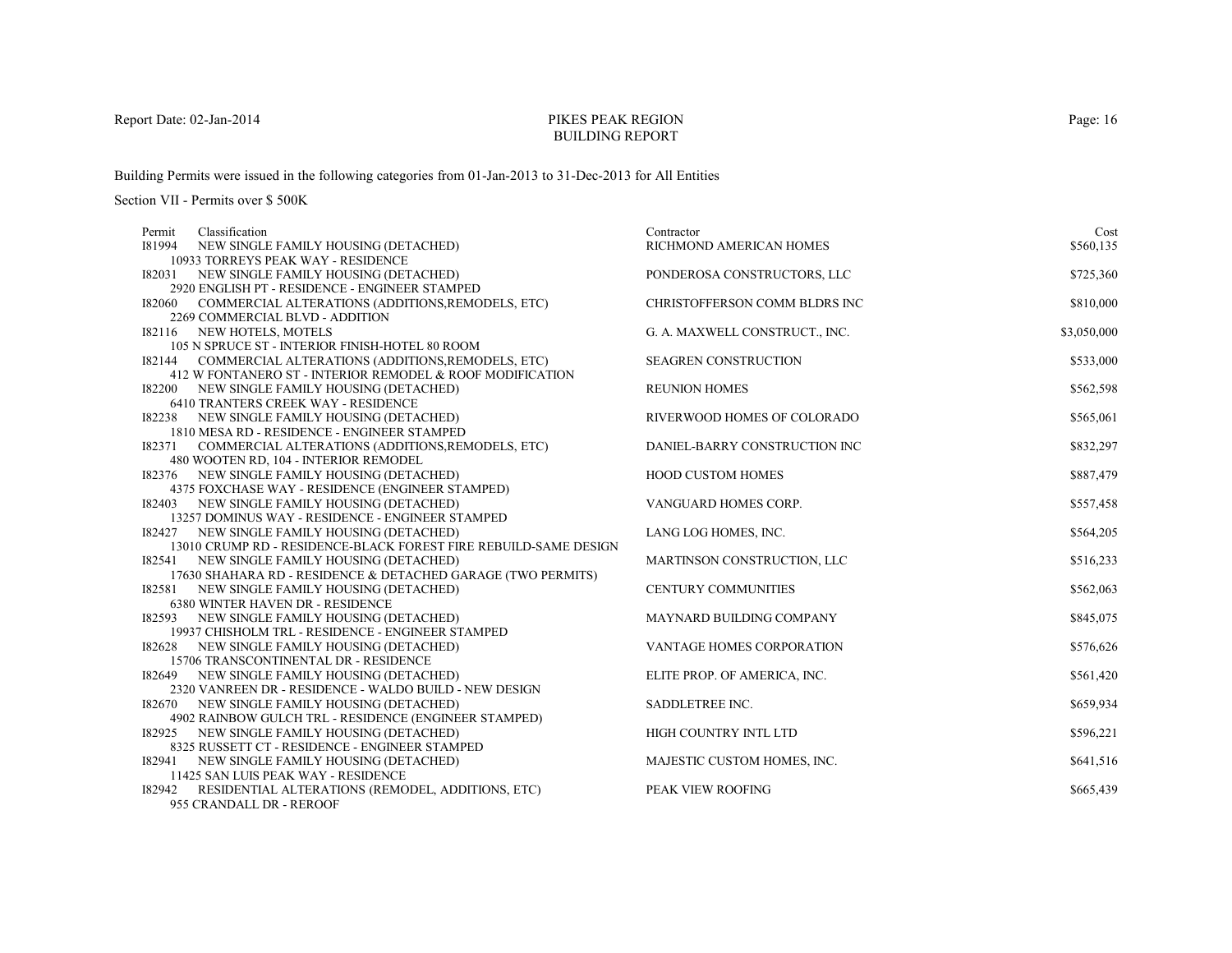Report Date: 02-Jan-2014

# PIKES PEAK REGION
## BUILDING REPORT

Building Permits were issued in the following categories from 01-Jan-2013 to 31-Dec-2013 for All Entities

Section VII - Permits over $ 500K

| Permit | Classification | Contractor | Cost |
|---|---|---|---|
| I81994 | NEW SINGLE FAMILY HOUSING (DETACHED)<br>10933 TORREYS PEAK WAY - RESIDENCE | RICHMOND AMERICAN HOMES | $560,135 |
| I82031 | NEW SINGLE FAMILY HOUSING (DETACHED)<br>2920 ENGLISH PT - RESIDENCE - ENGINEER STAMPED | PONDEROSA CONSTRUCTORS, LLC | $725,360 |
| I82060 | COMMERCIAL ALTERATIONS (ADDITIONS,REMODELS, ETC)<br>2269 COMMERCIAL BLVD - ADDITION | CHRISTOFFERSON COMM BLDRS INC | $810,000 |
| I82116 | NEW HOTELS, MOTELS<br>105 N SPRUCE ST - INTERIOR FINISH-HOTEL 80 ROOM | G. A. MAXWELL CONSTRUCT., INC. | $3,050,000 |
| I82144 | COMMERCIAL ALTERATIONS (ADDITIONS,REMODELS, ETC)<br>412 W FONTANERO ST - INTERIOR REMODEL & ROOF MODIFICATION | SEAGREN CONSTRUCTION | $533,000 |
| I82200 | NEW SINGLE FAMILY HOUSING (DETACHED)<br>6410 TRANTERS CREEK WAY - RESIDENCE | REUNION HOMES | $562,598 |
| I82238 | NEW SINGLE FAMILY HOUSING (DETACHED)<br>1810 MESA RD - RESIDENCE - ENGINEER STAMPED | RIVERWOOD HOMES OF COLORADO | $565,061 |
| I82371 | COMMERCIAL ALTERATIONS (ADDITIONS,REMODELS, ETC)<br>480 WOOTEN RD, 104 - INTERIOR REMODEL | DANIEL-BARRY CONSTRUCTION INC | $832,297 |
| I82376 | NEW SINGLE FAMILY HOUSING (DETACHED)<br>4375 FOXCHASE WAY - RESIDENCE (ENGINEER STAMPED) | HOOD CUSTOM HOMES | $887,479 |
| I82403 | NEW SINGLE FAMILY HOUSING (DETACHED)<br>13257 DOMINUS WAY - RESIDENCE - ENGINEER STAMPED | VANGUARD HOMES CORP. | $557,458 |
| I82427 | NEW SINGLE FAMILY HOUSING (DETACHED)<br>13010 CRUMP RD - RESIDENCE-BLACK FOREST FIRE REBUILD-SAME DESIGN | LANG LOG HOMES, INC. | $564,205 |
| I82541 | NEW SINGLE FAMILY HOUSING (DETACHED)<br>17630 SHAHARA RD - RESIDENCE & DETACHED GARAGE (TWO PERMITS) | MARTINSON CONSTRUCTION, LLC | $516,233 |
| I82581 | NEW SINGLE FAMILY HOUSING (DETACHED)<br>6380 WINTER HAVEN DR - RESIDENCE | CENTURY COMMUNITIES | $562,063 |
| I82593 | NEW SINGLE FAMILY HOUSING (DETACHED)<br>19937 CHISHOLM TRL - RESIDENCE - ENGINEER STAMPED | MAYNARD BUILDING COMPANY | $845,075 |
| I82628 | NEW SINGLE FAMILY HOUSING (DETACHED)<br>15706 TRANSCONTINENTAL DR - RESIDENCE | VANTAGE HOMES CORPORATION | $576,626 |
| I82649 | NEW SINGLE FAMILY HOUSING (DETACHED)<br>2320 VANREEN DR - RESIDENCE - WALDO BUILD - NEW DESIGN | ELITE PROP. OF AMERICA, INC. | $561,420 |
| I82670 | NEW SINGLE FAMILY HOUSING (DETACHED)<br>4902 RAINBOW GULCH TRL - RESIDENCE (ENGINEER STAMPED) | SADDLETREE INC. | $659,934 |
| I82925 | NEW SINGLE FAMILY HOUSING (DETACHED)<br>8325 RUSSETT CT - RESIDENCE - ENGINEER STAMPED | HIGH COUNTRY INTL LTD | $596,221 |
| I82941 | NEW SINGLE FAMILY HOUSING (DETACHED)<br>11425 SAN LUIS PEAK WAY - RESIDENCE | MAJESTIC CUSTOM HOMES, INC. | $641,516 |
| I82942 | RESIDENTIAL ALTERATIONS (REMODEL, ADDITIONS, ETC)<br>955 CRANDALL DR - REROOF | PEAK VIEW ROOFING | $665,439 |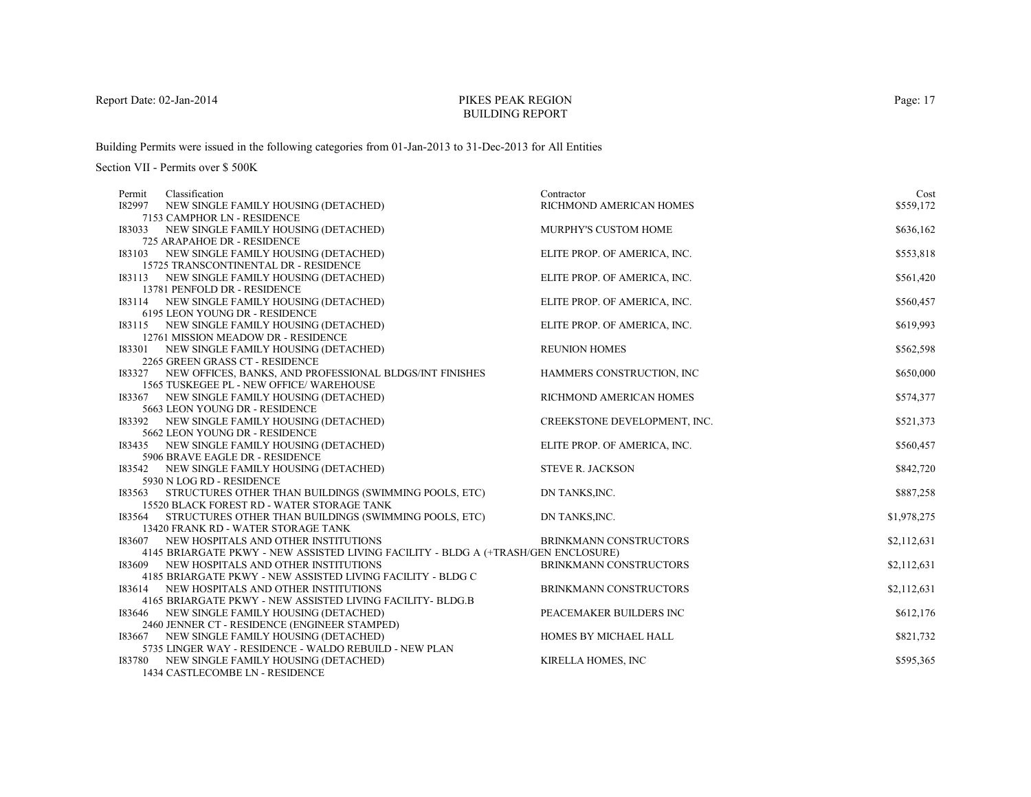Report Date: 02-Jan-2014

# PIKES PEAK REGION
## BUILDING REPORT

Building Permits were issued in the following categories from 01-Jan-2013 to 31-Dec-2013 for All Entities

Section VII - Permits over $ 500K

| Permit | Classification | Contractor | Cost |
|---|---|---|---|
| I82997 | NEW SINGLE FAMILY HOUSING (DETACHED)<br>7153 CAMPHOR LN - RESIDENCE | RICHMOND AMERICAN HOMES | $559,172 |
| I83033 | NEW SINGLE FAMILY HOUSING (DETACHED)<br>725 ARAPAHOE DR - RESIDENCE | MURPHY'S CUSTOM HOME | $636,162 |
| I83103 | NEW SINGLE FAMILY HOUSING (DETACHED)<br>15725 TRANSCONTINENTAL DR - RESIDENCE | ELITE PROP. OF AMERICA, INC. | $553,818 |
| I83113 | NEW SINGLE FAMILY HOUSING (DETACHED)<br>13781 PENFOLD DR - RESIDENCE | ELITE PROP. OF AMERICA, INC. | $561,420 |
| I83114 | NEW SINGLE FAMILY HOUSING (DETACHED)<br>6195 LEON YOUNG DR - RESIDENCE | ELITE PROP. OF AMERICA, INC. | $560,457 |
| I83115 | NEW SINGLE FAMILY HOUSING (DETACHED)<br>12761 MISSION MEADOW DR - RESIDENCE | ELITE PROP. OF AMERICA, INC. | $619,993 |
| I83301 | NEW SINGLE FAMILY HOUSING (DETACHED)<br>2265 GREEN GRASS CT - RESIDENCE | REUNION HOMES | $562,598 |
| I83327 | NEW OFFICES, BANKS, AND PROFESSIONAL BLDGS/INT FINISHES<br>1565 TUSKEGEE PL - NEW OFFICE/ WAREHOUSE | HAMMERS CONSTRUCTION, INC | $650,000 |
| I83367 | NEW SINGLE FAMILY HOUSING (DETACHED)<br>5663 LEON YOUNG DR - RESIDENCE | RICHMOND AMERICAN HOMES | $574,377 |
| I83392 | NEW SINGLE FAMILY HOUSING (DETACHED)<br>5662 LEON YOUNG DR - RESIDENCE | CREEKSTONE DEVELOPMENT, INC. | $521,373 |
| I83435 | NEW SINGLE FAMILY HOUSING (DETACHED)<br>5906 BRAVE EAGLE DR - RESIDENCE | ELITE PROP. OF AMERICA, INC. | $560,457 |
| I83542 | NEW SINGLE FAMILY HOUSING (DETACHED)<br>5930 N LOG RD - RESIDENCE | STEVE R. JACKSON | $842,720 |
| I83563 | STRUCTURES OTHER THAN BUILDINGS (SWIMMING POOLS, ETC)<br>15520 BLACK FOREST RD - WATER STORAGE TANK | DN TANKS,INC. | $887,258 |
| I83564 | STRUCTURES OTHER THAN BUILDINGS (SWIMMING POOLS, ETC)<br>13420 FRANK RD - WATER STORAGE TANK | DN TANKS,INC. | $1,978,275 |
| I83607 | NEW HOSPITALS AND OTHER INSTITUTIONS<br>4145 BRIARGATE PKWY - NEW ASSISTED LIVING FACILITY - BLDG A (+TRASH/GEN ENCLOSURE) | BRINKMANN CONSTRUCTORS | $2,112,631 |
| I83609 | NEW HOSPITALS AND OTHER INSTITUTIONS<br>4185 BRIARGATE PKWY - NEW ASSISTED LIVING FACILITY - BLDG C | BRINKMANN CONSTRUCTORS | $2,112,631 |
| I83614 | NEW HOSPITALS AND OTHER INSTITUTIONS<br>4165 BRIARGATE PKWY - NEW ASSISTED LIVING FACILITY- BLDG.B | BRINKMANN CONSTRUCTORS | $2,112,631 |
| I83646 | NEW SINGLE FAMILY HOUSING (DETACHED)<br>2460 JENNER CT - RESIDENCE (ENGINEER STAMPED) | PEACEMAKER BUILDERS INC | $612,176 |
| I83667 | NEW SINGLE FAMILY HOUSING (DETACHED)<br>5735 LINGER WAY - RESIDENCE - WALDO REBUILD - NEW PLAN | HOMES BY MICHAEL HALL | $821,732 |
| I83780 | NEW SINGLE FAMILY HOUSING (DETACHED)<br>1434 CASTLECOMBE LN - RESIDENCE | KIRELLA HOMES, INC | $595,365 |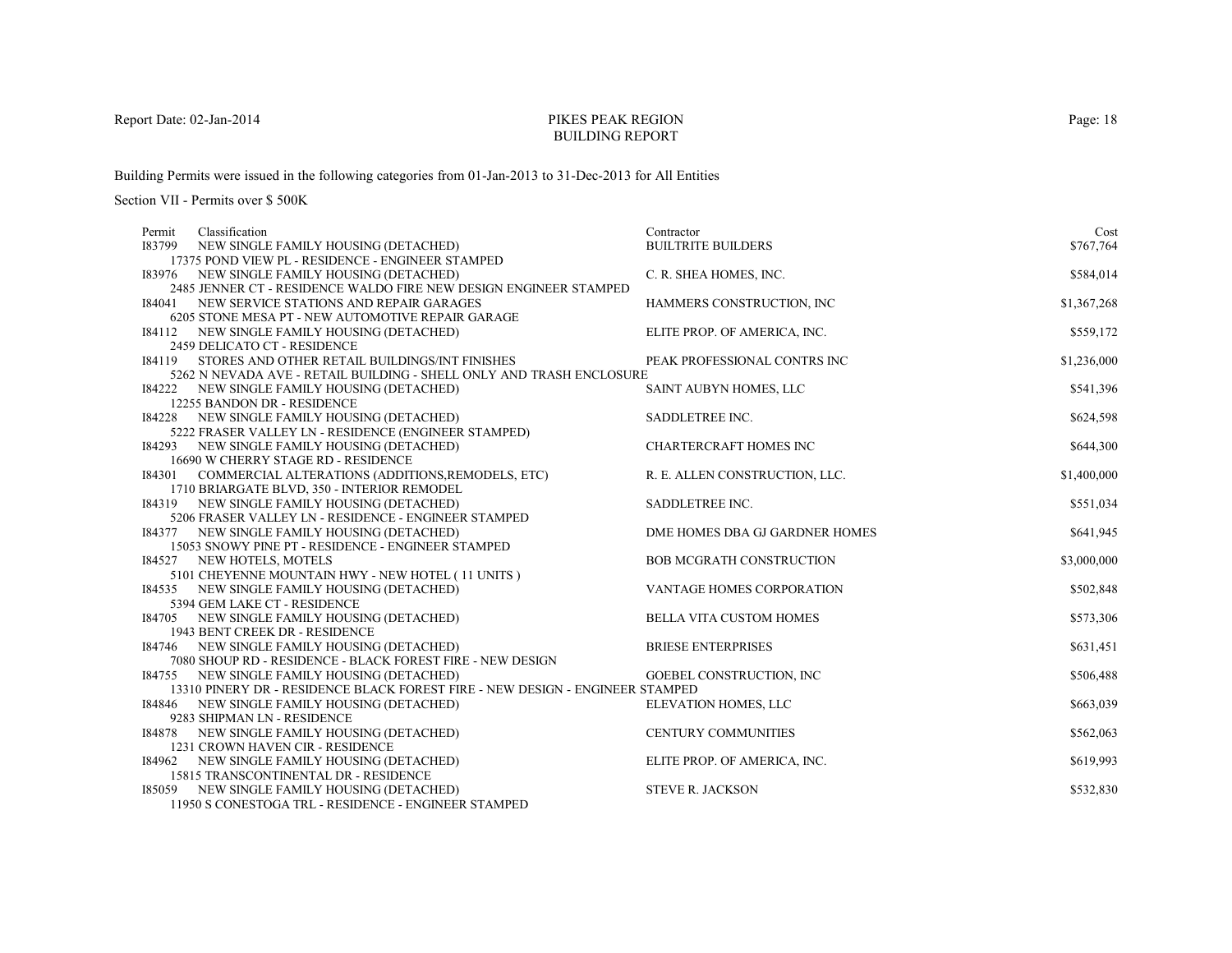Report Date: 02-Jan-2014

# PIKES PEAK REGION
## BUILDING REPORT

Building Permits were issued in the following categories from 01-Jan-2013 to 31-Dec-2013 for All Entities

Section VII - Permits over $ 500K

| Permit | Classification | Contractor | Cost |
|---|---|---|---|
| I83799 | NEW SINGLE FAMILY HOUSING (DETACHED)<br>17375 POND VIEW PL - RESIDENCE - ENGINEER STAMPED | BUILTRITE BUILDERS | $767,764 |
| I83976 | NEW SINGLE FAMILY HOUSING (DETACHED)<br>2485 JENNER CT - RESIDENCE WALDO FIRE NEW DESIGN ENGINEER STAMPED | C. R. SHEA HOMES, INC. | $584,014 |
| I84041 | NEW SERVICE STATIONS AND REPAIR GARAGES<br>6205 STONE MESA PT - NEW AUTOMOTIVE REPAIR GARAGE | HAMMERS CONSTRUCTION, INC | $1,367,268 |
| I84112 | NEW SINGLE FAMILY HOUSING (DETACHED)<br>2459 DELICATO CT - RESIDENCE | ELITE PROP. OF AMERICA, INC. | $559,172 |
| I84119 | STORES AND OTHER RETAIL BUILDINGS/INT FINISHES<br>5262 N NEVADA AVE - RETAIL BUILDING - SHELL ONLY AND TRASH ENCLOSURE | PEAK PROFESSIONAL CONTRS INC | $1,236,000 |
| I84222 | NEW SINGLE FAMILY HOUSING (DETACHED)<br>12255 BANDON DR - RESIDENCE | SAINT AUBYN HOMES, LLC | $541,396 |
| I84228 | NEW SINGLE FAMILY HOUSING (DETACHED)<br>5222 FRASER VALLEY LN - RESIDENCE (ENGINEER STAMPED) | SADDLETREE INC. | $624,598 |
| I84293 | NEW SINGLE FAMILY HOUSING (DETACHED)<br>16690 W CHERRY STAGE RD - RESIDENCE | CHARTERCRAFT HOMES INC | $644,300 |
| I84301 | COMMERCIAL ALTERATIONS (ADDITIONS,REMODELS, ETC)<br>1710 BRIARGATE BLVD, 350 - INTERIOR REMODEL | R. E. ALLEN CONSTRUCTION, LLC. | $1,400,000 |
| I84319 | NEW SINGLE FAMILY HOUSING (DETACHED)<br>5206 FRASER VALLEY LN - RESIDENCE - ENGINEER STAMPED | SADDLETREE INC. | $551,034 |
| I84377 | NEW SINGLE FAMILY HOUSING (DETACHED)<br>15053 SNOWY PINE PT - RESIDENCE - ENGINEER STAMPED | DME HOMES DBA GJ GARDNER HOMES | $641,945 |
| I84527 | NEW HOTELS, MOTELS<br>5101 CHEYENNE MOUNTAIN HWY - NEW HOTEL ( 11 UNITS ) | BOB MCGRATH CONSTRUCTION | $3,000,000 |
| I84535 | NEW SINGLE FAMILY HOUSING (DETACHED)<br>5394 GEM LAKE CT - RESIDENCE | VANTAGE HOMES CORPORATION | $502,848 |
| I84705 | NEW SINGLE FAMILY HOUSING (DETACHED)<br>1943 BENT CREEK DR - RESIDENCE | BELLA VITA CUSTOM HOMES | $573,306 |
| I84746 | NEW SINGLE FAMILY HOUSING (DETACHED)<br>7080 SHOUP RD - RESIDENCE - BLACK FOREST FIRE - NEW DESIGN | BRIESE ENTERPRISES | $631,451 |
| I84755 | NEW SINGLE FAMILY HOUSING (DETACHED)<br>13310 PINERY DR - RESIDENCE BLACK FOREST FIRE - NEW DESIGN - ENGINEER STAMPED | GOEBEL CONSTRUCTION, INC | $506,488 |
| I84846 | NEW SINGLE FAMILY HOUSING (DETACHED)<br>9283 SHIPMAN LN - RESIDENCE | ELEVATION HOMES, LLC | $663,039 |
| I84878 | NEW SINGLE FAMILY HOUSING (DETACHED)<br>1231 CROWN HAVEN CIR - RESIDENCE | CENTURY COMMUNITIES | $562,063 |
| I84962 | NEW SINGLE FAMILY HOUSING (DETACHED)<br>15815 TRANSCONTINENTAL DR - RESIDENCE | ELITE PROP. OF AMERICA, INC. | $619,993 |
| I85059 | NEW SINGLE FAMILY HOUSING (DETACHED)<br>11950 S CONESTOGA TRL - RESIDENCE - ENGINEER STAMPED | STEVE R. JACKSON | $532,830 |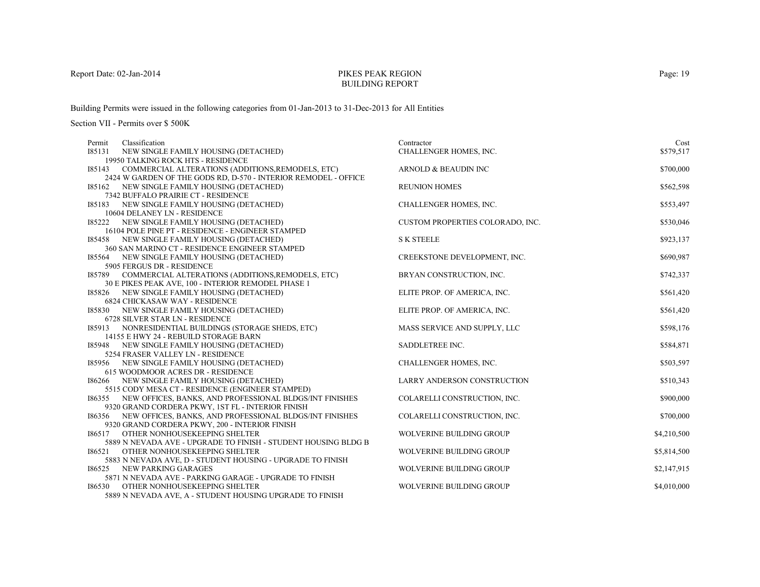Report Date: 02-Jan-2014

# PIKES PEAK REGION
## BUILDING REPORT

Building Permits were issued in the following categories from 01-Jan-2013 to 31-Dec-2013 for All Entities

Section VII - Permits over $ 500K

| Permit | Classification | Contractor | Cost |
|---|---|---|---|
| I85131 | NEW SINGLE FAMILY HOUSING (DETACHED)<br>19950 TALKING ROCK HTS - RESIDENCE | CHALLENGER HOMES, INC. | $579,517 |
| I85143 | COMMERCIAL ALTERATIONS (ADDITIONS,REMODELS, ETC)<br>2424 W GARDEN OF THE GODS RD, D-570 - INTERIOR REMODEL - OFFICE | ARNOLD & BEAUDIN INC | $700,000 |
| I85162 | NEW SINGLE FAMILY HOUSING (DETACHED)<br>7342 BUFFALO PRAIRIE CT - RESIDENCE | REUNION HOMES | $562,598 |
| I85183 | NEW SINGLE FAMILY HOUSING (DETACHED)<br>10604 DELANEY LN - RESIDENCE | CHALLENGER HOMES, INC. | $553,497 |
| I85222 | NEW SINGLE FAMILY HOUSING (DETACHED)<br>16104 POLE PINE PT - RESIDENCE - ENGINEER STAMPED | CUSTOM PROPERTIES COLORADO, INC. | $530,046 |
| I85458 | NEW SINGLE FAMILY HOUSING (DETACHED)<br>360 SAN MARINO CT - RESIDENCE ENGINEER STAMPED | S K STEELE | $923,137 |
| I85564 | NEW SINGLE FAMILY HOUSING (DETACHED)<br>5905 FERGUS DR - RESIDENCE | CREEKSTONE DEVELOPMENT, INC. | $690,987 |
| I85789 | COMMERCIAL ALTERATIONS (ADDITIONS,REMODELS, ETC)<br>30 E PIKES PEAK AVE, 100 - INTERIOR REMODEL PHASE 1 | BRYAN CONSTRUCTION, INC. | $742,337 |
| I85826 | NEW SINGLE FAMILY HOUSING (DETACHED)<br>6824 CHICKASAW WAY - RESIDENCE | ELITE PROP. OF AMERICA, INC. | $561,420 |
| I85830 | NEW SINGLE FAMILY HOUSING (DETACHED)<br>6728 SILVER STAR LN - RESIDENCE | ELITE PROP. OF AMERICA, INC. | $561,420 |
| I85913 | NONRESIDENTIAL BUILDINGS (STORAGE SHEDS, ETC)<br>14155 E HWY 24 - REBUILD STORAGE BARN | MASS SERVICE AND SUPPLY, LLC | $598,176 |
| I85948 | NEW SINGLE FAMILY HOUSING (DETACHED)<br>5254 FRASER VALLEY LN - RESIDENCE | SADDLETREE INC. | $584,871 |
| I85956 | NEW SINGLE FAMILY HOUSING (DETACHED)<br>615 WOODMOOR ACRES DR - RESIDENCE | CHALLENGER HOMES, INC. | $503,597 |
| I86266 | NEW SINGLE FAMILY HOUSING (DETACHED)<br>5515 CODY MESA CT - RESIDENCE (ENGINEER STAMPED) | LARRY ANDERSON CONSTRUCTION | $510,343 |
| I86355 | NEW OFFICES, BANKS, AND PROFESSIONAL BLDGS/INT FINISHES<br>9320 GRAND CORDERA PKWY, 1ST FL - INTERIOR FINISH | COLARELLI CONSTRUCTION, INC. | $900,000 |
| I86356 | NEW OFFICES, BANKS, AND PROFESSIONAL BLDGS/INT FINISHES<br>9320 GRAND CORDERA PKWY, 200 - INTERIOR FINISH | COLARELLI CONSTRUCTION, INC. | $700,000 |
| I86517 | OTHER NONHOUSEKEEPING SHELTER<br>5889 N NEVADA AVE - UPGRADE TO FINISH - STUDENT HOUSING BLDG B | WOLVERINE BUILDING GROUP | $4,210,500 |
| I86521 | OTHER NONHOUSEKEEPING SHELTER<br>5883 N NEVADA AVE, D - STUDENT HOUSING - UPGRADE TO FINISH | WOLVERINE BUILDING GROUP | $5,814,500 |
| I86525 | NEW PARKING GARAGES<br>5871 N NEVADA AVE - PARKING GARAGE - UPGRADE TO FINISH | WOLVERINE BUILDING GROUP | $2,147,915 |
| I86530 | OTHER NONHOUSEKEEPING SHELTER<br>5889 N NEVADA AVE, A - STUDENT HOUSING UPGRADE TO FINISH | WOLVERINE BUILDING GROUP | $4,010,000 |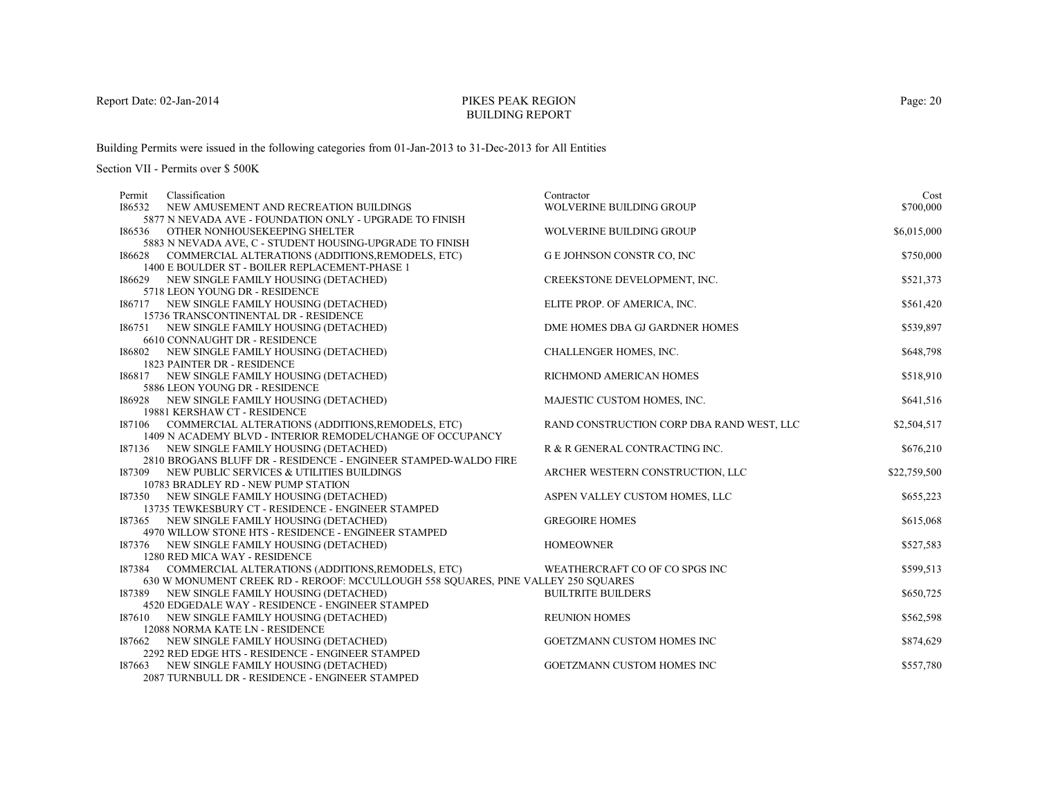Report Date: 02-Jan-2014

# PIKES PEAK REGION
## BUILDING REPORT

Building Permits were issued in the following categories from 01-Jan-2013 to 31-Dec-2013 for All Entities

Section VII - Permits over $ 500K

| Permit | Classification | Contractor | Cost |
|---|---|---|---|
| I86532 | NEW AMUSEMENT AND RECREATION BUILDINGS<br>5877 N NEVADA AVE - FOUNDATION ONLY - UPGRADE TO FINISH | WOLVERINE BUILDING GROUP | $700,000 |
| I86536 | OTHER NONHOUSEKEEPING SHELTER<br>5883 N NEVADA AVE, C - STUDENT HOUSING-UPGRADE TO FINISH | WOLVERINE BUILDING GROUP | $6,015,000 |
| I86628 | COMMERCIAL ALTERATIONS (ADDITIONS,REMODELS, ETC)<br>1400 E BOULDER ST - BOILER REPLACEMENT-PHASE 1 | G E JOHNSON CONSTR CO, INC | $750,000 |
| I86629 | NEW SINGLE FAMILY HOUSING (DETACHED)<br>5718 LEON YOUNG DR - RESIDENCE | CREEKSTONE DEVELOPMENT, INC. | $521,373 |
| I86717 | NEW SINGLE FAMILY HOUSING (DETACHED)<br>15736 TRANSCONTINENTAL DR - RESIDENCE | ELITE PROP. OF AMERICA, INC. | $561,420 |
| I86751 | NEW SINGLE FAMILY HOUSING (DETACHED)<br>6610 CONNAUGHT DR - RESIDENCE | DME HOMES DBA GJ GARDNER HOMES | $539,897 |
| I86802 | NEW SINGLE FAMILY HOUSING (DETACHED)<br>1823 PAINTER DR - RESIDENCE | CHALLENGER HOMES, INC. | $648,798 |
| I86817 | NEW SINGLE FAMILY HOUSING (DETACHED)<br>5886 LEON YOUNG DR - RESIDENCE | RICHMOND AMERICAN HOMES | $518,910 |
| I86928 | NEW SINGLE FAMILY HOUSING (DETACHED)<br>19881 KERSHAW CT - RESIDENCE | MAJESTIC CUSTOM HOMES, INC. | $641,516 |
| I87106 | COMMERCIAL ALTERATIONS (ADDITIONS,REMODELS, ETC)<br>1409 N ACADEMY BLVD - INTERIOR REMODEL/CHANGE OF OCCUPANCY | RAND CONSTRUCTION CORP DBA RAND WEST, LLC | $2,504,517 |
| I87136 | NEW SINGLE FAMILY HOUSING (DETACHED)<br>2810 BROGANS BLUFF DR - RESIDENCE - ENGINEER STAMPED-WALDO FIRE | R & R GENERAL CONTRACTING INC. | $676,210 |
| I87309 | NEW PUBLIC SERVICES & UTILITIES BUILDINGS<br>10783 BRADLEY RD - NEW PUMP STATION | ARCHER WESTERN CONSTRUCTION, LLC | $22,759,500 |
| I87350 | NEW SINGLE FAMILY HOUSING (DETACHED)<br>13735 TEWKESBURY CT - RESIDENCE - ENGINEER STAMPED | ASPEN VALLEY CUSTOM HOMES, LLC | $655,223 |
| I87365 | NEW SINGLE FAMILY HOUSING (DETACHED)<br>4970 WILLOW STONE HTS - RESIDENCE - ENGINEER STAMPED | GREGOIRE HOMES | $615,068 |
| I87376 | NEW SINGLE FAMILY HOUSING (DETACHED)<br>1280 RED MICA WAY - RESIDENCE | HOMEOWNER | $527,583 |
| I87384 | COMMERCIAL ALTERATIONS (ADDITIONS,REMODELS, ETC)<br>630 W MONUMENT CREEK RD - REROOF: MCCULLOUGH 558 SQUARES, PINE VALLEY 250 SQUARES | WEATHERCRAFT CO OF CO SPGS INC | $599,513 |
| I87389 | NEW SINGLE FAMILY HOUSING (DETACHED)<br>4520 EDGEDALE WAY - RESIDENCE - ENGINEER STAMPED | BUILTRITE BUILDERS | $650,725 |
| I87610 | NEW SINGLE FAMILY HOUSING (DETACHED)<br>12088 NORMA KATE LN - RESIDENCE | REUNION HOMES | $562,598 |
| I87662 | NEW SINGLE FAMILY HOUSING (DETACHED)<br>2292 RED EDGE HTS - RESIDENCE - ENGINEER STAMPED | GOETZMANN CUSTOM HOMES INC | $874,629 |
| I87663 | NEW SINGLE FAMILY HOUSING (DETACHED)<br>2087 TURNBULL DR - RESIDENCE - ENGINEER STAMPED | GOETZMANN CUSTOM HOMES INC | $557,780 |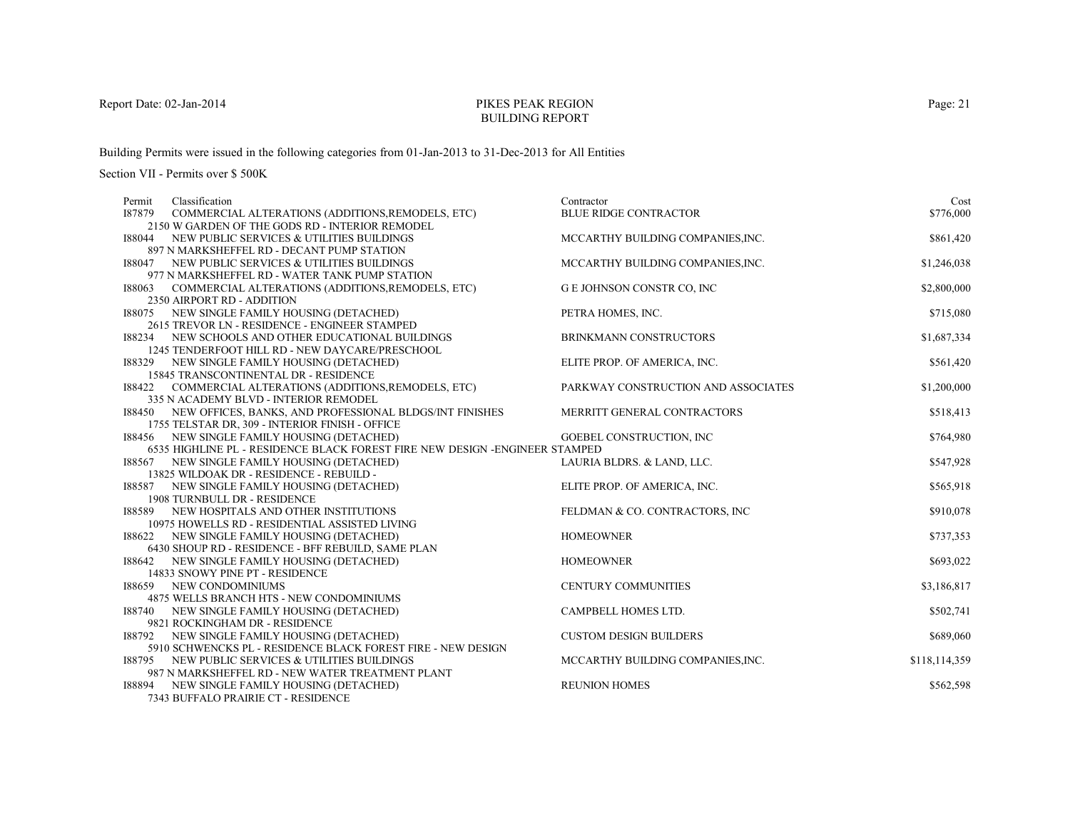Report Date: 02-Jan-2014

# PIKES PEAK REGION
## BUILDING REPORT

Building Permits were issued in the following categories from 01-Jan-2013 to 31-Dec-2013 for All Entities

Section VII - Permits over $ 500K

| Permit | Classification | Contractor | Cost |
|---|---|---|---|
| I87879 | COMMERCIAL ALTERATIONS (ADDITIONS,REMODELS, ETC)<br>2150 W GARDEN OF THE GODS RD - INTERIOR REMODEL | BLUE RIDGE CONTRACTOR | $776,000 |
| I88044 | NEW PUBLIC SERVICES & UTILITIES BUILDINGS<br>897 N MARKSHEFFEL RD - DECANT PUMP STATION | MCCARTHY BUILDING COMPANIES,INC. | $861,420 |
| I88047 | NEW PUBLIC SERVICES & UTILITIES BUILDINGS<br>977 N MARKSHEFFEL RD - WATER TANK PUMP STATION | MCCARTHY BUILDING COMPANIES,INC. | $1,246,038 |
| I88063 | COMMERCIAL ALTERATIONS (ADDITIONS,REMODELS, ETC)<br>2350 AIRPORT RD - ADDITION | G E JOHNSON CONSTR CO, INC | $2,800,000 |
| I88075 | NEW SINGLE FAMILY HOUSING (DETACHED)<br>2615 TREVOR LN - RESIDENCE - ENGINEER STAMPED | PETRA HOMES, INC. | $715,080 |
| I88234 | NEW SCHOOLS AND OTHER EDUCATIONAL BUILDINGS<br>1245 TENDERFOOT HILL RD - NEW DAYCARE/PRESCHOOL | BRINKMANN CONSTRUCTORS | $1,687,334 |
| I88329 | NEW SINGLE FAMILY HOUSING (DETACHED)<br>15845 TRANSCONTINENTAL DR - RESIDENCE | ELITE PROP. OF AMERICA, INC. | $561,420 |
| I88422 | COMMERCIAL ALTERATIONS (ADDITIONS,REMODELS, ETC)<br>335 N ACADEMY BLVD - INTERIOR REMODEL | PARKWAY CONSTRUCTION AND ASSOCIATES | $1,200,000 |
| I88450 | NEW OFFICES, BANKS, AND PROFESSIONAL BLDGS/INT FINISHES<br>1755 TELSTAR DR, 309 - INTERIOR FINISH - OFFICE | MERRITT GENERAL CONTRACTORS | $518,413 |
| I88456 | NEW SINGLE FAMILY HOUSING (DETACHED)<br>6535 HIGHLINE PL - RESIDENCE BLACK FOREST FIRE NEW DESIGN -ENGINEER STAMPED | GOEBEL CONSTRUCTION, INC | $764,980 |
| I88567 | NEW SINGLE FAMILY HOUSING (DETACHED)<br>13825 WILDOAK DR - RESIDENCE - REBUILD - | LAURIA BLDRS. & LAND, LLC. | $547,928 |
| I88587 | NEW SINGLE FAMILY HOUSING (DETACHED)<br>1908 TURNBULL DR - RESIDENCE | ELITE PROP. OF AMERICA, INC. | $565,918 |
| I88589 | NEW HOSPITALS AND OTHER INSTITUTIONS<br>10975 HOWELLS RD - RESIDENTIAL ASSISTED LIVING | FELDMAN & CO. CONTRACTORS, INC | $910,078 |
| I88622 | NEW SINGLE FAMILY HOUSING (DETACHED)<br>6430 SHOUP RD - RESIDENCE - BFF REBUILD, SAME PLAN | HOMEOWNER | $737,353 |
| I88642 | NEW SINGLE FAMILY HOUSING (DETACHED)<br>14833 SNOWY PINE PT - RESIDENCE | HOMEOWNER | $693,022 |
| I88659 | NEW CONDOMINIUMS<br>4875 WELLS BRANCH HTS - NEW CONDOMINIUMS | CENTURY COMMUNITIES | $3,186,817 |
| I88740 | NEW SINGLE FAMILY HOUSING (DETACHED)<br>9821 ROCKINGHAM DR - RESIDENCE | CAMPBELL HOMES LTD. | $502,741 |
| I88792 | NEW SINGLE FAMILY HOUSING (DETACHED)<br>5910 SCHWENCKS PL - RESIDENCE BLACK FOREST FIRE - NEW DESIGN | CUSTOM DESIGN BUILDERS | $689,060 |
| I88795 | NEW PUBLIC SERVICES & UTILITIES BUILDINGS<br>987 N MARKSHEFFEL RD - NEW WATER TREATMENT PLANT | MCCARTHY BUILDING COMPANIES,INC. | $118,114,359 |
| I88894 | NEW SINGLE FAMILY HOUSING (DETACHED)<br>7343 BUFFALO PRAIRIE CT - RESIDENCE | REUNION HOMES | $562,598 |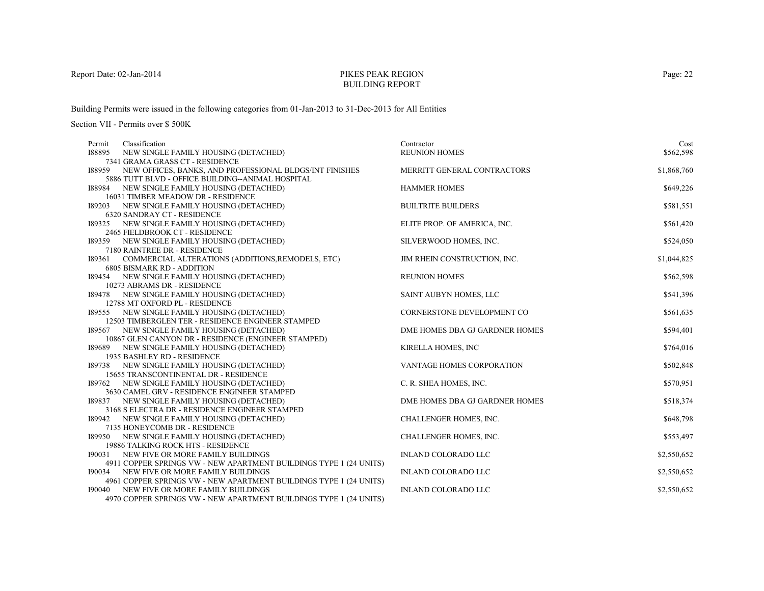Report Date: 02-Jan-2014

# PIKES PEAK REGION
## BUILDING REPORT

Building Permits were issued in the following categories from 01-Jan-2013 to 31-Dec-2013 for All Entities

Section VII - Permits over $ 500K

| Permit | Classification | Contractor | Cost |
|---|---|---|---|
| I88895 | NEW SINGLE FAMILY HOUSING (DETACHED)<br>7341 GRAMA GRASS CT - RESIDENCE | REUNION HOMES | $562,598 |
| I88959 | NEW OFFICES, BANKS, AND PROFESSIONAL BLDGS/INT FINISHES<br>5886 TUTT BLVD - OFFICE BUILDING--ANIMAL HOSPITAL | MERRITT GENERAL CONTRACTORS | $1,868,760 |
| I88984 | NEW SINGLE FAMILY HOUSING (DETACHED)<br>16031 TIMBER MEADOW DR - RESIDENCE | HAMMER HOMES | $649,226 |
| I89203 | NEW SINGLE FAMILY HOUSING (DETACHED)<br>6320 SANDRAY CT - RESIDENCE | BUILTRITE BUILDERS | $581,551 |
| I89325 | NEW SINGLE FAMILY HOUSING (DETACHED)<br>2465 FIELDBROOK CT - RESIDENCE | ELITE PROP. OF AMERICA, INC. | $561,420 |
| I89359 | NEW SINGLE FAMILY HOUSING (DETACHED)<br>7180 RAINTREE DR - RESIDENCE | SILVERWOOD HOMES, INC. | $524,050 |
| I89361 | COMMERCIAL ALTERATIONS (ADDITIONS,REMODELS, ETC)<br>6805 BISMARK RD - ADDITION | JIM RHEIN CONSTRUCTION, INC. | $1,044,825 |
| I89454 | NEW SINGLE FAMILY HOUSING (DETACHED)<br>10273 ABRAMS DR - RESIDENCE | REUNION HOMES | $562,598 |
| I89478 | NEW SINGLE FAMILY HOUSING (DETACHED)<br>12788 MT OXFORD PL - RESIDENCE | SAINT AUBYN HOMES, LLC | $541,396 |
| I89555 | NEW SINGLE FAMILY HOUSING (DETACHED)<br>12503 TIMBERGLEN TER - RESIDENCE ENGINEER STAMPED | CORNERSTONE DEVELOPMENT CO | $561,635 |
| I89567 | NEW SINGLE FAMILY HOUSING (DETACHED)<br>10867 GLEN CANYON DR - RESIDENCE (ENGINEER STAMPED) | DME HOMES DBA GJ GARDNER HOMES | $594,401 |
| I89689 | NEW SINGLE FAMILY HOUSING (DETACHED)<br>1935 BASHLEY RD - RESIDENCE | KIRELLA HOMES, INC | $764,016 |
| I89738 | NEW SINGLE FAMILY HOUSING (DETACHED)<br>15655 TRANSCONTINENTAL DR - RESIDENCE | VANTAGE HOMES CORPORATION | $502,848 |
| I89762 | NEW SINGLE FAMILY HOUSING (DETACHED)<br>3630 CAMEL GRV - RESIDENCE ENGINEER STAMPED | C. R. SHEA HOMES, INC. | $570,951 |
| I89837 | NEW SINGLE FAMILY HOUSING (DETACHED)<br>3168 S ELECTRA DR - RESIDENCE ENGINEER STAMPED | DME HOMES DBA GJ GARDNER HOMES | $518,374 |
| I89942 | NEW SINGLE FAMILY HOUSING (DETACHED)<br>7135 HONEYCOMB DR - RESIDENCE | CHALLENGER HOMES, INC. | $648,798 |
| I89950 | NEW SINGLE FAMILY HOUSING (DETACHED)<br>19886 TALKING ROCK HTS - RESIDENCE | CHALLENGER HOMES, INC. | $553,497 |
| I90031 | NEW FIVE OR MORE FAMILY BUILDINGS<br>4911 COPPER SPRINGS VW - NEW APARTMENT BUILDINGS TYPE 1 (24 UNITS) | INLAND COLORADO LLC | $2,550,652 |
| I90034 | NEW FIVE OR MORE FAMILY BUILDINGS<br>4961 COPPER SPRINGS VW - NEW APARTMENT BUILDINGS TYPE 1 (24 UNITS) | INLAND COLORADO LLC | $2,550,652 |
| I90040 | NEW FIVE OR MORE FAMILY BUILDINGS<br>4970 COPPER SPRINGS VW - NEW APARTMENT BUILDINGS TYPE 1 (24 UNITS) | INLAND COLORADO LLC | $2,550,652 |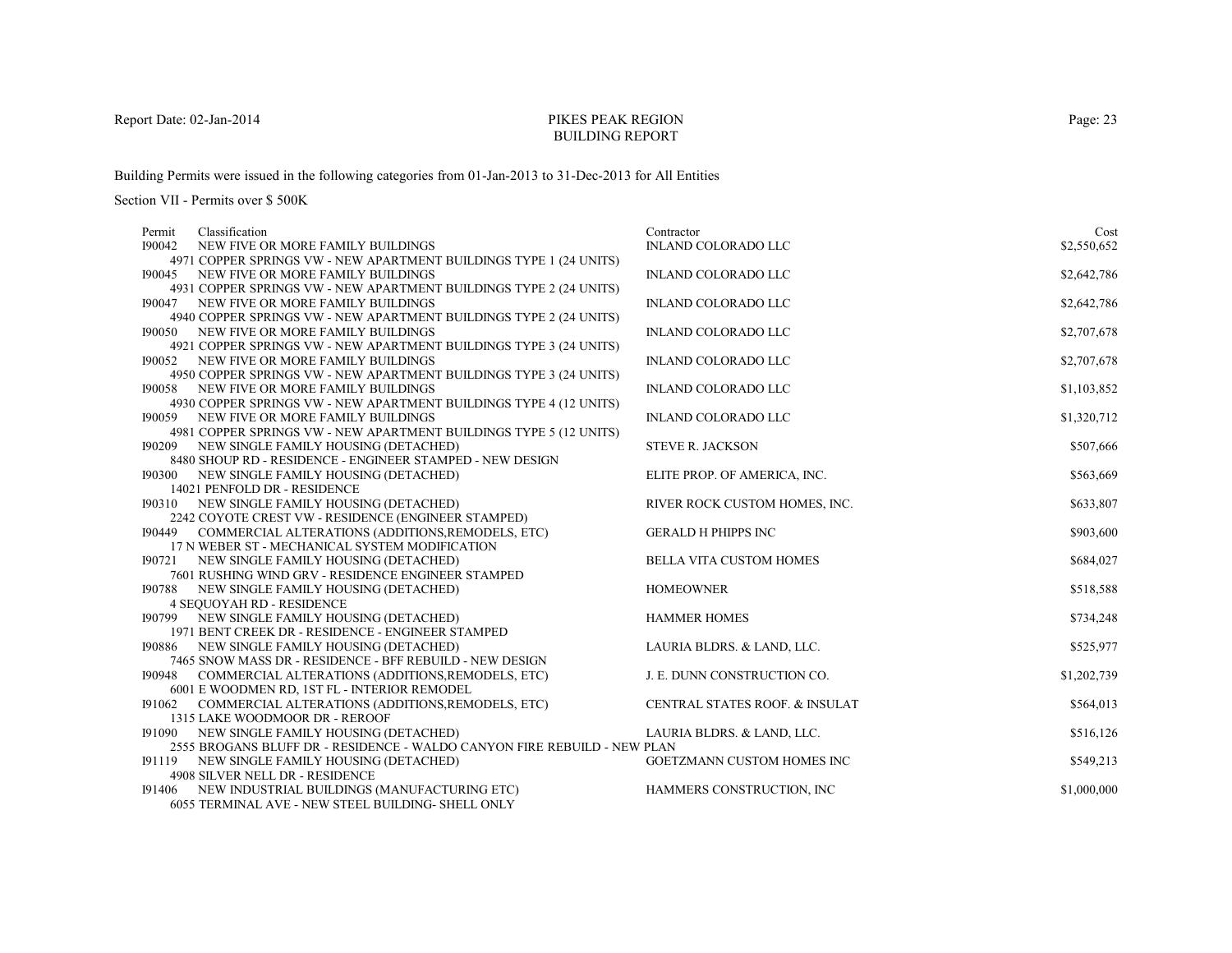Report Date: 02-Jan-2014

# PIKES PEAK REGION
## BUILDING REPORT

Building Permits were issued in the following categories from 01-Jan-2013 to 31-Dec-2013 for All Entities

Section VII - Permits over $ 500K

| Permit | Classification | Contractor | Cost |
|---|---|---|---|
| I90042 | NEW FIVE OR MORE FAMILY BUILDINGS<br>4971 COPPER SPRINGS VW - NEW APARTMENT BUILDINGS TYPE 1 (24 UNITS) | INLAND COLORADO LLC | $2,550,652 |
| I90045 | NEW FIVE OR MORE FAMILY BUILDINGS<br>4931 COPPER SPRINGS VW - NEW APARTMENT BUILDINGS TYPE 2 (24 UNITS) | INLAND COLORADO LLC | $2,642,786 |
| I90047 | NEW FIVE OR MORE FAMILY BUILDINGS<br>4940 COPPER SPRINGS VW - NEW APARTMENT BUILDINGS TYPE 2 (24 UNITS) | INLAND COLORADO LLC | $2,642,786 |
| I90050 | NEW FIVE OR MORE FAMILY BUILDINGS<br>4921 COPPER SPRINGS VW - NEW APARTMENT BUILDINGS TYPE 3 (24 UNITS) | INLAND COLORADO LLC | $2,707,678 |
| I90052 | NEW FIVE OR MORE FAMILY BUILDINGS<br>4950 COPPER SPRINGS VW - NEW APARTMENT BUILDINGS TYPE 3 (24 UNITS) | INLAND COLORADO LLC | $2,707,678 |
| I90058 | NEW FIVE OR MORE FAMILY BUILDINGS<br>4930 COPPER SPRINGS VW - NEW APARTMENT BUILDINGS TYPE 4 (12 UNITS) | INLAND COLORADO LLC | $1,103,852 |
| I90059 | NEW FIVE OR MORE FAMILY BUILDINGS<br>4981 COPPER SPRINGS VW - NEW APARTMENT BUILDINGS TYPE 5 (12 UNITS) | INLAND COLORADO LLC | $1,320,712 |
| I90209 | NEW SINGLE FAMILY HOUSING (DETACHED)<br>8480 SHOUP RD - RESIDENCE - ENGINEER STAMPED - NEW DESIGN | STEVE R. JACKSON | $507,666 |
| I90300 | NEW SINGLE FAMILY HOUSING (DETACHED)<br>14021 PENFOLD DR - RESIDENCE | ELITE PROP. OF AMERICA, INC. | $563,669 |
| I90310 | NEW SINGLE FAMILY HOUSING (DETACHED)<br>2242 COYOTE CREST VW - RESIDENCE (ENGINEER STAMPED) | RIVER ROCK CUSTOM HOMES, INC. | $633,807 |
| I90449 | COMMERCIAL ALTERATIONS (ADDITIONS,REMODELS, ETC)<br>17 N WEBER ST - MECHANICAL SYSTEM MODIFICATION | GERALD H PHIPPS INC | $903,600 |
| I90721 | NEW SINGLE FAMILY HOUSING (DETACHED)<br>7601 RUSHING WIND GRV - RESIDENCE ENGINEER STAMPED | BELLA VITA CUSTOM HOMES | $684,027 |
| I90788 | NEW SINGLE FAMILY HOUSING (DETACHED)<br>4 SEQUOYAH RD - RESIDENCE | HOMEOWNER | $518,588 |
| I90799 | NEW SINGLE FAMILY HOUSING (DETACHED)<br>1971 BENT CREEK DR - RESIDENCE - ENGINEER STAMPED | HAMMER HOMES | $734,248 |
| I90886 | NEW SINGLE FAMILY HOUSING (DETACHED)<br>7465 SNOW MASS DR - RESIDENCE - BFF REBUILD - NEW DESIGN | LAURIA BLDRS. & LAND, LLC. | $525,977 |
| I90948 | COMMERCIAL ALTERATIONS (ADDITIONS,REMODELS, ETC)<br>6001 E WOODMEN RD, 1ST FL - INTERIOR REMODEL | J. E. DUNN CONSTRUCTION CO. | $1,202,739 |
| I91062 | COMMERCIAL ALTERATIONS (ADDITIONS,REMODELS, ETC)<br>1315 LAKE WOODMOOR DR - REROOF | CENTRAL STATES ROOF. & INSULAT | $564,013 |
| I91090 | NEW SINGLE FAMILY HOUSING (DETACHED)<br>2555 BROGANS BLUFF DR - RESIDENCE - WALDO CANYON FIRE REBUILD - NEW PLAN | LAURIA BLDRS. & LAND, LLC. | $516,126 |
| I91119 | NEW SINGLE FAMILY HOUSING (DETACHED)<br>4908 SILVER NELL DR - RESIDENCE | GOETZMANN CUSTOM HOMES INC | $549,213 |
| I91406 | NEW INDUSTRIAL BUILDINGS (MANUFACTURING ETC)<br>6055 TERMINAL AVE - NEW STEEL BUILDING- SHELL ONLY | HAMMERS CONSTRUCTION, INC | $1,000,000 |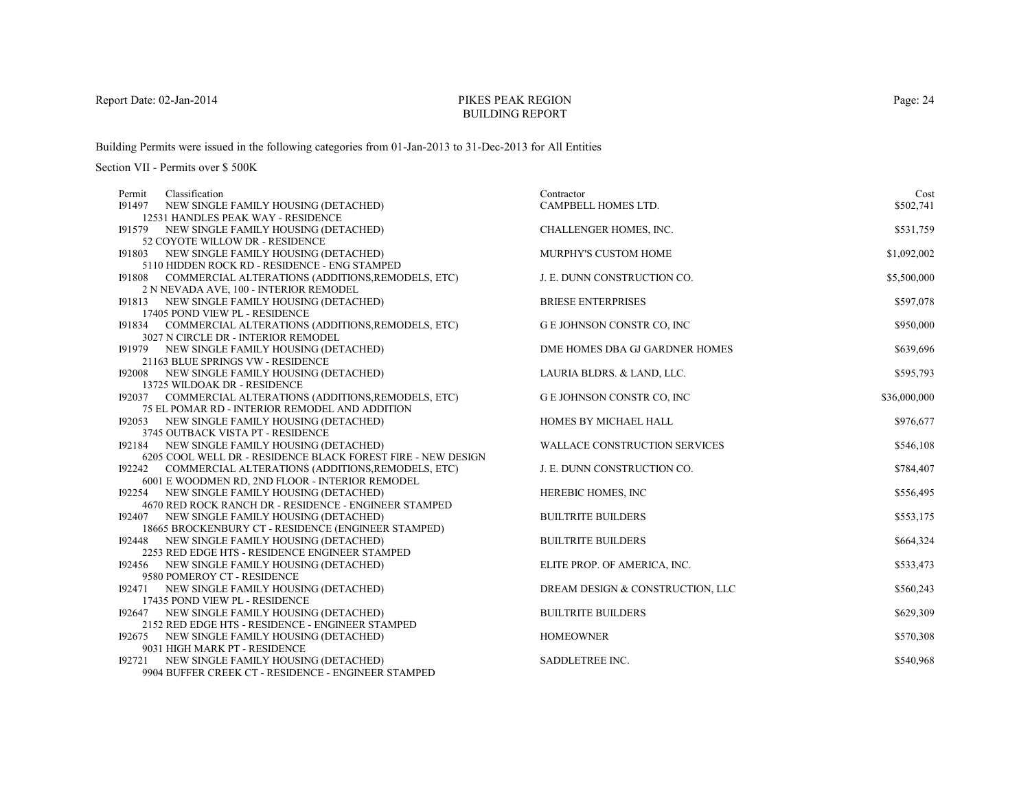Report Date: 02-Jan-2014

# PIKES PEAK REGION
## BUILDING REPORT

Building Permits were issued in the following categories from 01-Jan-2013 to 31-Dec-2013 for All Entities

Section VII - Permits over $ 500K

| Permit | Classification | Contractor | Cost |
|---|---|---|---|
| I91497 | NEW SINGLE FAMILY HOUSING (DETACHED)<br>12531 HANDLES PEAK WAY - RESIDENCE | CAMPBELL HOMES LTD. | $502,741 |
| I91579 | NEW SINGLE FAMILY HOUSING (DETACHED)<br>52 COYOTE WILLOW DR - RESIDENCE | CHALLENGER HOMES, INC. | $531,759 |
| I91803 | NEW SINGLE FAMILY HOUSING (DETACHED)<br>5110 HIDDEN ROCK RD - RESIDENCE - ENG STAMPED | MURPHY'S CUSTOM HOME | $1,092,002 |
| I91808 | COMMERCIAL ALTERATIONS (ADDITIONS,REMODELS, ETC)<br>2 N NEVADA AVE, 100 - INTERIOR REMODEL | J. E. DUNN CONSTRUCTION CO. | $5,500,000 |
| I91813 | NEW SINGLE FAMILY HOUSING (DETACHED)<br>17405 POND VIEW PL - RESIDENCE | BRIESE ENTERPRISES | $597,078 |
| I91834 | COMMERCIAL ALTERATIONS (ADDITIONS,REMODELS, ETC)<br>3027 N CIRCLE DR - INTERIOR REMODEL | G E JOHNSON CONSTR CO, INC | $950,000 |
| I91979 | NEW SINGLE FAMILY HOUSING (DETACHED)<br>21163 BLUE SPRINGS VW - RESIDENCE | DME HOMES DBA GJ GARDNER HOMES | $639,696 |
| I92008 | NEW SINGLE FAMILY HOUSING (DETACHED)<br>13725 WILDOAK DR - RESIDENCE | LAURIA BLDRS. & LAND, LLC. | $595,793 |
| I92037 | COMMERCIAL ALTERATIONS (ADDITIONS,REMODELS, ETC)<br>75 EL POMAR RD - INTERIOR REMODEL AND ADDITION | G E JOHNSON CONSTR CO, INC | $36,000,000 |
| I92053 | NEW SINGLE FAMILY HOUSING (DETACHED)<br>3745 OUTBACK VISTA PT - RESIDENCE | HOMES BY MICHAEL HALL | $976,677 |
| I92184 | NEW SINGLE FAMILY HOUSING (DETACHED)<br>6205 COOL WELL DR - RESIDENCE BLACK FOREST FIRE - NEW DESIGN | WALLACE CONSTRUCTION SERVICES | $546,108 |
| I92242 | COMMERCIAL ALTERATIONS (ADDITIONS,REMODELS, ETC)<br>6001 E WOODMEN RD, 2ND FLOOR - INTERIOR REMODEL | J. E. DUNN CONSTRUCTION CO. | $784,407 |
| I92254 | NEW SINGLE FAMILY HOUSING (DETACHED)<br>4670 RED ROCK RANCH DR - RESIDENCE - ENGINEER STAMPED | HEREBIC HOMES, INC | $556,495 |
| I92407 | NEW SINGLE FAMILY HOUSING (DETACHED)<br>18665 BROCKENBURY CT - RESIDENCE (ENGINEER STAMPED) | BUILTRITE BUILDERS | $553,175 |
| I92448 | NEW SINGLE FAMILY HOUSING (DETACHED)<br>2253 RED EDGE HTS - RESIDENCE ENGINEER STAMPED | BUILTRITE BUILDERS | $664,324 |
| I92456 | NEW SINGLE FAMILY HOUSING (DETACHED)<br>9580 POMEROY CT - RESIDENCE | ELITE PROP. OF AMERICA, INC. | $533,473 |
| I92471 | NEW SINGLE FAMILY HOUSING (DETACHED)<br>17435 POND VIEW PL - RESIDENCE | DREAM DESIGN & CONSTRUCTION, LLC | $560,243 |
| I92647 | NEW SINGLE FAMILY HOUSING (DETACHED)<br>2152 RED EDGE HTS - RESIDENCE - ENGINEER STAMPED | BUILTRITE BUILDERS | $629,309 |
| I92675 | NEW SINGLE FAMILY HOUSING (DETACHED)<br>9031 HIGH MARK PT - RESIDENCE | HOMEOWNER | $570,308 |
| I92721 | NEW SINGLE FAMILY HOUSING (DETACHED)<br>9904 BUFFER CREEK CT - RESIDENCE - ENGINEER STAMPED | SADDLETREE INC. | $540,968 |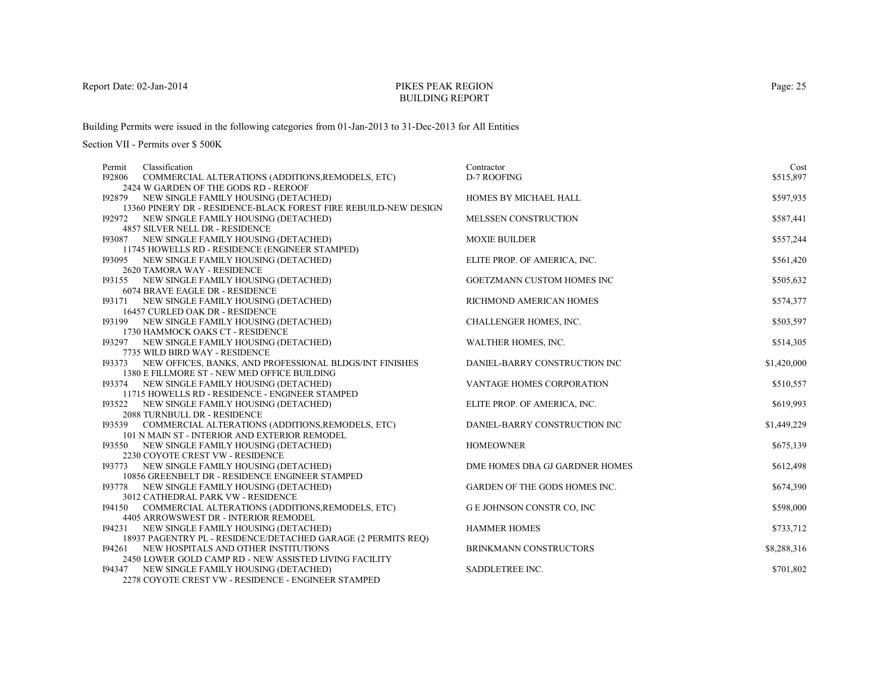Report Date: 02-Jan-2014

# PIKES PEAK REGION
## BUILDING REPORT

Building Permits were issued in the following categories from 01-Jan-2013 to 31-Dec-2013 for All Entities

Section VII - Permits over $ 500K

| Permit | Classification | Contractor | Cost |
|---|---|---|---|
| I92806 | COMMERCIAL ALTERATIONS (ADDITIONS,REMODELS, ETC)<br>2424 W GARDEN OF THE GODS RD - REROOF | D-7 ROOFING | $515,897 |
| I92879 | NEW SINGLE FAMILY HOUSING (DETACHED)<br>13360 PINERY DR - RESIDENCE-BLACK FOREST FIRE REBUILD-NEW DESIGN | HOMES BY MICHAEL HALL | $597,935 |
| I92972 | NEW SINGLE FAMILY HOUSING (DETACHED)<br>4857 SILVER NELL DR - RESIDENCE | MELSSEN CONSTRUCTION | $587,441 |
| I93087 | NEW SINGLE FAMILY HOUSING (DETACHED)<br>11745 HOWELLS RD - RESIDENCE (ENGINEER STAMPED) | MOXIE BUILDER | $557,244 |
| I93095 | NEW SINGLE FAMILY HOUSING (DETACHED)<br>2620 TAMORA WAY - RESIDENCE | ELITE PROP. OF AMERICA, INC. | $561,420 |
| I93155 | NEW SINGLE FAMILY HOUSING (DETACHED)<br>6074 BRAVE EAGLE DR - RESIDENCE | GOETZMANN CUSTOM HOMES INC | $505,632 |
| I93171 | NEW SINGLE FAMILY HOUSING (DETACHED)<br>16457 CURLED OAK DR - RESIDENCE | RICHMOND AMERICAN HOMES | $574,377 |
| I93199 | NEW SINGLE FAMILY HOUSING (DETACHED)<br>1730 HAMMOCK OAKS CT - RESIDENCE | CHALLENGER HOMES, INC. | $503,597 |
| I93297 | NEW SINGLE FAMILY HOUSING (DETACHED)<br>7735 WILD BIRD WAY - RESIDENCE | WALTHER HOMES, INC. | $514,305 |
| I93373 | NEW OFFICES, BANKS, AND PROFESSIONAL BLDGS/INT FINISHES<br>1380 E FILLMORE ST - NEW MED OFFICE BUILDING | DANIEL-BARRY CONSTRUCTION INC | $1,420,000 |
| I93374 | NEW SINGLE FAMILY HOUSING (DETACHED)<br>11715 HOWELLS RD - RESIDENCE - ENGINEER STAMPED | VANTAGE HOMES CORPORATION | $510,557 |
| I93522 | NEW SINGLE FAMILY HOUSING (DETACHED)<br>2088 TURNBULL DR - RESIDENCE | ELITE PROP. OF AMERICA, INC. | $619,993 |
| I93539 | COMMERCIAL ALTERATIONS (ADDITIONS,REMODELS, ETC)<br>101 N MAIN ST - INTERIOR AND EXTERIOR REMODEL | DANIEL-BARRY CONSTRUCTION INC | $1,449,229 |
| I93550 | NEW SINGLE FAMILY HOUSING (DETACHED)<br>2230 COYOTE CREST VW - RESIDENCE | HOMEOWNER | $675,139 |
| I93773 | NEW SINGLE FAMILY HOUSING (DETACHED)<br>10856 GREENBELT DR - RESIDENCE ENGINEER STAMPED | DME HOMES DBA GJ GARDNER HOMES | $612,498 |
| I93778 | NEW SINGLE FAMILY HOUSING (DETACHED)<br>3012 CATHEDRAL PARK VW - RESIDENCE | GARDEN OF THE GODS HOMES INC. | $674,390 |
| I94150 | COMMERCIAL ALTERATIONS (ADDITIONS,REMODELS, ETC)<br>4405 ARROWSWEST DR - INTERIOR REMODEL | G E JOHNSON CONSTR CO, INC | $598,000 |
| I94231 | NEW SINGLE FAMILY HOUSING (DETACHED)<br>18937 PAGENTRY PL - RESIDENCE/DETACHED GARAGE (2 PERMITS REQ) | HAMMER HOMES | $733,712 |
| I94261 | NEW HOSPITALS AND OTHER INSTITUTIONS<br>2450 LOWER GOLD CAMP RD - NEW ASSISTED LIVING FACILITY | BRINKMANN CONSTRUCTORS | $8,288,316 |
| I94347 | NEW SINGLE FAMILY HOUSING (DETACHED)<br>2278 COYOTE CREST VW - RESIDENCE - ENGINEER STAMPED | SADDLETREE INC. | $701,802 |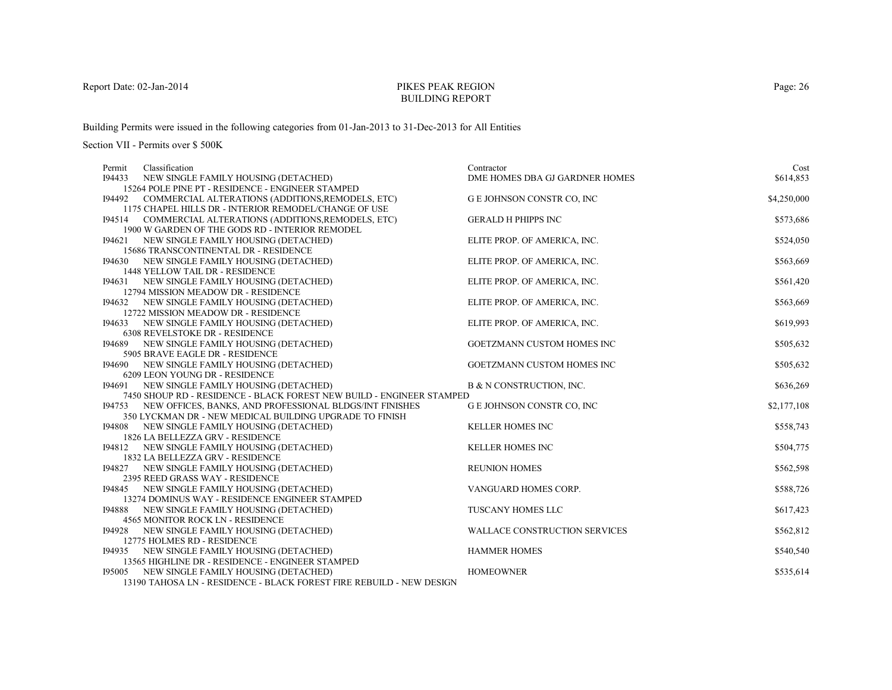Report Date: 02-Jan-2014

# PIKES PEAK REGION
## BUILDING REPORT

Building Permits were issued in the following categories from 01-Jan-2013 to 31-Dec-2013 for All Entities

Section VII - Permits over $ 500K

| Permit | Classification | Contractor | Cost |
|---|---|---|---|
| I94433 | NEW SINGLE FAMILY HOUSING (DETACHED)<br>15264 POLE PINE PT - RESIDENCE - ENGINEER STAMPED | DME HOMES DBA GJ GARDNER HOMES | $614,853 |
| I94492 | COMMERCIAL ALTERATIONS (ADDITIONS,REMODELS, ETC)<br>1175 CHAPEL HILLS DR - INTERIOR REMODEL/CHANGE OF USE | G E JOHNSON CONSTR CO, INC | $4,250,000 |
| I94514 | COMMERCIAL ALTERATIONS (ADDITIONS,REMODELS, ETC)<br>1900 W GARDEN OF THE GODS RD - INTERIOR REMODEL | GERALD H PHIPPS INC | $573,686 |
| I94621 | NEW SINGLE FAMILY HOUSING (DETACHED)<br>15686 TRANSCONTINENTAL DR - RESIDENCE | ELITE PROP. OF AMERICA, INC. | $524,050 |
| I94630 | NEW SINGLE FAMILY HOUSING (DETACHED)<br>1448 YELLOW TAIL DR - RESIDENCE | ELITE PROP. OF AMERICA, INC. | $563,669 |
| I94631 | NEW SINGLE FAMILY HOUSING (DETACHED)<br>12794 MISSION MEADOW DR - RESIDENCE | ELITE PROP. OF AMERICA, INC. | $561,420 |
| I94632 | NEW SINGLE FAMILY HOUSING (DETACHED)<br>12722 MISSION MEADOW DR - RESIDENCE | ELITE PROP. OF AMERICA, INC. | $563,669 |
| I94633 | NEW SINGLE FAMILY HOUSING (DETACHED)<br>6308 REVELSTOKE DR - RESIDENCE | ELITE PROP. OF AMERICA, INC. | $619,993 |
| I94689 | NEW SINGLE FAMILY HOUSING (DETACHED)<br>5905 BRAVE EAGLE DR - RESIDENCE | GOETZMANN CUSTOM HOMES INC | $505,632 |
| I94690 | NEW SINGLE FAMILY HOUSING (DETACHED)<br>6209 LEON YOUNG DR - RESIDENCE | GOETZMANN CUSTOM HOMES INC | $505,632 |
| I94691 | NEW SINGLE FAMILY HOUSING (DETACHED)<br>7450 SHOUP RD - RESIDENCE - BLACK FOREST NEW BUILD - ENGINEER STAMPED | B & N CONSTRUCTION, INC. | $636,269 |
| I94753 | NEW OFFICES, BANKS, AND PROFESSIONAL BLDGS/INT FINISHES<br>350 LYCKMAN DR - NEW MEDICAL BUILDING UPGRADE TO FINISH | G E JOHNSON CONSTR CO, INC | $2,177,108 |
| I94808 | NEW SINGLE FAMILY HOUSING (DETACHED)<br>1826 LA BELLEZZA GRV - RESIDENCE | KELLER HOMES INC | $558,743 |
| I94812 | NEW SINGLE FAMILY HOUSING (DETACHED)<br>1832 LA BELLEZZA GRV - RESIDENCE | KELLER HOMES INC | $504,775 |
| I94827 | NEW SINGLE FAMILY HOUSING (DETACHED)<br>2395 REED GRASS WAY - RESIDENCE | REUNION HOMES | $562,598 |
| I94845 | NEW SINGLE FAMILY HOUSING (DETACHED)<br>13274 DOMINUS WAY - RESIDENCE ENGINEER STAMPED | VANGUARD HOMES CORP. | $588,726 |
| I94888 | NEW SINGLE FAMILY HOUSING (DETACHED)<br>4565 MONITOR ROCK LN - RESIDENCE | TUSCANY HOMES LLC | $617,423 |
| I94928 | NEW SINGLE FAMILY HOUSING (DETACHED)<br>12775 HOLMES RD - RESIDENCE | WALLACE CONSTRUCTION SERVICES | $562,812 |
| I94935 | NEW SINGLE FAMILY HOUSING (DETACHED)<br>13565 HIGHLINE DR - RESIDENCE - ENGINEER STAMPED | HAMMER HOMES | $540,540 |
| I95005 | NEW SINGLE FAMILY HOUSING (DETACHED)<br>13190 TAHOSA LN - RESIDENCE - BLACK FOREST FIRE REBUILD - NEW DESIGN | HOMEOWNER | $535,614 |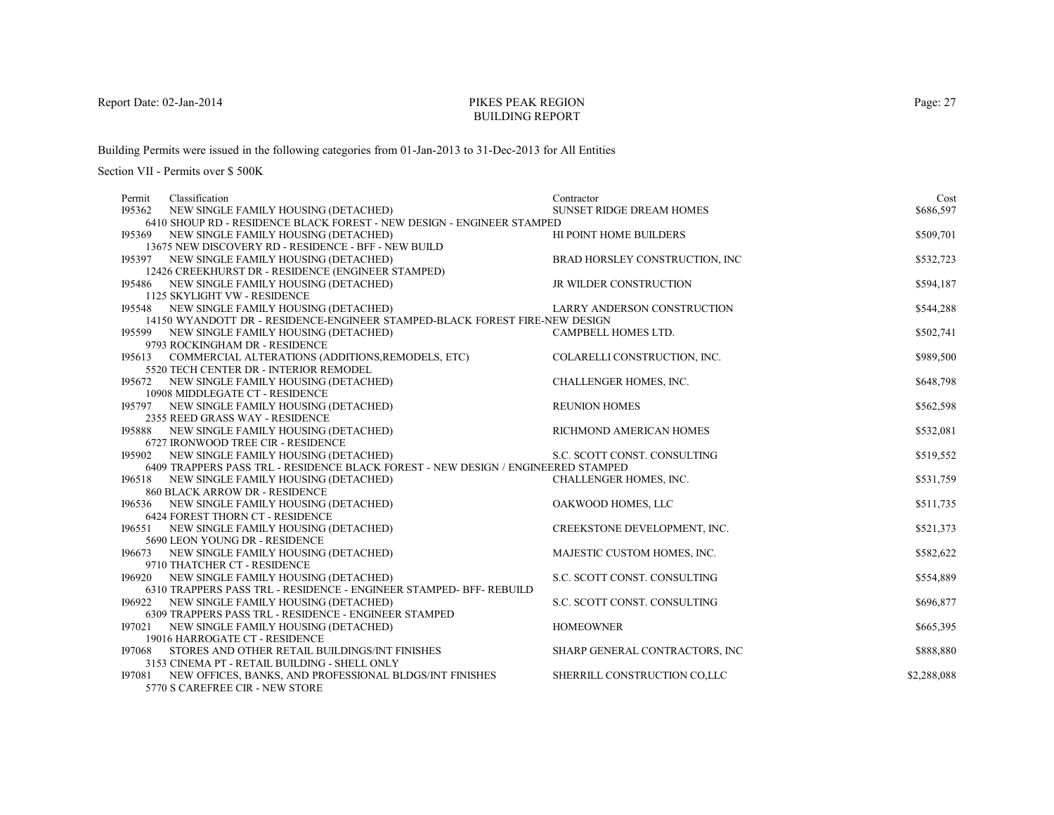# PIKES PEAK REGION
## BUILDING REPORT

Report Date: 02-Jan-2014

Building Permits were issued in the following categories from 01-Jan-2013 to 31-Dec-2013 for All Entities

Section VII - Permits over $ 500K

| Permit | Classification | Contractor | Cost |
|---|---|---|---|
| I95362 | NEW SINGLE FAMILY HOUSING (DETACHED)<br>6410 SHOUP RD - RESIDENCE BLACK FOREST - NEW DESIGN - ENGINEER STAMPED | SUNSET RIDGE DREAM HOMES | $686,597 |
| I95369 | NEW SINGLE FAMILY HOUSING (DETACHED)<br>13675 NEW DISCOVERY RD - RESIDENCE - BFF - NEW BUILD | HI POINT HOME BUILDERS | $509,701 |
| I95397 | NEW SINGLE FAMILY HOUSING (DETACHED)<br>12426 CREEKHURST DR - RESIDENCE (ENGINEER STAMPED) | BRAD HORSLEY CONSTRUCTION, INC | $532,723 |
| I95486 | NEW SINGLE FAMILY HOUSING (DETACHED)<br>1125 SKYLIGHT VW - RESIDENCE | JR WILDER CONSTRUCTION | $594,187 |
| I95548 | NEW SINGLE FAMILY HOUSING (DETACHED)<br>14150 WYANDOTT DR - RESIDENCE-ENGINEER STAMPED-BLACK FOREST FIRE-NEW DESIGN | LARRY ANDERSON CONSTRUCTION | $544,288 |
| I95599 | NEW SINGLE FAMILY HOUSING (DETACHED)<br>9793 ROCKINGHAM DR - RESIDENCE | CAMPBELL HOMES LTD. | $502,741 |
| I95613 | COMMERCIAL ALTERATIONS (ADDITIONS,REMODELS, ETC)<br>5520 TECH CENTER DR - INTERIOR REMODEL | COLARELLI CONSTRUCTION, INC. | $989,500 |
| I95672 | NEW SINGLE FAMILY HOUSING (DETACHED)<br>10908 MIDDLEGATE CT - RESIDENCE | CHALLENGER HOMES, INC. | $648,798 |
| I95797 | NEW SINGLE FAMILY HOUSING (DETACHED)<br>2355 REED GRASS WAY - RESIDENCE | REUNION HOMES | $562,598 |
| I95888 | NEW SINGLE FAMILY HOUSING (DETACHED)<br>6727 IRONWOOD TREE CIR - RESIDENCE | RICHMOND AMERICAN HOMES | $532,081 |
| I95902 | NEW SINGLE FAMILY HOUSING (DETACHED)<br>6409 TRAPPERS PASS TRL - RESIDENCE BLACK FOREST - NEW DESIGN / ENGINEERED STAMPED | S.C. SCOTT CONST. CONSULTING | $519,552 |
| I96518 | NEW SINGLE FAMILY HOUSING (DETACHED)<br>860 BLACK ARROW DR - RESIDENCE | CHALLENGER HOMES, INC. | $531,759 |
| I96536 | NEW SINGLE FAMILY HOUSING (DETACHED)<br>6424 FOREST THORN CT - RESIDENCE | OAKWOOD HOMES, LLC | $511,735 |
| I96551 | NEW SINGLE FAMILY HOUSING (DETACHED)<br>5690 LEON YOUNG DR - RESIDENCE | CREEKSTONE DEVELOPMENT, INC. | $521,373 |
| I96673 | NEW SINGLE FAMILY HOUSING (DETACHED)<br>9710 THATCHER CT - RESIDENCE | MAJESTIC CUSTOM HOMES, INC. | $582,622 |
| I96920 | NEW SINGLE FAMILY HOUSING (DETACHED)<br>6310 TRAPPERS PASS TRL - RESIDENCE - ENGINEER STAMPED- BFF- REBUILD | S.C. SCOTT CONST. CONSULTING | $554,889 |
| I96922 | NEW SINGLE FAMILY HOUSING (DETACHED)<br>6309 TRAPPERS PASS TRL - RESIDENCE - ENGINEER STAMPED | S.C. SCOTT CONST. CONSULTING | $696,877 |
| I97021 | NEW SINGLE FAMILY HOUSING (DETACHED)<br>19016 HARROGATE CT - RESIDENCE | HOMEOWNER | $665,395 |
| I97068 | STORES AND OTHER RETAIL BUILDINGS/INT FINISHES<br>3153 CINEMA PT - RETAIL BUILDING - SHELL ONLY | SHARP GENERAL CONTRACTORS, INC | $888,880 |
| I97081 | NEW OFFICES, BANKS, AND PROFESSIONAL BLDGS/INT FINISHES<br>5770 S CAREFREE CIR - NEW STORE | SHERRILL CONSTRUCTION CO,LLC | $2,288,088 |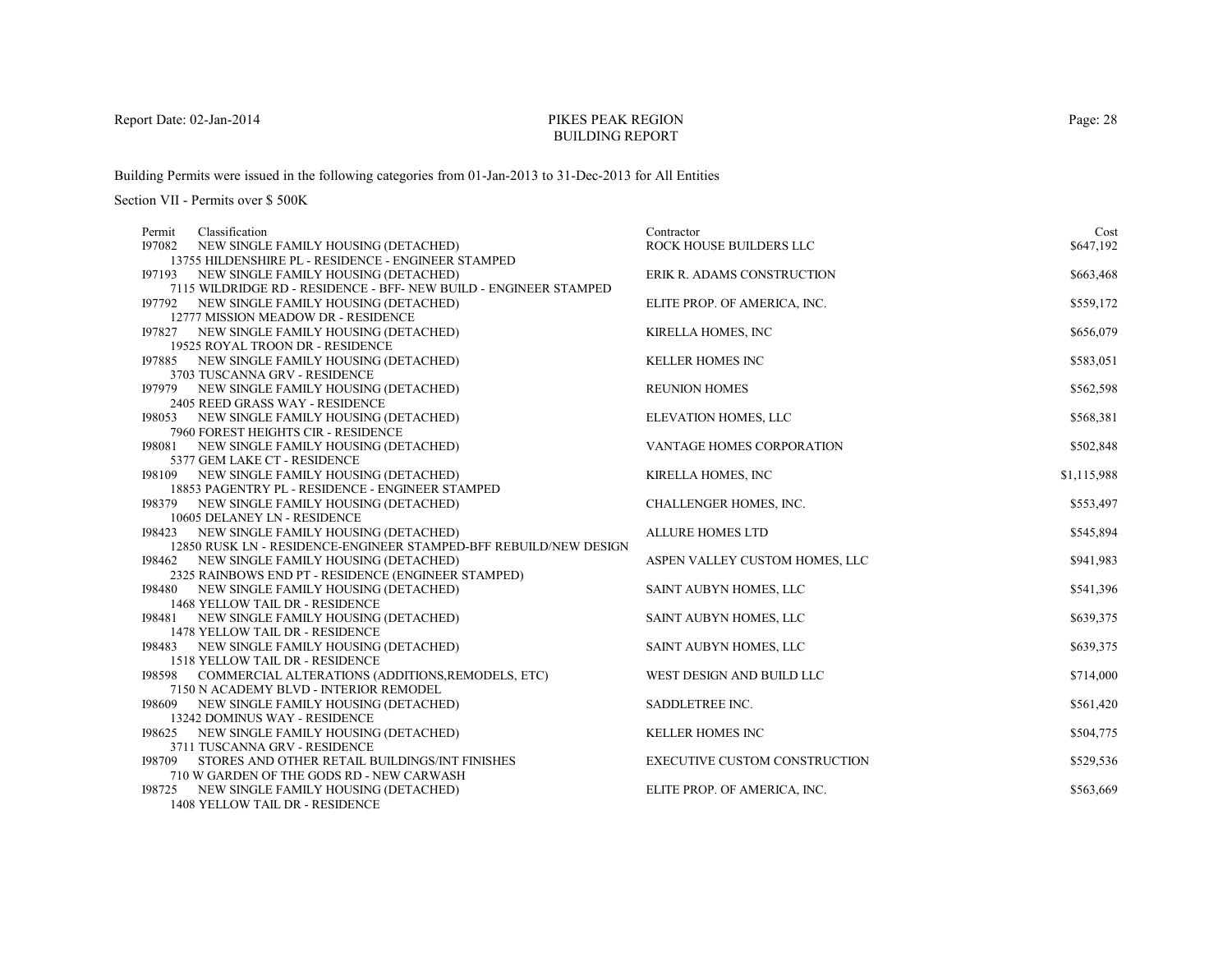# PIKES PEAK REGION
## BUILDING REPORT

Report Date: 02-Jan-2014

Building Permits were issued in the following categories from 01-Jan-2013 to 31-Dec-2013 for All Entities

Section VII - Permits over $ 500K

| Permit | Classification | Contractor | Cost |
|---|---|---|---|
| I97082 | NEW SINGLE FAMILY HOUSING (DETACHED)<br>13755 HILDENSHIRE PL - RESIDENCE - ENGINEER STAMPED | ROCK HOUSE BUILDERS LLC | $647,192 |
| I97193 | NEW SINGLE FAMILY HOUSING (DETACHED)<br>7115 WILDRIDGE RD - RESIDENCE - BFF- NEW BUILD - ENGINEER STAMPED | ERIK R. ADAMS CONSTRUCTION | $663,468 |
| I97792 | NEW SINGLE FAMILY HOUSING (DETACHED)<br>12777 MISSION MEADOW DR - RESIDENCE | ELITE PROP. OF AMERICA, INC. | $559,172 |
| I97827 | NEW SINGLE FAMILY HOUSING (DETACHED)<br>19525 ROYAL TROON DR - RESIDENCE | KIRELLA HOMES, INC | $656,079 |
| I97885 | NEW SINGLE FAMILY HOUSING (DETACHED)<br>3703 TUSCANNA GRV - RESIDENCE | KELLER HOMES INC | $583,051 |
| I97979 | NEW SINGLE FAMILY HOUSING (DETACHED)<br>2405 REED GRASS WAY - RESIDENCE | REUNION HOMES | $562,598 |
| I98053 | NEW SINGLE FAMILY HOUSING (DETACHED)<br>7960 FOREST HEIGHTS CIR - RESIDENCE | ELEVATION HOMES, LLC | $568,381 |
| I98081 | NEW SINGLE FAMILY HOUSING (DETACHED)<br>5377 GEM LAKE CT - RESIDENCE | VANTAGE HOMES CORPORATION | $502,848 |
| I98109 | NEW SINGLE FAMILY HOUSING (DETACHED)<br>18853 PAGENTRY PL - RESIDENCE - ENGINEER STAMPED | KIRELLA HOMES, INC | $1,115,988 |
| I98379 | NEW SINGLE FAMILY HOUSING (DETACHED)<br>10605 DELANEY LN - RESIDENCE | CHALLENGER HOMES, INC. | $553,497 |
| I98423 | NEW SINGLE FAMILY HOUSING (DETACHED)<br>12850 RUSK LN - RESIDENCE-ENGINEER STAMPED-BFF REBUILD/NEW DESIGN | ALLURE HOMES LTD | $545,894 |
| I98462 | NEW SINGLE FAMILY HOUSING (DETACHED)<br>2325 RAINBOWS END PT - RESIDENCE (ENGINEER STAMPED) | ASPEN VALLEY CUSTOM HOMES, LLC | $941,983 |
| I98480 | NEW SINGLE FAMILY HOUSING (DETACHED)<br>1468 YELLOW TAIL DR - RESIDENCE | SAINT AUBYN HOMES, LLC | $541,396 |
| I98481 | NEW SINGLE FAMILY HOUSING (DETACHED)<br>1478 YELLOW TAIL DR - RESIDENCE | SAINT AUBYN HOMES, LLC | $639,375 |
| I98483 | NEW SINGLE FAMILY HOUSING (DETACHED)<br>1518 YELLOW TAIL DR - RESIDENCE | SAINT AUBYN HOMES, LLC | $639,375 |
| I98598 | COMMERCIAL ALTERATIONS (ADDITIONS,REMODELS, ETC)<br>7150 N ACADEMY BLVD - INTERIOR REMODEL | WEST DESIGN AND BUILD LLC | $714,000 |
| I98609 | NEW SINGLE FAMILY HOUSING (DETACHED)<br>13242 DOMINUS WAY - RESIDENCE | SADDLETREE INC. | $561,420 |
| I98625 | NEW SINGLE FAMILY HOUSING (DETACHED)<br>3711 TUSCANNA GRV - RESIDENCE | KELLER HOMES INC | $504,775 |
| I98709 | STORES AND OTHER RETAIL BUILDINGS/INT FINISHES<br>710 W GARDEN OF THE GODS RD - NEW CARWASH | EXECUTIVE CUSTOM CONSTRUCTION | $529,536 |
| I98725 | NEW SINGLE FAMILY HOUSING (DETACHED)<br>1408 YELLOW TAIL DR - RESIDENCE | ELITE PROP. OF AMERICA, INC. | $563,669 |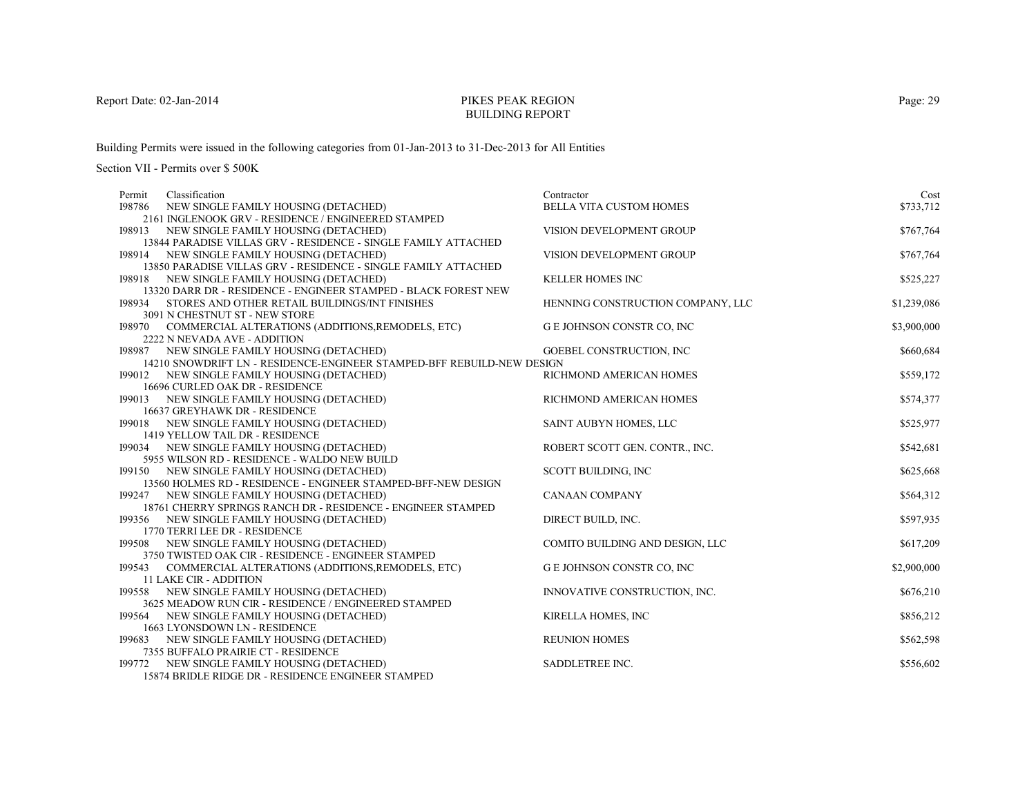Report Date: 02-Jan-2014

# PIKES PEAK REGION
## BUILDING REPORT

Building Permits were issued in the following categories from 01-Jan-2013 to 31-Dec-2013 for All Entities

Section VII - Permits over $ 500K

| Permit | Classification | Contractor | Cost |
|---|---|---|---|
| I98786 | NEW SINGLE FAMILY HOUSING (DETACHED)<br>2161 INGLENOOK GRV - RESIDENCE / ENGINEERED STAMPED | BELLA VITA CUSTOM HOMES | $733,712 |
| I98913 | NEW SINGLE FAMILY HOUSING (DETACHED)<br>13844 PARADISE VILLAS GRV - RESIDENCE - SINGLE FAMILY ATTACHED | VISION DEVELOPMENT GROUP | $767,764 |
| I98914 | NEW SINGLE FAMILY HOUSING (DETACHED)<br>13850 PARADISE VILLAS GRV - RESIDENCE - SINGLE FAMILY ATTACHED | VISION DEVELOPMENT GROUP | $767,764 |
| I98918 | NEW SINGLE FAMILY HOUSING (DETACHED)<br>13320 DARR DR - RESIDENCE - ENGINEER STAMPED - BLACK FOREST NEW | KELLER HOMES INC | $525,227 |
| I98934 | STORES AND OTHER RETAIL BUILDINGS/INT FINISHES<br>3091 N CHESTNUT ST - NEW STORE | HENNING CONSTRUCTION COMPANY, LLC | $1,239,086 |
| I98970 | COMMERCIAL ALTERATIONS (ADDITIONS,REMODELS, ETC)<br>2222 N NEVADA AVE - ADDITION | G E JOHNSON CONSTR CO, INC | $3,900,000 |
| I98987 | NEW SINGLE FAMILY HOUSING (DETACHED)<br>14210 SNOWDRIFT LN - RESIDENCE-ENGINEER STAMPED-BFF REBUILD-NEW DESIGN | GOEBEL CONSTRUCTION, INC | $660,684 |
| I99012 | NEW SINGLE FAMILY HOUSING (DETACHED)<br>16696 CURLED OAK DR - RESIDENCE | RICHMOND AMERICAN HOMES | $559,172 |
| I99013 | NEW SINGLE FAMILY HOUSING (DETACHED)<br>16637 GREYHAWK DR - RESIDENCE | RICHMOND AMERICAN HOMES | $574,377 |
| I99018 | NEW SINGLE FAMILY HOUSING (DETACHED)<br>1419 YELLOW TAIL DR - RESIDENCE | SAINT AUBYN HOMES, LLC | $525,977 |
| I99034 | NEW SINGLE FAMILY HOUSING (DETACHED)<br>5955 WILSON RD - RESIDENCE - WALDO NEW BUILD | ROBERT SCOTT GEN. CONTR., INC. | $542,681 |
| I99150 | NEW SINGLE FAMILY HOUSING (DETACHED)<br>13560 HOLMES RD - RESIDENCE - ENGINEER STAMPED-BFF-NEW DESIGN | SCOTT BUILDING, INC | $625,668 |
| I99247 | NEW SINGLE FAMILY HOUSING (DETACHED)<br>18761 CHERRY SPRINGS RANCH DR - RESIDENCE - ENGINEER STAMPED | CANAAN COMPANY | $564,312 |
| I99356 | NEW SINGLE FAMILY HOUSING (DETACHED)<br>1770 TERRI LEE DR - RESIDENCE | DIRECT BUILD, INC. | $597,935 |
| I99508 | NEW SINGLE FAMILY HOUSING (DETACHED)<br>3750 TWISTED OAK CIR - RESIDENCE - ENGINEER STAMPED | COMITO BUILDING AND DESIGN, LLC | $617,209 |
| I99543 | COMMERCIAL ALTERATIONS (ADDITIONS,REMODELS, ETC)<br>11 LAKE CIR - ADDITION | G E JOHNSON CONSTR CO, INC | $2,900,000 |
| I99558 | NEW SINGLE FAMILY HOUSING (DETACHED)<br>3625 MEADOW RUN CIR - RESIDENCE / ENGINEERED STAMPED | INNOVATIVE CONSTRUCTION, INC. | $676,210 |
| I99564 | NEW SINGLE FAMILY HOUSING (DETACHED)<br>1663 LYONSDOWN LN - RESIDENCE | KIRELLA HOMES, INC | $856,212 |
| I99683 | NEW SINGLE FAMILY HOUSING (DETACHED)<br>7355 BUFFALO PRAIRIE CT - RESIDENCE | REUNION HOMES | $562,598 |
| I99772 | NEW SINGLE FAMILY HOUSING (DETACHED)<br>15874 BRIDLE RIDGE DR - RESIDENCE ENGINEER STAMPED | SADDLETREE INC. | $556,602 |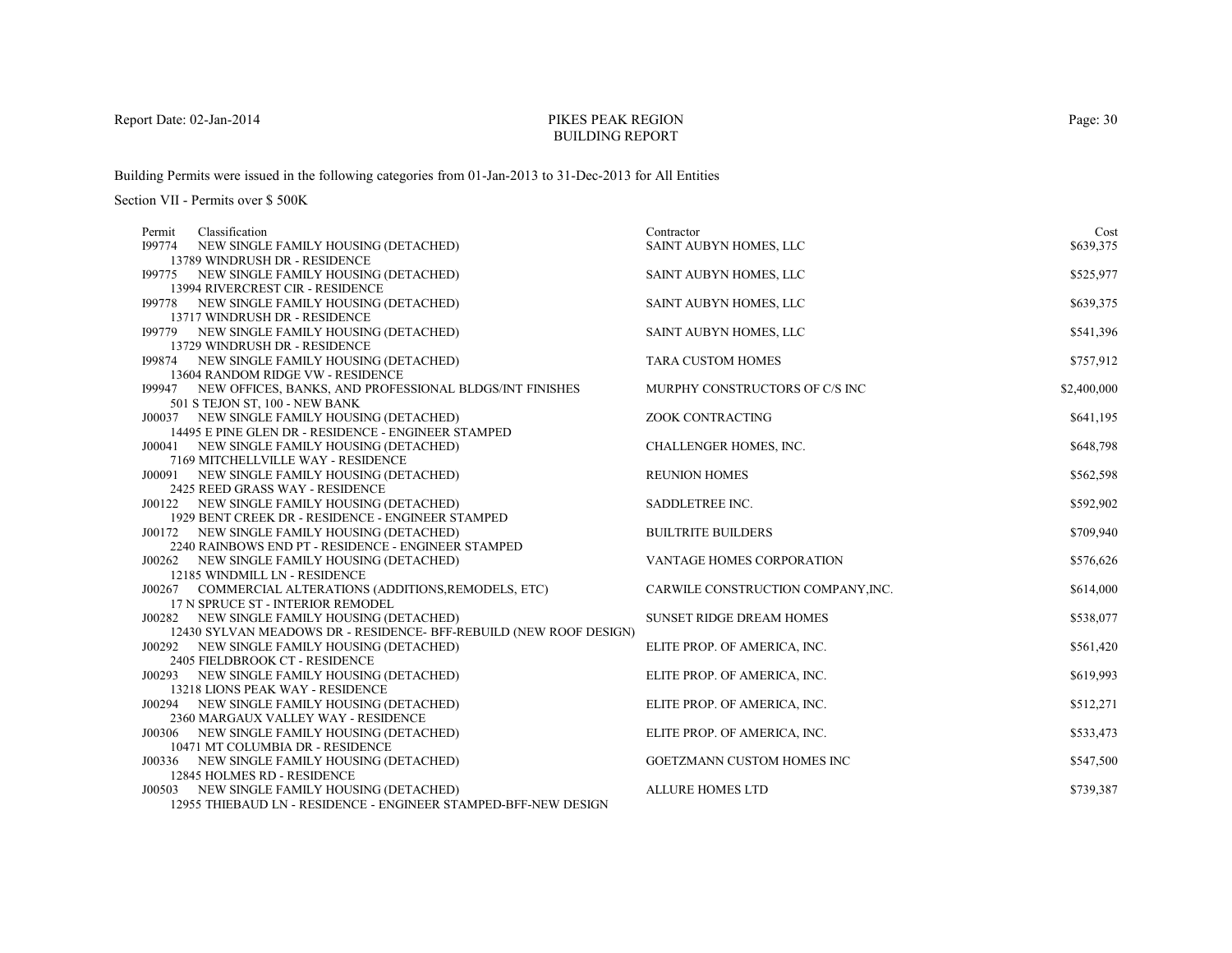Report Date: 02-Jan-2014

# PIKES PEAK REGION
## BUILDING REPORT

Building Permits were issued in the following categories from 01-Jan-2013 to 31-Dec-2013 for All Entities

Section VII - Permits over $ 500K

| Permit | Classification | Contractor | Cost |
|---|---|---|---|
| I99774 | NEW SINGLE FAMILY HOUSING (DETACHED)<br>13789 WINDRUSH DR - RESIDENCE | SAINT AUBYN HOMES, LLC | $639,375 |
| I99775 | NEW SINGLE FAMILY HOUSING (DETACHED)<br>13994 RIVERCREST CIR - RESIDENCE | SAINT AUBYN HOMES, LLC | $525,977 |
| I99778 | NEW SINGLE FAMILY HOUSING (DETACHED)<br>13717 WINDRUSH DR - RESIDENCE | SAINT AUBYN HOMES, LLC | $639,375 |
| I99779 | NEW SINGLE FAMILY HOUSING (DETACHED)<br>13729 WINDRUSH DR - RESIDENCE | SAINT AUBYN HOMES, LLC | $541,396 |
| I99874 | NEW SINGLE FAMILY HOUSING (DETACHED)<br>13604 RANDOM RIDGE VW - RESIDENCE | TARA CUSTOM HOMES | $757,912 |
| I99947 | NEW OFFICES, BANKS, AND PROFESSIONAL BLDGS/INT FINISHES<br>501 S TEJON ST, 100 - NEW BANK | MURPHY CONSTRUCTORS OF C/S INC | $2,400,000 |
| J00037 | NEW SINGLE FAMILY HOUSING (DETACHED)<br>14495 E PINE GLEN DR - RESIDENCE - ENGINEER STAMPED | ZOOK CONTRACTING | $641,195 |
| J00041 | NEW SINGLE FAMILY HOUSING (DETACHED)<br>7169 MITCHELLVILLE WAY - RESIDENCE | CHALLENGER HOMES, INC. | $648,798 |
| J00091 | NEW SINGLE FAMILY HOUSING (DETACHED)<br>2425 REED GRASS WAY - RESIDENCE | REUNION HOMES | $562,598 |
| J00122 | NEW SINGLE FAMILY HOUSING (DETACHED)<br>1929 BENT CREEK DR - RESIDENCE - ENGINEER STAMPED | SADDLETREE INC. | $592,902 |
| J00172 | NEW SINGLE FAMILY HOUSING (DETACHED)<br>2240 RAINBOWS END PT - RESIDENCE - ENGINEER STAMPED | BUILTRITE BUILDERS | $709,940 |
| J00262 | NEW SINGLE FAMILY HOUSING (DETACHED)<br>12185 WINDMILL LN - RESIDENCE | VANTAGE HOMES CORPORATION | $576,626 |
| J00267 | COMMERCIAL ALTERATIONS (ADDITIONS,REMODELS, ETC)<br>17 N SPRUCE ST - INTERIOR REMODEL | CARWILE CONSTRUCTION COMPANY,INC. | $614,000 |
| J00282 | NEW SINGLE FAMILY HOUSING (DETACHED)<br>12430 SYLVAN MEADOWS DR - RESIDENCE- BFF-REBUILD (NEW ROOF DESIGN) | SUNSET RIDGE DREAM HOMES | $538,077 |
| J00292 | NEW SINGLE FAMILY HOUSING (DETACHED)<br>2405 FIELDBROOK CT - RESIDENCE | ELITE PROP. OF AMERICA, INC. | $561,420 |
| J00293 | NEW SINGLE FAMILY HOUSING (DETACHED)<br>13218 LIONS PEAK WAY - RESIDENCE | ELITE PROP. OF AMERICA, INC. | $619,993 |
| J00294 | NEW SINGLE FAMILY HOUSING (DETACHED)<br>2360 MARGAUX VALLEY WAY - RESIDENCE | ELITE PROP. OF AMERICA, INC. | $512,271 |
| J00306 | NEW SINGLE FAMILY HOUSING (DETACHED)<br>10471 MT COLUMBIA DR - RESIDENCE | ELITE PROP. OF AMERICA, INC. | $533,473 |
| J00336 | NEW SINGLE FAMILY HOUSING (DETACHED)<br>12845 HOLMES RD - RESIDENCE | GOETZMANN CUSTOM HOMES INC | $547,500 |
| J00503 | NEW SINGLE FAMILY HOUSING (DETACHED)<br>12955 THIEBAUD LN - RESIDENCE - ENGINEER STAMPED-BFF-NEW DESIGN | ALLURE HOMES LTD | $739,387 |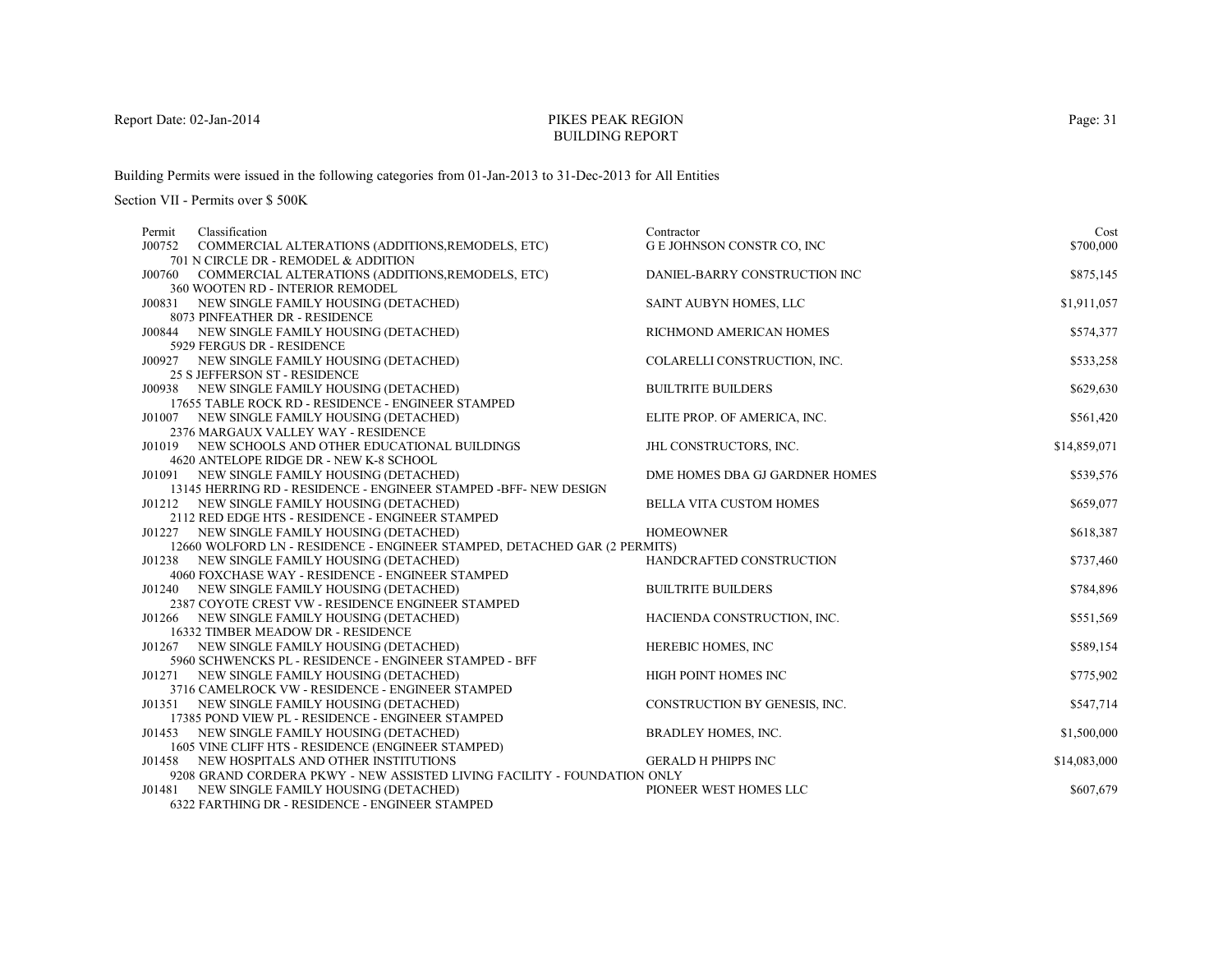Report Date: 02-Jan-2014

# PIKES PEAK REGION
## BUILDING REPORT

Building Permits were issued in the following categories from 01-Jan-2013 to 31-Dec-2013 for All Entities

Section VII - Permits over $ 500K

| Permit | Classification | Contractor | Cost |
|---|---|---|---|
| J00752 | COMMERCIAL ALTERATIONS (ADDITIONS,REMODELS, ETC)<br>701 N CIRCLE DR - REMODEL & ADDITION | G E JOHNSON CONSTR CO, INC | $700,000 |
| J00760 | COMMERCIAL ALTERATIONS (ADDITIONS,REMODELS, ETC)<br>360 WOOTEN RD - INTERIOR REMODEL | DANIEL-BARRY CONSTRUCTION INC | $875,145 |
| J00831 | NEW SINGLE FAMILY HOUSING (DETACHED)<br>8073 PINFEATHER DR - RESIDENCE | SAINT AUBYN HOMES, LLC | $1,911,057 |
| J00844 | NEW SINGLE FAMILY HOUSING (DETACHED)<br>5929 FERGUS DR - RESIDENCE | RICHMOND AMERICAN HOMES | $574,377 |
| J00927 | NEW SINGLE FAMILY HOUSING (DETACHED)<br>25 S JEFFERSON ST - RESIDENCE | COLARELLI CONSTRUCTION, INC. | $533,258 |
| J00938 | NEW SINGLE FAMILY HOUSING (DETACHED)<br>17655 TABLE ROCK RD - RESIDENCE - ENGINEER STAMPED | BUILTRITE BUILDERS | $629,630 |
| J01007 | NEW SINGLE FAMILY HOUSING (DETACHED)<br>2376 MARGAUX VALLEY WAY - RESIDENCE | ELITE PROP. OF AMERICA, INC. | $561,420 |
| J01019 | NEW SCHOOLS AND OTHER EDUCATIONAL BUILDINGS<br>4620 ANTELOPE RIDGE DR - NEW K-8 SCHOOL | JHL CONSTRUCTORS, INC. | $14,859,071 |
| J01091 | NEW SINGLE FAMILY HOUSING (DETACHED)<br>13145 HERRING RD - RESIDENCE - ENGINEER STAMPED -BFF- NEW DESIGN | DME HOMES DBA GJ GARDNER HOMES | $539,576 |
| J01212 | NEW SINGLE FAMILY HOUSING (DETACHED)<br>2112 RED EDGE HTS - RESIDENCE - ENGINEER STAMPED | BELLA VITA CUSTOM HOMES | $659,077 |
| J01227 | NEW SINGLE FAMILY HOUSING (DETACHED)<br>12660 WOLFORD LN - RESIDENCE - ENGINEER STAMPED, DETACHED GAR (2 PERMITS) | HOMEOWNER | $618,387 |
| J01238 | NEW SINGLE FAMILY HOUSING (DETACHED)<br>4060 FOXCHASE WAY - RESIDENCE - ENGINEER STAMPED | HANDCRAFTED CONSTRUCTION | $737,460 |
| J01240 | NEW SINGLE FAMILY HOUSING (DETACHED)<br>2387 COYOTE CREST VW - RESIDENCE ENGINEER STAMPED | BUILTRITE BUILDERS | $784,896 |
| J01266 | NEW SINGLE FAMILY HOUSING (DETACHED)<br>16332 TIMBER MEADOW DR - RESIDENCE | HACIENDA CONSTRUCTION, INC. | $551,569 |
| J01267 | NEW SINGLE FAMILY HOUSING (DETACHED)<br>5960 SCHWENCKS PL - RESIDENCE - ENGINEER STAMPED - BFF | HEREBIC HOMES, INC | $589,154 |
| J01271 | NEW SINGLE FAMILY HOUSING (DETACHED)<br>3716 CAMELROCK VW - RESIDENCE - ENGINEER STAMPED | HIGH POINT HOMES INC | $775,902 |
| J01351 | NEW SINGLE FAMILY HOUSING (DETACHED)<br>17385 POND VIEW PL - RESIDENCE - ENGINEER STAMPED | CONSTRUCTION BY GENESIS, INC. | $547,714 |
| J01453 | NEW SINGLE FAMILY HOUSING (DETACHED)<br>1605 VINE CLIFF HTS - RESIDENCE (ENGINEER STAMPED) | BRADLEY HOMES, INC. | $1,500,000 |
| J01458 | NEW HOSPITALS AND OTHER INSTITUTIONS<br>9208 GRAND CORDERA PKWY - NEW ASSISTED LIVING FACILITY - FOUNDATION ONLY | GERALD H PHIPPS INC | $14,083,000 |
| J01481 | NEW SINGLE FAMILY HOUSING (DETACHED)<br>6322 FARTHING DR - RESIDENCE - ENGINEER STAMPED | PIONEER WEST HOMES LLC | $607,679 |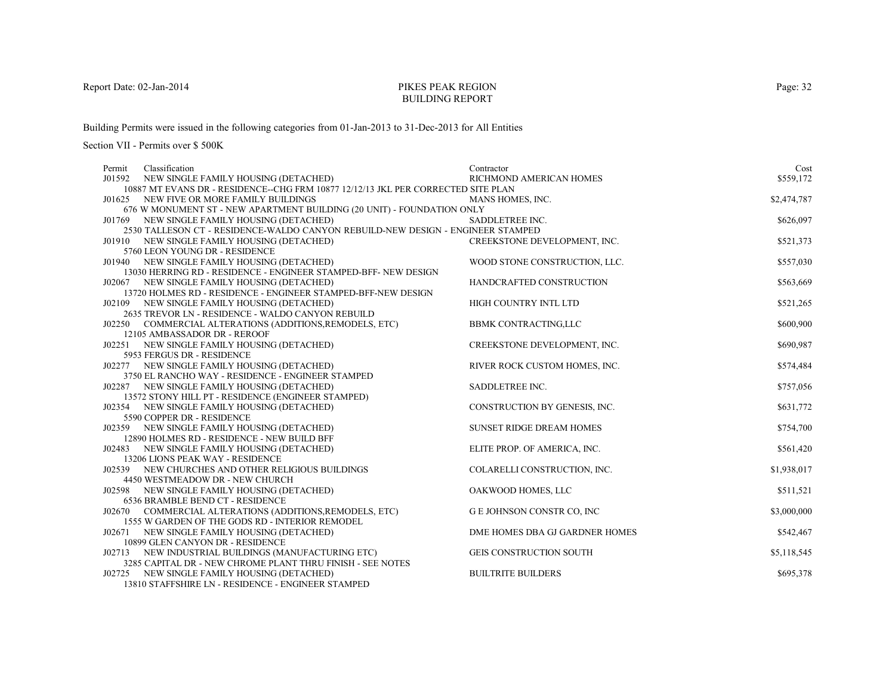Report Date: 02-Jan-2014

# PIKES PEAK REGION
## BUILDING REPORT

Building Permits were issued in the following categories from 01-Jan-2013 to 31-Dec-2013 for All Entities

Section VII - Permits over $ 500K

| Permit | Classification | Contractor | Cost |
|---|---|---|---|
| J01592 | NEW SINGLE FAMILY HOUSING (DETACHED)<br>10887 MT EVANS DR - RESIDENCE--CHG FRM 10877 12/12/13 JKL PER CORRECTED SITE PLAN | RICHMOND AMERICAN HOMES | $559,172 |
| J01625 | NEW FIVE OR MORE FAMILY BUILDINGS<br>676 W MONUMENT ST - NEW APARTMENT BUILDING (20 UNIT) - FOUNDATION ONLY | MANS HOMES, INC. | $2,474,787 |
| J01769 | NEW SINGLE FAMILY HOUSING (DETACHED)<br>2530 TALLESON CT - RESIDENCE-WALDO CANYON REBUILD-NEW DESIGN - ENGINEER STAMPED | SADDLETREE INC. | $626,097 |
| J01910 | NEW SINGLE FAMILY HOUSING (DETACHED)<br>5760 LEON YOUNG DR - RESIDENCE | CREEKSTONE DEVELOPMENT, INC. | $521,373 |
| J01940 | NEW SINGLE FAMILY HOUSING (DETACHED)<br>13030 HERRING RD - RESIDENCE - ENGINEER STAMPED-BFF- NEW DESIGN | WOOD STONE CONSTRUCTION, LLC. | $557,030 |
| J02067 | NEW SINGLE FAMILY HOUSING (DETACHED)<br>13720 HOLMES RD - RESIDENCE - ENGINEER STAMPED-BFF-NEW DESIGN | HANDCRAFTED CONSTRUCTION | $563,669 |
| J02109 | NEW SINGLE FAMILY HOUSING (DETACHED)<br>2635 TREVOR LN - RESIDENCE - WALDO CANYON REBUILD | HIGH COUNTRY INTL LTD | $521,265 |
| J02250 | COMMERCIAL ALTERATIONS (ADDITIONS,REMODELS, ETC)<br>12105 AMBASSADOR DR - REROOF | BBMK CONTRACTING,LLC | $600,900 |
| J02251 | NEW SINGLE FAMILY HOUSING (DETACHED)<br>5953 FERGUS DR - RESIDENCE | CREEKSTONE DEVELOPMENT, INC. | $690,987 |
| J02277 | NEW SINGLE FAMILY HOUSING (DETACHED)<br>3750 EL RANCHO WAY - RESIDENCE - ENGINEER STAMPED | RIVER ROCK CUSTOM HOMES, INC. | $574,484 |
| J02287 | NEW SINGLE FAMILY HOUSING (DETACHED)<br>13572 STONY HILL PT - RESIDENCE (ENGINEER STAMPED) | SADDLETREE INC. | $757,056 |
| J02354 | NEW SINGLE FAMILY HOUSING (DETACHED)<br>5590 COPPER DR - RESIDENCE | CONSTRUCTION BY GENESIS, INC. | $631,772 |
| J02359 | NEW SINGLE FAMILY HOUSING (DETACHED)<br>12890 HOLMES RD - RESIDENCE - NEW BUILD BFF | SUNSET RIDGE DREAM HOMES | $754,700 |
| J02483 | NEW SINGLE FAMILY HOUSING (DETACHED)<br>13206 LIONS PEAK WAY - RESIDENCE | ELITE PROP. OF AMERICA, INC. | $561,420 |
| J02539 | NEW CHURCHES AND OTHER RELIGIOUS BUILDINGS<br>4450 WESTMEADOW DR - NEW CHURCH | COLARELLI CONSTRUCTION, INC. | $1,938,017 |
| J02598 | NEW SINGLE FAMILY HOUSING (DETACHED)<br>6536 BRAMBLE BEND CT - RESIDENCE | OAKWOOD HOMES, LLC | $511,521 |
| J02670 | COMMERCIAL ALTERATIONS (ADDITIONS,REMODELS, ETC)<br>1555 W GARDEN OF THE GODS RD - INTERIOR REMODEL | G E JOHNSON CONSTR CO, INC | $3,000,000 |
| J02671 | NEW SINGLE FAMILY HOUSING (DETACHED)<br>10899 GLEN CANYON DR - RESIDENCE | DME HOMES DBA GJ GARDNER HOMES | $542,467 |
| J02713 | NEW INDUSTRIAL BUILDINGS (MANUFACTURING ETC)<br>3285 CAPITAL DR - NEW CHROME PLANT THRU FINISH - SEE NOTES | GEIS CONSTRUCTION SOUTH | $5,118,545 |
| J02725 | NEW SINGLE FAMILY HOUSING (DETACHED)<br>13810 STAFFSHIRE LN - RESIDENCE - ENGINEER STAMPED | BUILTRITE BUILDERS | $695,378 |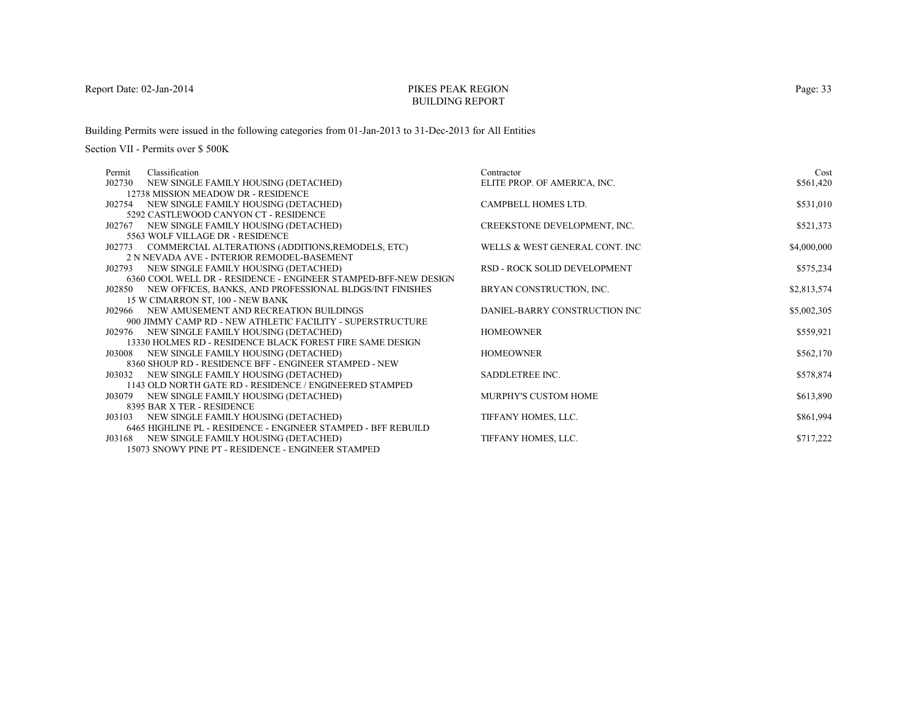Report Date: 02-Jan-2014

# PIKES PEAK REGION
## BUILDING REPORT

Building Permits were issued in the following categories from 01-Jan-2013 to 31-Dec-2013 for All Entities

Section VII - Permits over $ 500K

| Permit | Classification | Contractor | Cost |
|---|---|---|---|
| J02730 | NEW SINGLE FAMILY HOUSING (DETACHED)<br>12738 MISSION MEADOW DR - RESIDENCE | ELITE PROP. OF AMERICA, INC. | $561,420 |
| J02754 | NEW SINGLE FAMILY HOUSING (DETACHED)<br>5292 CASTLEWOOD CANYON CT - RESIDENCE | CAMPBELL HOMES LTD. | $531,010 |
| J02767 | NEW SINGLE FAMILY HOUSING (DETACHED)<br>5563 WOLF VILLAGE DR - RESIDENCE | CREEKSTONE DEVELOPMENT, INC. | $521,373 |
| J02773 | COMMERCIAL ALTERATIONS (ADDITIONS,REMODELS, ETC)<br>2 N NEVADA AVE - INTERIOR REMODEL-BASEMENT | WELLS & WEST GENERAL CONT. INC | $4,000,000 |
| J02793 | NEW SINGLE FAMILY HOUSING (DETACHED)<br>6360 COOL WELL DR - RESIDENCE - ENGINEER STAMPED-BFF-NEW DESIGN | RSD - ROCK SOLID DEVELOPMENT | $575,234 |
| J02850 | NEW OFFICES, BANKS, AND PROFESSIONAL BLDGS/INT FINISHES<br>15 W CIMARRON ST, 100 - NEW BANK | BRYAN CONSTRUCTION, INC. | $2,813,574 |
| J02966 | NEW AMUSEMENT AND RECREATION BUILDINGS<br>900 JIMMY CAMP RD - NEW ATHLETIC FACILITY - SUPERSTRUCTURE | DANIEL-BARRY CONSTRUCTION INC | $5,002,305 |
| J02976 | NEW SINGLE FAMILY HOUSING (DETACHED)<br>13330 HOLMES RD - RESIDENCE BLACK FOREST FIRE SAME DESIGN | HOMEOWNER | $559,921 |
| J03008 | NEW SINGLE FAMILY HOUSING (DETACHED)<br>8360 SHOUP RD - RESIDENCE BFF - ENGINEER STAMPED - NEW | HOMEOWNER | $562,170 |
| J03032 | NEW SINGLE FAMILY HOUSING (DETACHED)<br>1143 OLD NORTH GATE RD - RESIDENCE / ENGINEERED STAMPED | SADDLETREE INC. | $578,874 |
| J03079 | NEW SINGLE FAMILY HOUSING (DETACHED)<br>8395 BAR X TER - RESIDENCE | MURPHY'S CUSTOM HOME | $613,890 |
| J03103 | NEW SINGLE FAMILY HOUSING (DETACHED)<br>6465 HIGHLINE PL - RESIDENCE - ENGINEER STAMPED - BFF REBUILD | TIFFANY HOMES, LLC. | $861,994 |
| J03168 | NEW SINGLE FAMILY HOUSING (DETACHED)<br>15073 SNOWY PINE PT - RESIDENCE - ENGINEER STAMPED | TIFFANY HOMES, LLC. | $717,222 |